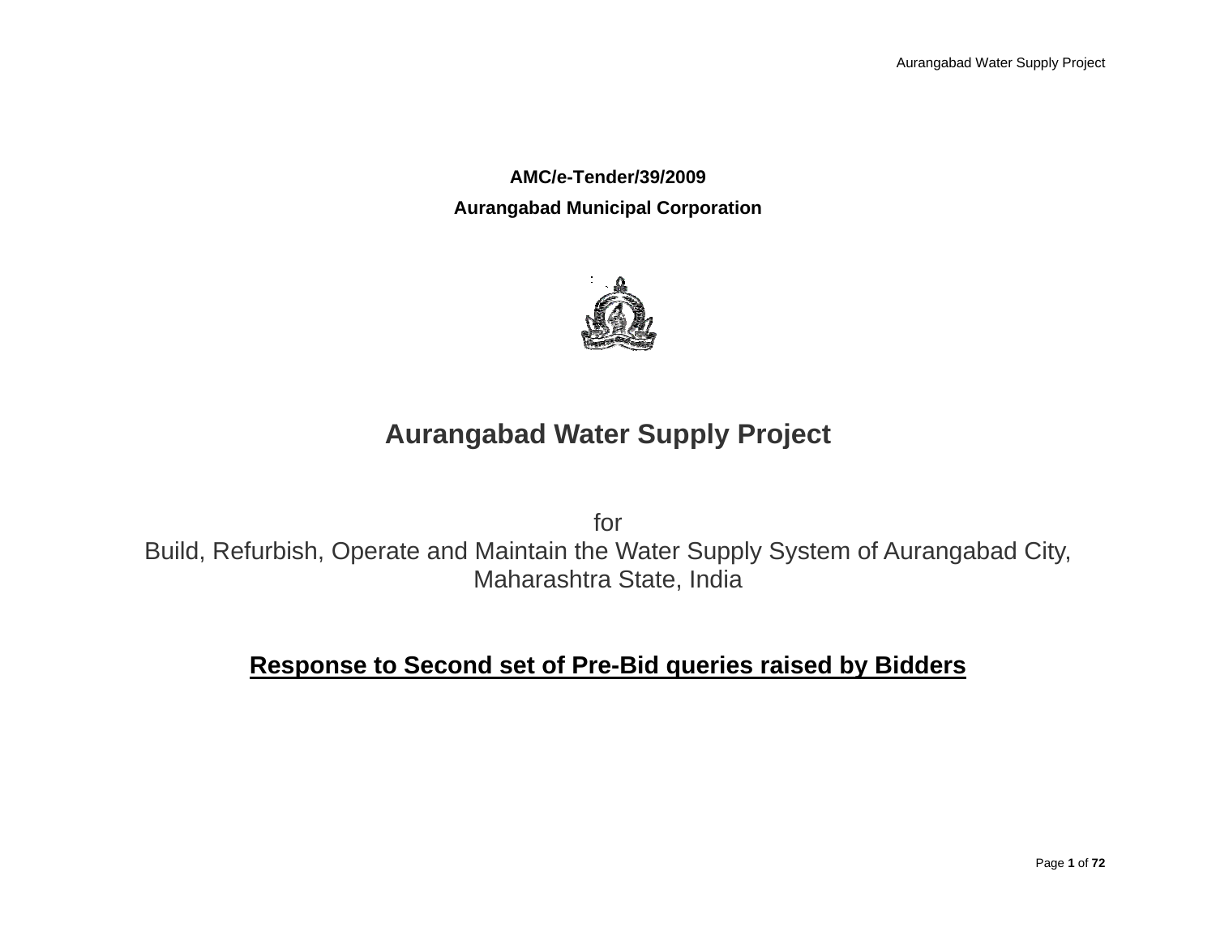**AMC/e-Tender/39/2009**

**Aurangabad Municipal Corporation**

# Aurangabad Water Supply Project

for
Build, Refurbish, Operate and Maintain the Water Supply System of Aurangabad City, Maharashtra State, India

## Response to Second set of Pre-Bid queries raised by Bidders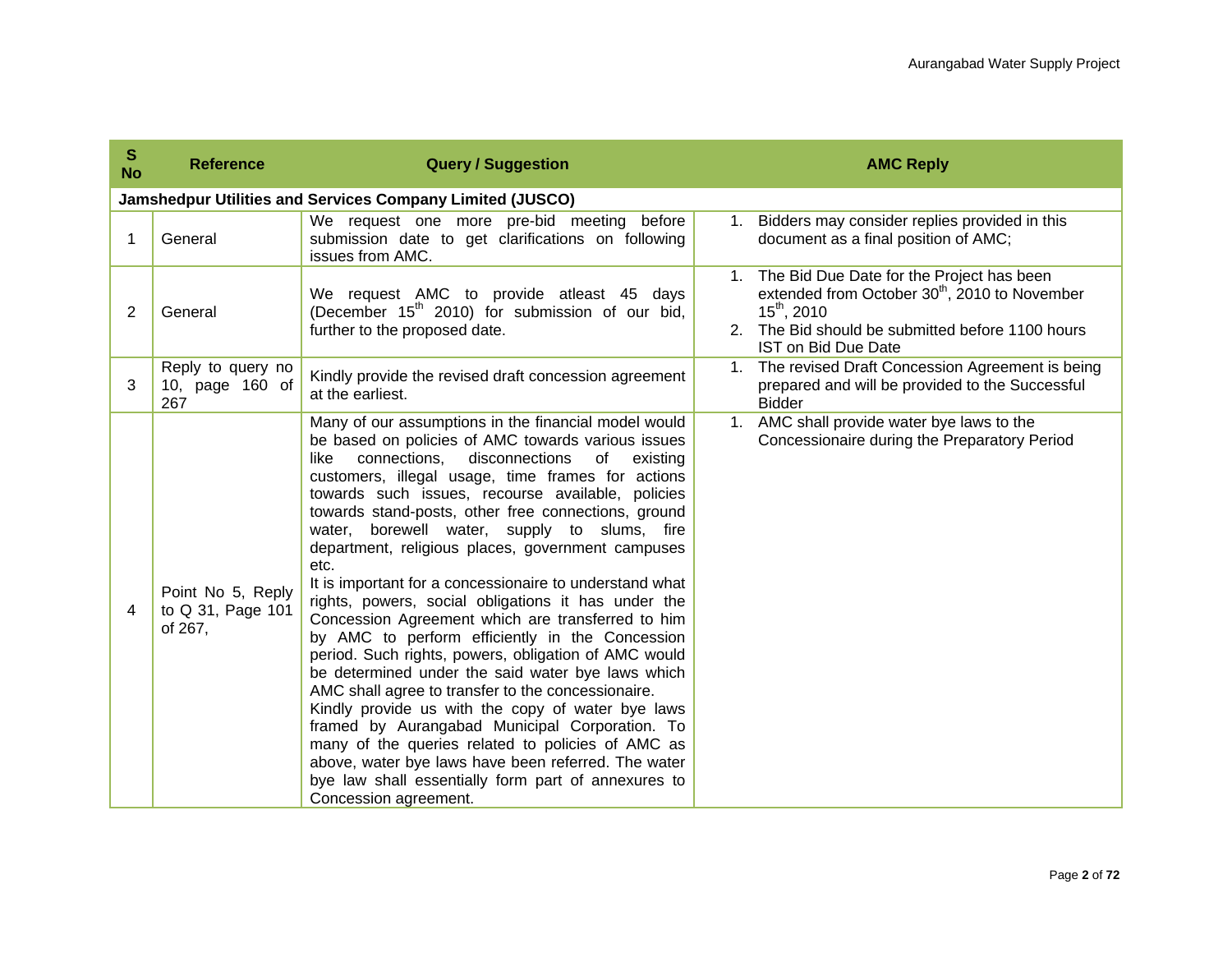| S No | Reference | Query / Suggestion | AMC Reply |
|---|---|---|---|
| **Jamshedpur Utilities and Services Company Limited (JUSCO)** | | | |
| 1 | General | We request one more pre-bid meeting before submission date to get clarifications on following issues from AMC. | 1. Bidders may consider replies provided in this document as a final position of AMC; |
| 2 | General | We request AMC to provide atleast 45 days (December 15th 2010) for submission of our bid, further to the proposed date. | 1. The Bid Due Date for the Project has been extended from October 30th, 2010 to November 15th, 2010<br>2. The Bid should be submitted before 1100 hours IST on Bid Due Date |
| 3 | Reply to query no 10, page 160 of 267 | Kindly provide the revised draft concession agreement at the earliest. | 1. The revised Draft Concession Agreement is being prepared and will be provided to the Successful Bidder |
| 4 | Point No 5, Reply to Q 31, Page 101 of 267, | Many of our assumptions in the financial model would be based on policies of AMC towards various issues like connections, disconnections of existing customers, illegal usage, time frames for actions towards such issues, recourse available, policies towards stand-posts, other free connections, ground water, borewell water, supply to slums, fire department, religious places, government campuses etc.<br>It is important for a concessionaire to understand what rights, powers, social obligations it has under the Concession Agreement which are transferred to him by AMC to perform efficiently in the Concession period. Such rights, powers, obligation of AMC would be determined under the said water bye laws which AMC shall agree to transfer to the concessionaire.<br>Kindly provide us with the copy of water bye laws framed by Aurangabad Municipal Corporation. To many of the queries related to policies of AMC as above, water bye laws have been referred. The water bye law shall essentially form part of annexures to Concession agreement. | 1. AMC shall provide water bye laws to the Concessionaire during the Preparatory Period |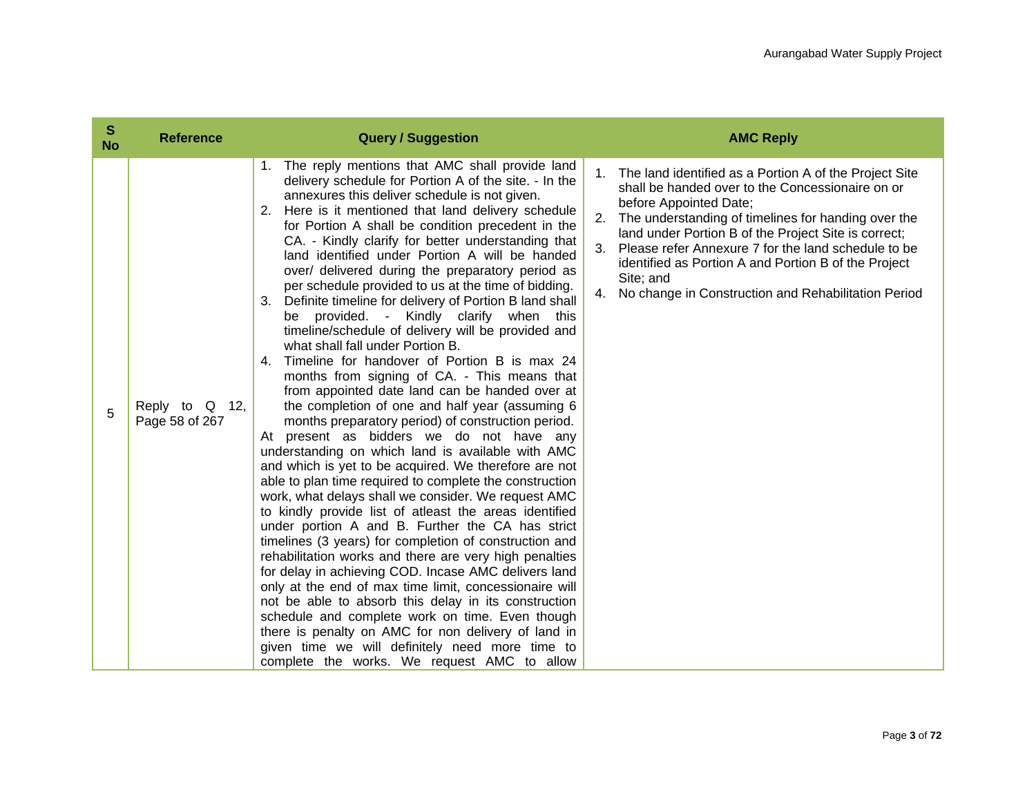| S No | Reference | Query / Suggestion | AMC Reply |
|---|---|---|---|
| 5 | Reply to Q 12, Page 58 of 267 | 1. The reply mentions that AMC shall provide land delivery schedule for Portion A of the site. - In the annexures this deliver schedule is not given.<br>2. Here is it mentioned that land delivery schedule for Portion A shall be condition precedent in the CA. - Kindly clarify for better understanding that land identified under Portion A will be handed over/ delivered during the preparatory period as per schedule provided to us at the time of bidding.<br>3. Definite timeline for delivery of Portion B land shall be provided. - Kindly clarify when this timeline/schedule of delivery will be provided and what shall fall under Portion B.<br>4. Timeline for handover of Portion B is max 24 months from signing of CA. - This means that from appointed date land can be handed over at the completion of one and half year (assuming 6 months preparatory period) of construction period.<br>At present as bidders we do not have any understanding on which land is available with AMC and which is yet to be acquired. We therefore are not able to plan time required to complete the construction work, what delays shall we consider. We request AMC to kindly provide list of atleast the areas identified under portion A and B. Further the CA has strict timelines (3 years) for completion of construction and rehabilitation works and there are very high penalties for delay in achieving COD. Incase AMC delivers land only at the end of max time limit, concessionaire will not be able to absorb this delay in its construction schedule and complete work on time. Even though there is penalty on AMC for non delivery of land in given time we will definitely need more time to complete the works. We request AMC to allow | 1. The land identified as a Portion A of the Project Site shall be handed over to the Concessionaire on or before Appointed Date;<br>2. The understanding of timelines for handing over the land under Portion B of the Project Site is correct;<br>3. Please refer Annexure 7 for the land schedule to be identified as Portion A and Portion B of the Project Site; and<br>4. No change in Construction and Rehabilitation Period |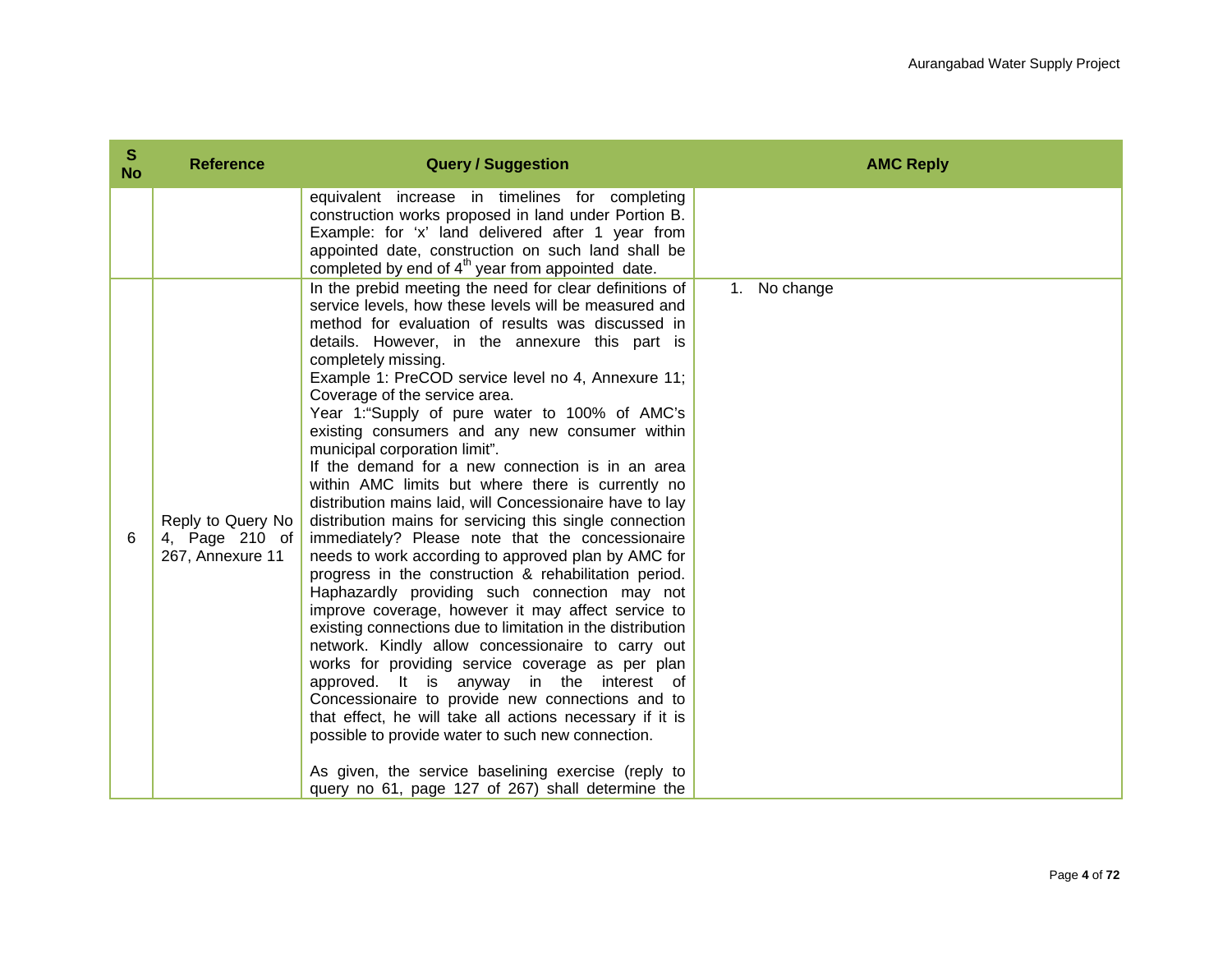| S No | Reference | Query / Suggestion | AMC Reply |
|---|---|---|---|
| | | equivalent increase in timelines for completing construction works proposed in land under Portion B. Example: for 'x' land delivered after 1 year from appointed date, construction on such land shall be completed by end of 4th year from appointed date. | |
| 6 | Reply to Query No 4, Page 210 of 267, Annexure 11 | In the prebid meeting the need for clear definitions of service levels, how these levels will be measured and method for evaluation of results was discussed in details. However, in the annexure this part is completely missing.<br>Example 1: PreCOD service level no 4, Annexure 11; Coverage of the service area.<br>Year 1:"Supply of pure water to 100% of AMC's existing consumers and any new consumer within municipal corporation limit".<br>If the demand for a new connection is in an area within AMC limits but where there is currently no distribution mains laid, will Concessionaire have to lay distribution mains for servicing this single connection immediately? Please note that the concessionaire needs to work according to approved plan by AMC for progress in the construction & rehabilitation period. Haphazardly providing such connection may not improve coverage, however it may affect service to existing connections due to limitation in the distribution network. Kindly allow concessionaire to carry out works for providing service coverage as per plan approved. It is anyway in the interest of Concessionaire to provide new connections and to that effect, he will take all actions necessary if it is possible to provide water to such new connection.<br><br>As given, the service baselining exercise (reply to query no 61, page 127 of 267) shall determine the | 1. No change |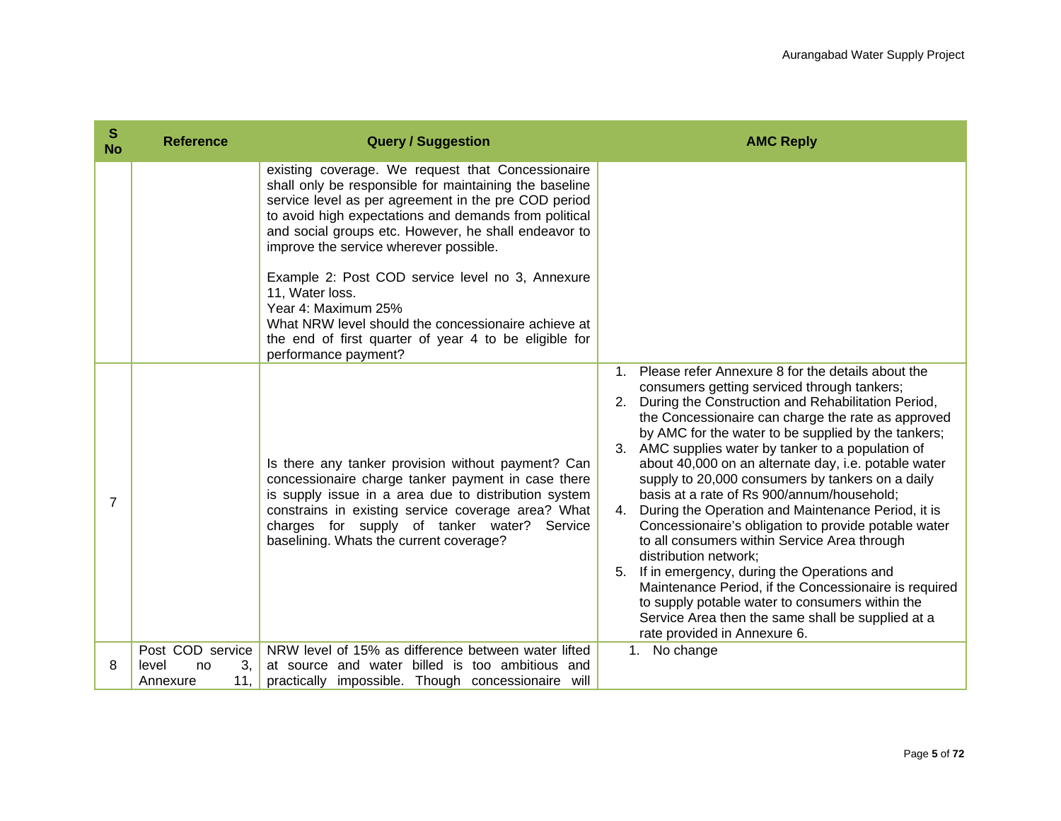| S No | Reference | Query / Suggestion | AMC Reply |
|---|---|---|---|
| | | existing coverage. We request that Concessionaire shall only be responsible for maintaining the baseline service level as per agreement in the pre COD period to avoid high expectations and demands from political and social groups etc. However, he shall endeavor to improve the service wherever possible.<br><br>Example 2: Post COD service level no 3, Annexure 11, Water loss.<br>Year 4: Maximum 25%<br>What NRW level should the concessionaire achieve at the end of first quarter of year 4 to be eligible for performance payment? | |
| 7 | | Is there any tanker provision without payment? Can concessionaire charge tanker payment in case there is supply issue in a area due to distribution system constrains in existing service coverage area? What charges for supply of tanker water? Service baselining. Whats the current coverage? | 1. Please refer Annexure 8 for the details about the consumers getting serviced through tankers;<br>2. During the Construction and Rehabilitation Period, the Concessionaire can charge the rate as approved by AMC for the water to be supplied by the tankers;<br>3. AMC supplies water by tanker to a population of about 40,000 on an alternate day, i.e. potable water supply to 20,000 consumers by tankers on a daily basis at a rate of Rs 900/annum/household;<br>4. During the Operation and Maintenance Period, it is Concessionaire's obligation to provide potable water to all consumers within Service Area through distribution network;<br>5. If in emergency, during the Operations and Maintenance Period, if the Concessionaire is required to supply potable water to consumers within the Service Area then the same shall be supplied at a rate provided in Annexure 6. |
| 8 | Post COD service level no 3, Annexure 11, | NRW level of 15% as difference between water lifted at source and water billed is too ambitious and practically impossible. Though concessionaire will | 1. No change |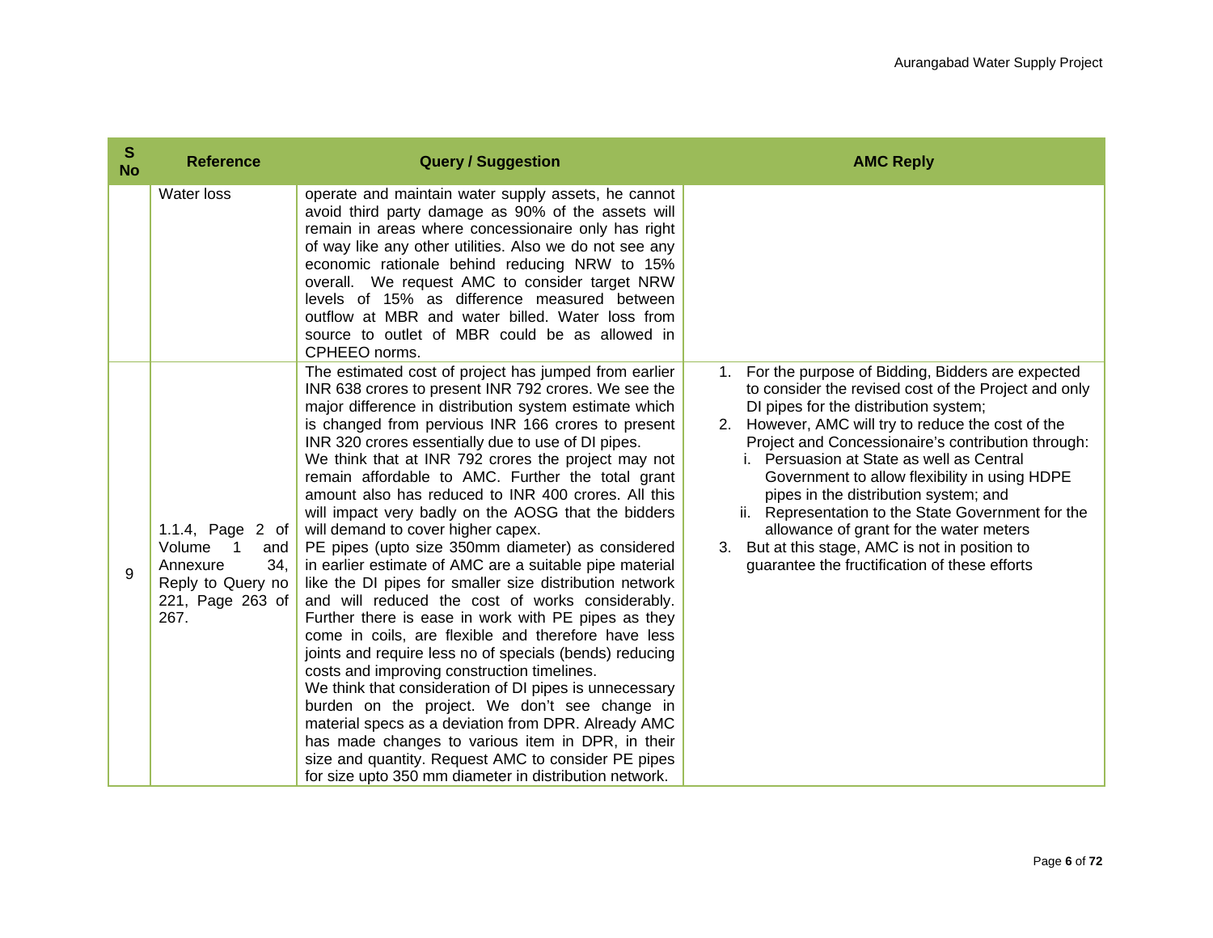| S No | Reference | Query / Suggestion | AMC Reply |
|---|---|---|---|
| | Water loss | operate and maintain water supply assets, he cannot avoid third party damage as 90% of the assets will remain in areas where concessionaire only has right of way like any other utilities. Also we do not see any economic rationale behind reducing NRW to 15% overall. We request AMC to consider target NRW levels of 15% as difference measured between outflow at MBR and water billed. Water loss from source to outlet of MBR could be as allowed in CPHEEO norms. | |
| 9 | 1.1.4, Page 2 of Volume 1 and Annexure 34, Reply to Query no 221, Page 263 of 267. | The estimated cost of project has jumped from earlier INR 638 crores to present INR 792 crores. We see the major difference in distribution system estimate which is changed from pervious INR 166 crores to present INR 320 crores essentially due to use of DI pipes.<br>We think that at INR 792 crores the project may not remain affordable to AMC. Further the total grant amount also has reduced to INR 400 crores. All this will impact very badly on the AOSG that the bidders will demand to cover higher capex.<br>PE pipes (upto size 350mm diameter) as considered in earlier estimate of AMC are a suitable pipe material like the DI pipes for smaller size distribution network and will reduced the cost of works considerably. Further there is ease in work with PE pipes as they come in coils, are flexible and therefore have less joints and require less no of specials (bends) reducing costs and improving construction timelines.<br>We think that consideration of DI pipes is unnecessary burden on the project. We don't see change in material specs as a deviation from DPR. Already AMC has made changes to various item in DPR, in their size and quantity. Request AMC to consider PE pipes for size upto 350 mm diameter in distribution network. | 1. For the purpose of Bidding, Bidders are expected to consider the revised cost of the Project and only DI pipes for the distribution system;<br>2. However, AMC will try to reduce the cost of the Project and Concessionaire's contribution through:<br>i. Persuasion at State as well as Central Government to allow flexibility in using HDPE pipes in the distribution system; and<br>ii. Representation to the State Government for the allowance of grant for the water meters<br>3. But at this stage, AMC is not in position to guarantee the fructification of these efforts |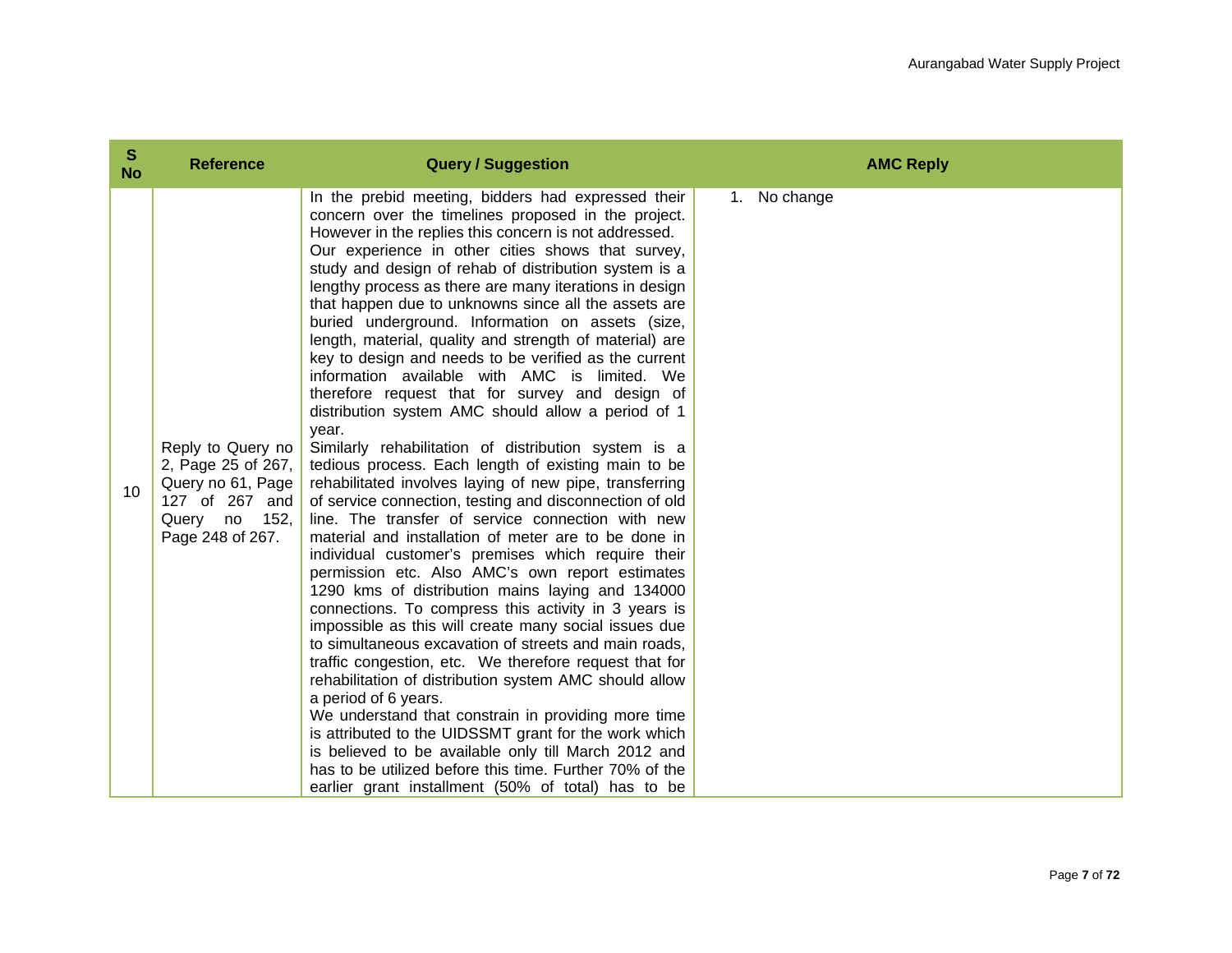| S No | Reference | Query / Suggestion | AMC Reply |
|---|---|---|---|
| 10 | Reply to Query no 2, Page 25 of 267, Query no 61, Page 127 of 267 and Query no 152, Page 248 of 267. | In the prebid meeting, bidders had expressed their concern over the timelines proposed in the project. However in the replies this concern is not addressed.<br>Our experience in other cities shows that survey, study and design of rehab of distribution system is a lengthy process as there are many iterations in design that happen due to unknowns since all the assets are buried underground. Information on assets (size, length, material, quality and strength of material) are key to design and needs to be verified as the current information available with AMC is limited. We therefore request that for survey and design of distribution system AMC should allow a period of 1 year.<br>Similarly rehabilitation of distribution system is a tedious process. Each length of existing main to be rehabilitated involves laying of new pipe, transferring of service connection, testing and disconnection of old line. The transfer of service connection with new material and installation of meter are to be done in individual customer's premises which require their permission etc. Also AMC's own report estimates 1290 kms of distribution mains laying and 134000 connections. To compress this activity in 3 years is impossible as this will create many social issues due to simultaneous excavation of streets and main roads, traffic congestion, etc. We therefore request that for rehabilitation of distribution system AMC should allow a period of 6 years.<br>We understand that constrain in providing more time is attributed to the UIDSSMT grant for the work which is believed to be available only till March 2012 and has to be utilized before this time. Further 70% of the earlier grant installment (50% of total) has to be | 1. No change |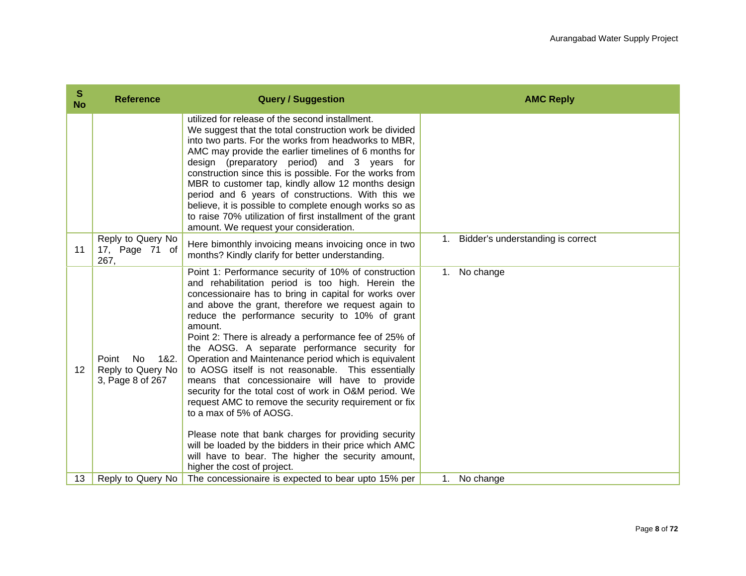| S No | Reference | Query / Suggestion | AMC Reply |
| --- | --- | --- | --- |
| | | utilized for release of the second installment.<br>We suggest that the total construction work be divided into two parts. For the works from headworks to MBR, AMC may provide the earlier timelines of 6 months for design (preparatory period) and 3 years for construction since this is possible. For the works from MBR to customer tap, kindly allow 12 months design period and 6 years of constructions. With this we believe, it is possible to complete enough works so as to raise 70% utilization of first installment of the grant amount. We request your consideration. | |
| 11 | Reply to Query No 17, Page 71 of 267, | Here bimonthly invoicing means invoicing once in two months? Kindly clarify for better understanding. | 1. Bidder's understanding is correct |
| 12 | Point No 1&2. Reply to Query No 3, Page 8 of 267 | Point 1: Performance security of 10% of construction and rehabilitation period is too high. Herein the concessionaire has to bring in capital for works over and above the grant, therefore we request again to reduce the performance security to 10% of grant amount.<br>Point 2: There is already a performance fee of 25% of the AOSG. A separate performance security for Operation and Maintenance period which is equivalent to AOSG itself is not reasonable. This essentially means that concessionaire will have to provide security for the total cost of work in O&M period. We request AMC to remove the security requirement or fix to a max of 5% of AOSG.<br><br>Please note that bank charges for providing security will be loaded by the bidders in their price which AMC will have to bear. The higher the security amount, higher the cost of project. | 1. No change |
| 13 | Reply to Query No | The concessionaire is expected to bear upto 15% per | 1. No change |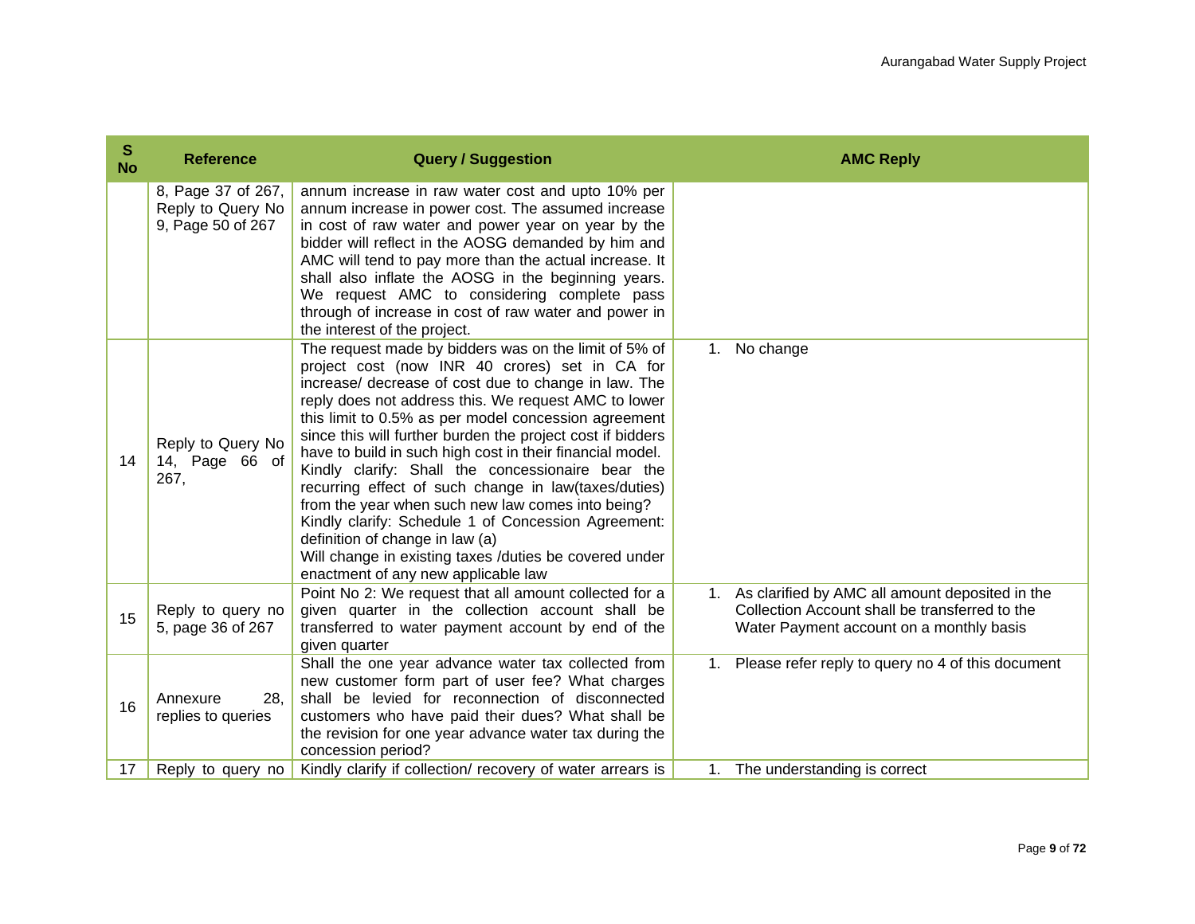| S No | Reference | Query / Suggestion | AMC Reply |
|---|---|---|---|
| | 8, Page 37 of 267, Reply to Query No 9, Page 50 of 267 | annum increase in raw water cost and upto 10% per annum increase in power cost. The assumed increase in cost of raw water and power year on year by the bidder will reflect in the AOSG demanded by him and AMC will tend to pay more than the actual increase. It shall also inflate the AOSG in the beginning years. We request AMC to considering complete pass through of increase in cost of raw water and power in the interest of the project. | |
| 14 | Reply to Query No 14, Page 66 of 267, | The request made by bidders was on the limit of 5% of project cost (now INR 40 crores) set in CA for increase/ decrease of cost due to change in law. The reply does not address this. We request AMC to lower this limit to 0.5% as per model concession agreement since this will further burden the project cost if bidders have to build in such high cost in their financial model. Kindly clarify: Shall the concessionaire bear the recurring effect of such change in law(taxes/duties) from the year when such new law comes into being? Kindly clarify: Schedule 1 of Concession Agreement: definition of change in law (a) Will change in existing taxes /duties be covered under enactment of any new applicable law | 1. No change |
| 15 | Reply to query no 5, page 36 of 267 | Point No 2: We request that all amount collected for a given quarter in the collection account shall be transferred to water payment account by end of the given quarter | 1. As clarified by AMC all amount deposited in the Collection Account shall be transferred to the Water Payment account on a monthly basis |
| 16 | Annexure 28, replies to queries | Shall the one year advance water tax collected from new customer form part of user fee? What charges shall be levied for reconnection of disconnected customers who have paid their dues? What shall be the revision for one year advance water tax during the concession period? | 1. Please refer reply to query no 4 of this document |
| 17 | Reply to query no | Kindly clarify if collection/ recovery of water arrears is | 1. The understanding is correct |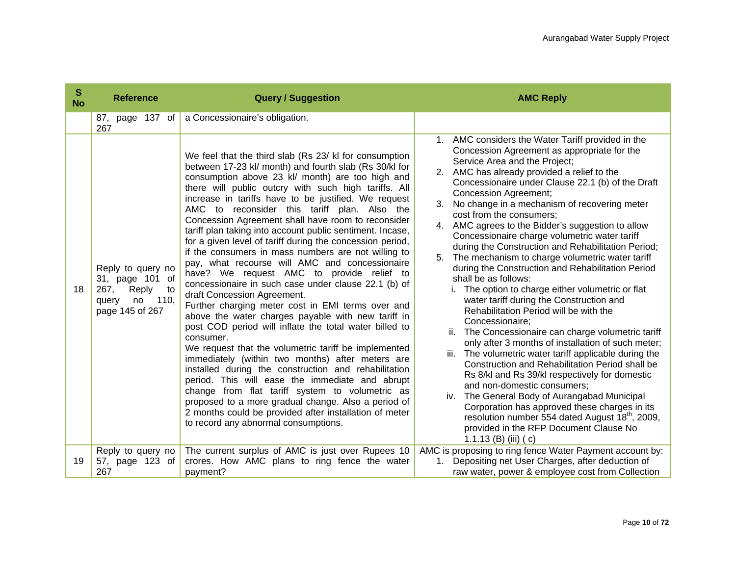| S No | Reference | Query / Suggestion | AMC Reply |
|---|---|---|---|
| | 87, page 137 of 267 | a Concessionaire's obligation. | |
| 18 | Reply to query no 31, page 101 of 267, Reply to query no 110, page 145 of 267 | We feel that the third slab (Rs 23/ kl for consumption between 17-23 kl/ month) and fourth slab (Rs 30/kl for consumption above 23 kl/ month) are too high and there will public outcry with such high tariffs. All increase in tariffs have to be justified. We request AMC to reconsider this tariff plan. Also the Concession Agreement shall have room to reconsider tariff plan taking into account public sentiment. Incase, for a given level of tariff during the concession period, if the consumers in mass numbers are not willing to pay, what recourse will AMC and concessionaire have? We request AMC to provide relief to concessionaire in such case under clause 22.1 (b) of draft Concession Agreement.<br>Further charging meter cost in EMI terms over and above the water charges payable with new tariff in post COD period will inflate the total water billed to consumer.<br>We request that the volumetric tariff be implemented immediately (within two months) after meters are installed during the construction and rehabilitation period. This will ease the immediate and abrupt change from flat tariff system to volumetric as proposed to a more gradual change. Also a period of 2 months could be provided after installation of meter to record any abnormal consumptions. | 1. AMC considers the Water Tariff provided in the Concession Agreement as appropriate for the Service Area and the Project;<br>2. AMC has already provided a relief to the Concessionaire under Clause 22.1 (b) of the Draft Concession Agreement;<br>3. No change in a mechanism of recovering meter cost from the consumers;<br>4. AMC agrees to the Bidder's suggestion to allow Concessionaire charge volumetric water tariff during the Construction and Rehabilitation Period;<br>5. The mechanism to charge volumetric water tariff during the Construction and Rehabilitation Period shall be as follows:<br>i. The option to charge either volumetric or flat water tariff during the Construction and Rehabilitation Period will be with the Concessionaire;<br>ii. The Concessionaire can charge volumetric tariff only after 3 months of installation of such meter;<br>iii. The volumetric water tariff applicable during the Construction and Rehabilitation Period shall be Rs 8/kl and Rs 39/kl respectively for domestic and non-domestic consumers;<br>iv. The General Body of Aurangabad Municipal Corporation has approved these charges in its resolution number 554 dated August 18th, 2009, provided in the RFP Document Clause No 1.1.13 (B) (iii) ( c) |
| 19 | Reply to query no 57, page 123 of 267 | The current surplus of AMC is just over Rupees 10 crores. How AMC plans to ring fence the water payment? | AMC is proposing to ring fence Water Payment account by:<br>1. Depositing net User Charges, after deduction of raw water, power & employee cost from Collection |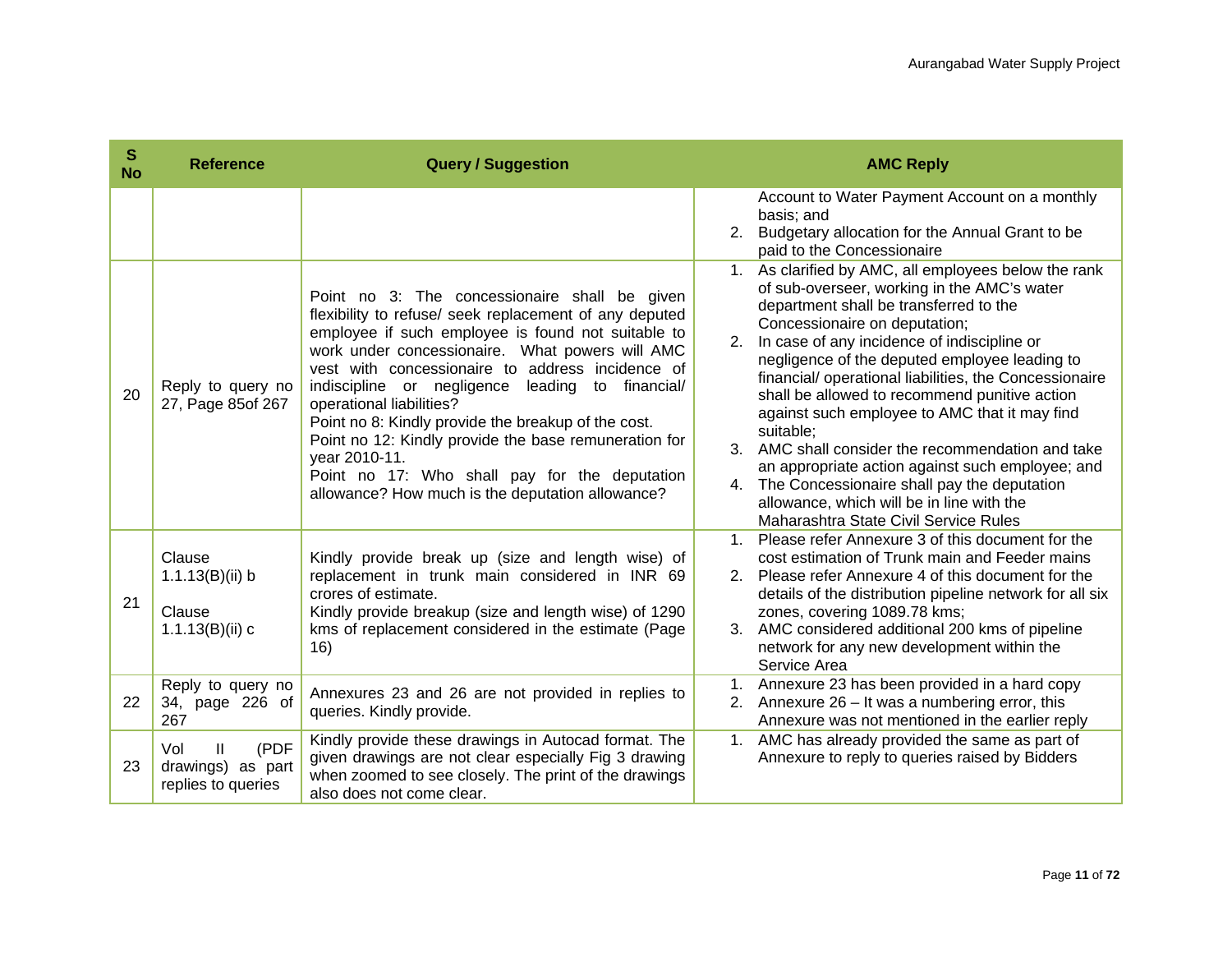| S No | Reference | Query / Suggestion | AMC Reply |
|---|---|---|---|
| | | | Account to Water Payment Account on a monthly basis; and<br>2. Budgetary allocation for the Annual Grant to be paid to the Concessionaire |
| 20 | Reply to query no 27, Page 85of 267 | Point no 3: The concessionaire shall be given flexibility to refuse/ seek replacement of any deputed employee if such employee is found not suitable to work under concessionaire. What powers will AMC vest with concessionaire to address incidence of indiscipline or negligence leading to financial/ operational liabilities?<br>Point no 8: Kindly provide the breakup of the cost.<br>Point no 12: Kindly provide the base remuneration for year 2010-11.<br>Point no 17: Who shall pay for the deputation allowance? How much is the deputation allowance? | 1. As clarified by AMC, all employees below the rank of sub-overseer, working in the AMC's water department shall be transferred to the Concessionaire on deputation;<br>2. In case of any incidence of indiscipline or negligence of the deputed employee leading to financial/ operational liabilities, the Concessionaire shall be allowed to recommend punitive action against such employee to AMC that it may find suitable;<br>3. AMC shall consider the recommendation and take an appropriate action against such employee; and<br>4. The Concessionaire shall pay the deputation allowance, which will be in line with the Maharashtra State Civil Service Rules |
| 21 | Clause 1.1.13(B)(ii) b<br><br>Clause 1.1.13(B)(ii) c | Kindly provide break up (size and length wise) of replacement in trunk main considered in INR 69 crores of estimate.<br>Kindly provide breakup (size and length wise) of 1290 kms of replacement considered in the estimate (Page 16) | 1. Please refer Annexure 3 of this document for the cost estimation of Trunk main and Feeder mains<br>2. Please refer Annexure 4 of this document for the details of the distribution pipeline network for all six zones, covering 1089.78 kms;<br>3. AMC considered additional 200 kms of pipeline network for any new development within the Service Area |
| 22 | Reply to query no 34, page 226 of 267 | Annexures 23 and 26 are not provided in replies to queries. Kindly provide. | 1. Annexure 23 has been provided in a hard copy<br>2. Annexure 26 – It was a numbering error, this Annexure was not mentioned in the earlier reply |
| 23 | Vol II (PDF drawings) as part replies to queries | Kindly provide these drawings in Autocad format. The given drawings are not clear especially Fig 3 drawing when zoomed to see closely. The print of the drawings also does not come clear. | 1. AMC has already provided the same as part of Annexure to reply to queries raised by Bidders |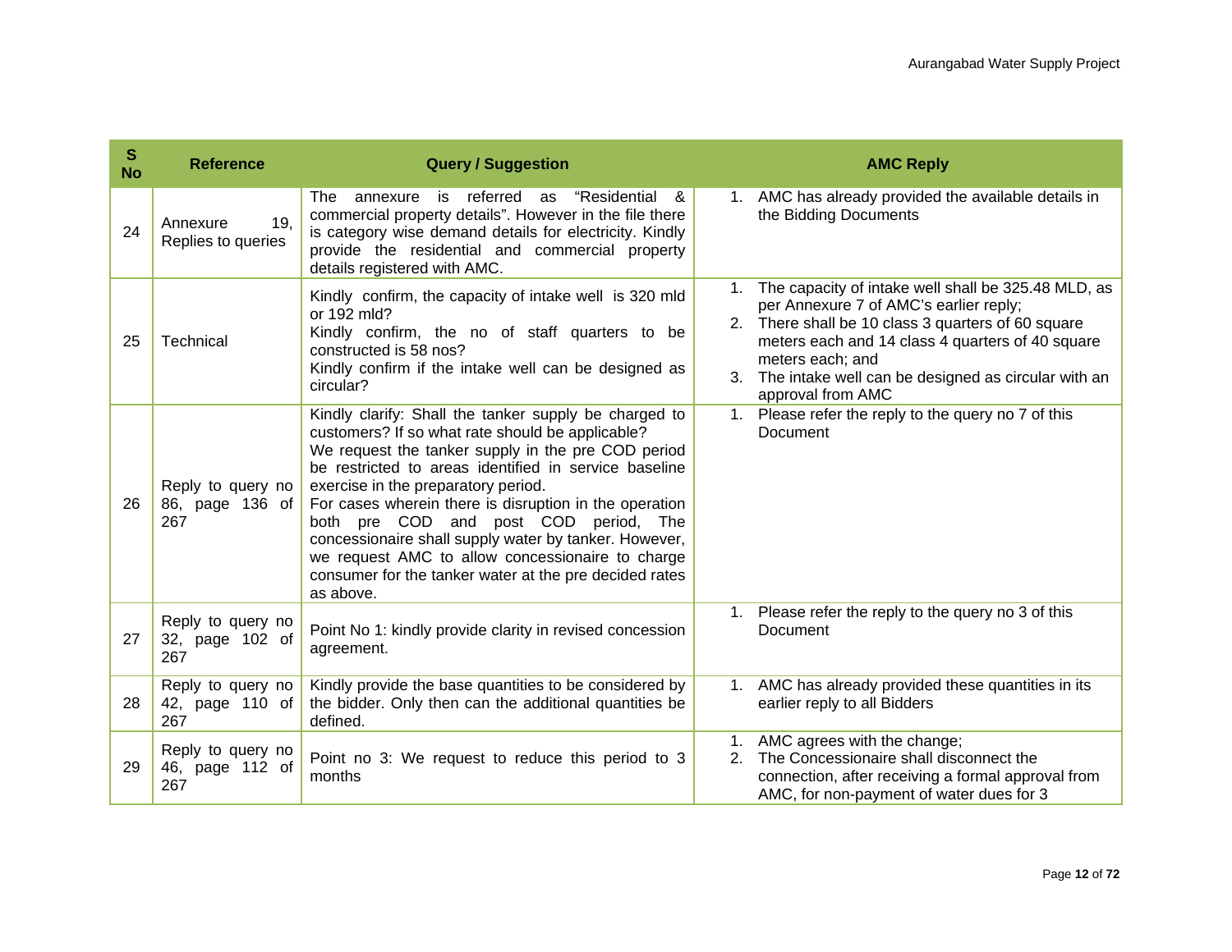| S No | Reference | Query / Suggestion | AMC Reply |
|---|---|---|---|
| 24 | Annexure 19, Replies to queries | The annexure is referred as "Residential & commercial property details". However in the file there is category wise demand details for electricity. Kindly provide the residential and commercial property details registered with AMC. | 1. AMC has already provided the available details in the Bidding Documents |
| 25 | Technical | Kindly confirm, the capacity of intake well is 320 mld or 192 mld?<br>Kindly confirm, the no of staff quarters to be constructed is 58 nos?<br>Kindly confirm if the intake well can be designed as circular? | 1. The capacity of intake well shall be 325.48 MLD, as per Annexure 7 of AMC's earlier reply;<br>2. There shall be 10 class 3 quarters of 60 square meters each and 14 class 4 quarters of 40 square meters each; and<br>3. The intake well can be designed as circular with an approval from AMC |
| 26 | Reply to query no 86, page 136 of 267 | Kindly clarify: Shall the tanker supply be charged to customers? If so what rate should be applicable?<br>We request the tanker supply in the pre COD period be restricted to areas identified in service baseline exercise in the preparatory period.<br>For cases wherein there is disruption in the operation both pre COD and post COD period, The concessionaire shall supply water by tanker. However, we request AMC to allow concessionaire to charge consumer for the tanker water at the pre decided rates as above. | 1. Please refer the reply to the query no 7 of this Document |
| 27 | Reply to query no 32, page 102 of 267 | Point No 1: kindly provide clarity in revised concession agreement. | 1. Please refer the reply to the query no 3 of this Document |
| 28 | Reply to query no 42, page 110 of 267 | Kindly provide the base quantities to be considered by the bidder. Only then can the additional quantities be defined. | 1. AMC has already provided these quantities in its earlier reply to all Bidders |
| 29 | Reply to query no 46, page 112 of 267 | Point no 3: We request to reduce this period to 3 months | 1. AMC agrees with the change;<br>2. The Concessionaire shall disconnect the connection, after receiving a formal approval from AMC, for non-payment of water dues for 3 |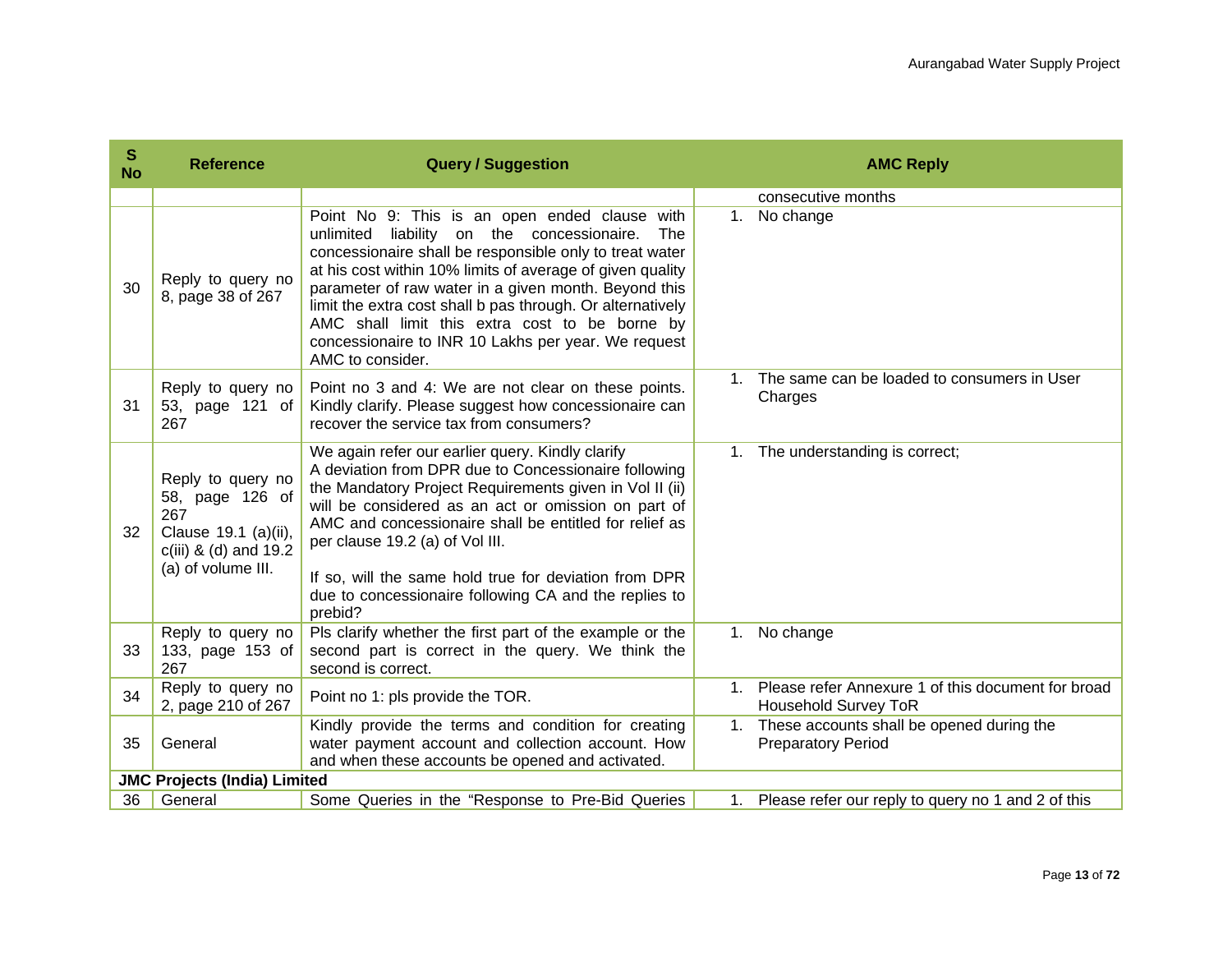| S No | Reference | Query / Suggestion | AMC Reply |
|---|---|---|---|
| | | | consecutive months |
| 30 | Reply to query no 8, page 38 of 267 | Point No 9: This is an open ended clause with unlimited liability on the concessionaire. The concessionaire shall be responsible only to treat water at his cost within 10% limits of average of given quality parameter of raw water in a given month. Beyond this limit the extra cost shall b pas through. Or alternatively AMC shall limit this extra cost to be borne by concessionaire to INR 10 Lakhs per year. We request AMC to consider. | 1. No change |
| 31 | Reply to query no 53, page 121 of 267 | Point no 3 and 4: We are not clear on these points. Kindly clarify. Please suggest how concessionaire can recover the service tax from consumers? | 1. The same can be loaded to consumers in User Charges |
| 32 | Reply to query no 58, page 126 of 267<br>Clause 19.1 (a)(ii), c(iii) & (d) and 19.2 (a) of volume III. | We again refer our earlier query. Kindly clarify<br>A deviation from DPR due to Concessionaire following the Mandatory Project Requirements given in Vol II (ii) will be considered as an act or omission on part of AMC and concessionaire shall be entitled for relief as per clause 19.2 (a) of Vol III.<br><br>If so, will the same hold true for deviation from DPR due to concessionaire following CA and the replies to prebid? | 1. The understanding is correct; |
| 33 | Reply to query no 133, page 153 of 267 | Pls clarify whether the first part of the example or the second part is correct in the query. We think the second is correct. | 1. No change |
| 34 | Reply to query no 2, page 210 of 267 | Point no 1: pls provide the TOR. | 1. Please refer Annexure 1 of this document for broad Household Survey ToR |
| 35 | General | Kindly provide the terms and condition for creating water payment account and collection account. How and when these accounts be opened and activated. | 1. These accounts shall be opened during the Preparatory Period |
| **JMC Projects (India) Limited** | | | |
| 36 | General | Some Queries in the "Response to Pre-Bid Queries | 1. Please refer our reply to query no 1 and 2 of this |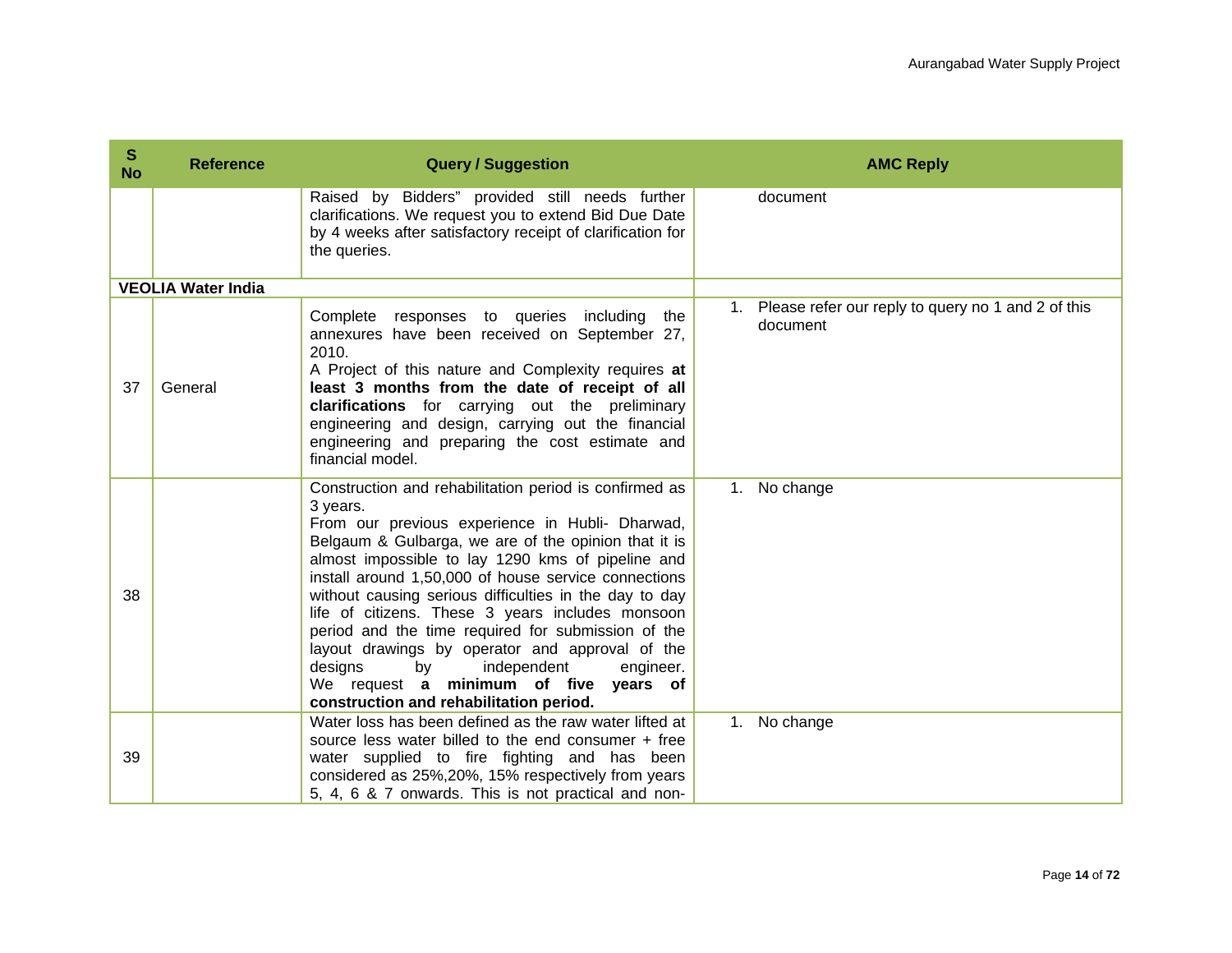| S No | Reference | Query / Suggestion | AMC Reply |
|---|---|---|---|
| | | Raised by Bidders" provided still needs further clarifications. We request you to extend Bid Due Date by 4 weeks after satisfactory receipt of clarification for the queries. | document |
| **VEOLIA Water India** | | | |
| 37 | General | Complete responses to queries including the annexures have been received on September 27, 2010. A Project of this nature and Complexity requires **at least 3 months from the date of receipt of all clarifications** for carrying out the preliminary engineering and design, carrying out the financial engineering and preparing the cost estimate and financial model. | 1. Please refer our reply to query no 1 and 2 of this document |
| 38 | | Construction and rehabilitation period is confirmed as 3 years. From our previous experience in Hubli- Dharwad, Belgaum & Gulbarga, we are of the opinion that it is almost impossible to lay 1290 kms of pipeline and install around 1,50,000 of house service connections without causing serious difficulties in the day to day life of citizens. These 3 years includes monsoon period and the time required for submission of the layout drawings by operator and approval of the designs by independent engineer. We request **a minimum of five years of construction and rehabilitation period.** | 1. No change |
| 39 | | Water loss has been defined as the raw water lifted at source less water billed to the end consumer + free water supplied to fire fighting and has been considered as 25%,20%, 15% respectively from years 5, 4, 6 & 7 onwards. This is not practical and non- | 1. No change |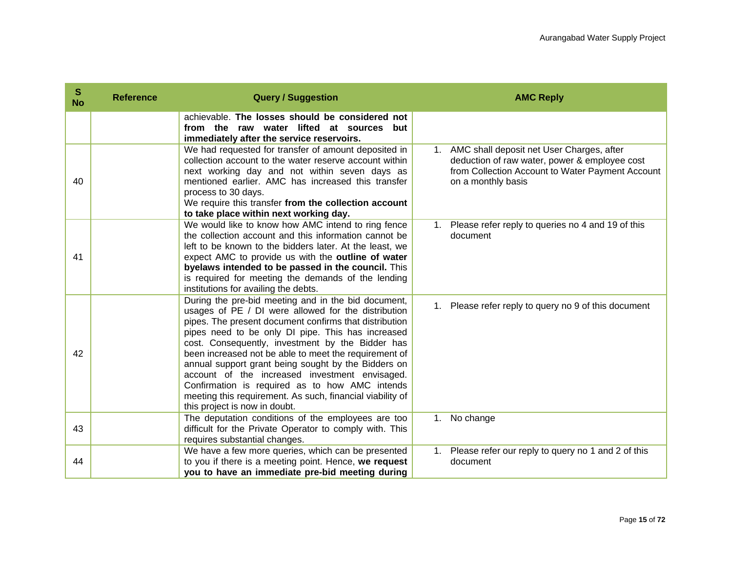| S No | Reference | Query / Suggestion | AMC Reply |
|---|---|---|---|
| | | achievable. **The losses should be considered not from the raw water lifted at sources but immediately after the service reservoirs.** | |
| 40 | | We had requested for transfer of amount deposited in collection account to the water reserve account within next working day and not within seven days as mentioned earlier. AMC has increased this transfer process to 30 days.<br>We require this transfer **from the collection account to take place within next working day.** | 1. AMC shall deposit net User Charges, after deduction of raw water, power & employee cost from Collection Account to Water Payment Account on a monthly basis |
| 41 | | We would like to know how AMC intend to ring fence the collection account and this information cannot be left to be known to the bidders later. At the least, we expect AMC to provide us with the **outline of water byelaws intended to be passed in the council.** This is required for meeting the demands of the lending institutions for availing the debts. | 1. Please refer reply to queries no 4 and 19 of this document |
| 42 | | During the pre-bid meeting and in the bid document, usages of PE / DI were allowed for the distribution pipes. The present document confirms that distribution pipes need to be only DI pipe. This has increased cost. Consequently, investment by the Bidder has been increased not be able to meet the requirement of annual support grant being sought by the Bidders on account of the increased investment envisaged. Confirmation is required as to how AMC intends meeting this requirement. As such, financial viability of this project is now in doubt. | 1. Please refer reply to query no 9 of this document |
| 43 | | The deputation conditions of the employees are too difficult for the Private Operator to comply with. This requires substantial changes. | 1. No change |
| 44 | | We have a few more queries, which can be presented to you if there is a meeting point. Hence, **we request you to have an immediate pre-bid meeting during** | 1. Please refer our reply to query no 1 and 2 of this document |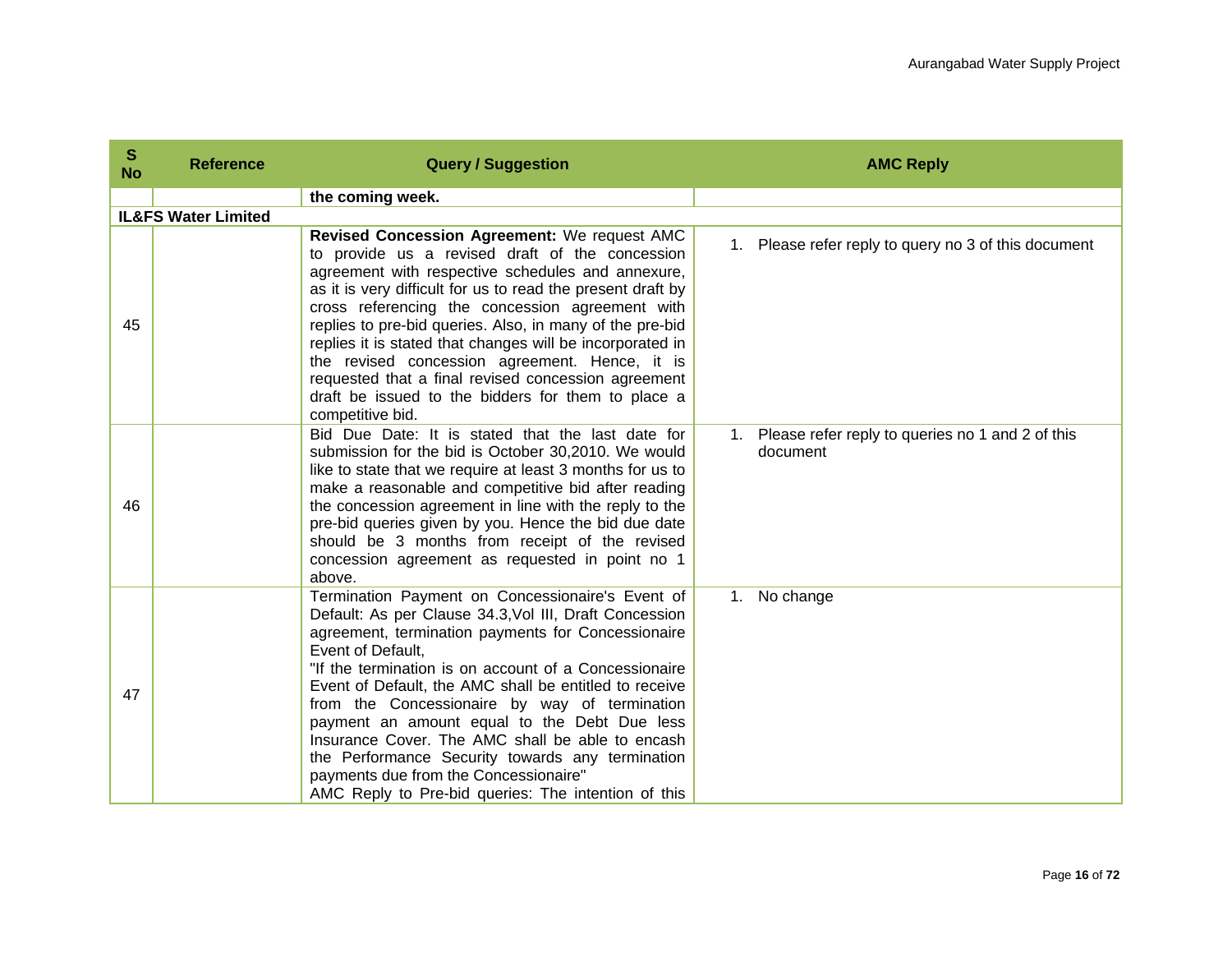| S No | Reference | Query / Suggestion | AMC Reply |
|---|---|---|---|
| | | **the coming week.** | |
| **IL&FS Water Limited** | | | |
| 45 | | **Revised Concession Agreement:** We request AMC to provide us a revised draft of the concession agreement with respective schedules and annexure, as it is very difficult for us to read the present draft by cross referencing the concession agreement with replies to pre-bid queries. Also, in many of the pre-bid replies it is stated that changes will be incorporated in the revised concession agreement. Hence, it is requested that a final revised concession agreement draft be issued to the bidders for them to place a competitive bid. | 1. Please refer reply to query no 3 of this document |
| 46 | | Bid Due Date: It is stated that the last date for submission for the bid is October 30,2010. We would like to state that we require at least 3 months for us to make a reasonable and competitive bid after reading the concession agreement in line with the reply to the pre-bid queries given by you. Hence the bid due date should be 3 months from receipt of the revised concession agreement as requested in point no 1 above. | 1. Please refer reply to queries no 1 and 2 of this document |
| 47 | | Termination Payment on Concessionaire's Event of Default: As per Clause 34.3,Vol III, Draft Concession agreement, termination payments for Concessionaire Event of Default,<br>"If the termination is on account of a Concessionaire Event of Default, the AMC shall be entitled to receive from the Concessionaire by way of termination payment an amount equal to the Debt Due less Insurance Cover. The AMC shall be able to encash the Performance Security towards any termination payments due from the Concessionaire"<br>AMC Reply to Pre-bid queries: The intention of this | 1. No change |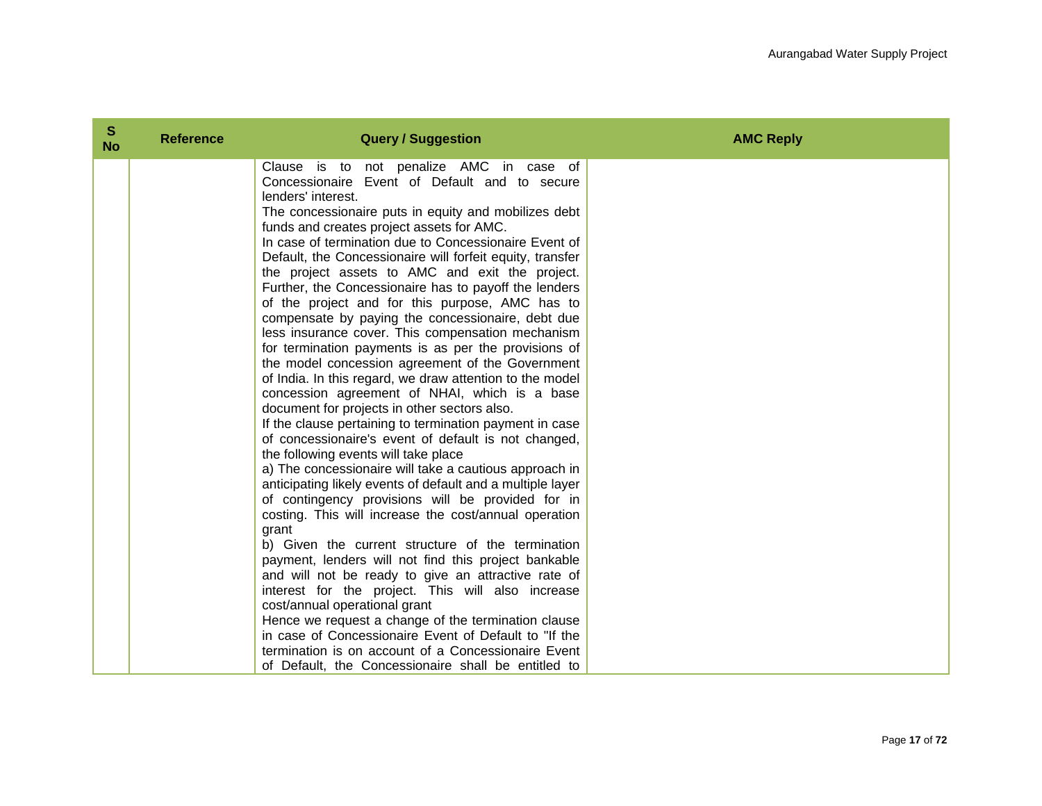| S No | Reference | Query / Suggestion | AMC Reply |
|---|---|---|---|
| | | Clause is to not penalize AMC in case of Concessionaire Event of Default and to secure lenders' interest.<br>The concessionaire puts in equity and mobilizes debt funds and creates project assets for AMC.<br>In case of termination due to Concessionaire Event of Default, the Concessionaire will forfeit equity, transfer the project assets to AMC and exit the project. Further, the Concessionaire has to payoff the lenders of the project and for this purpose, AMC has to compensate by paying the concessionaire, debt due less insurance cover. This compensation mechanism for termination payments is as per the provisions of the model concession agreement of the Government of India. In this regard, we draw attention to the model concession agreement of NHAI, which is a base document for projects in other sectors also.<br>If the clause pertaining to termination payment in case of concessionaire's event of default is not changed, the following events will take place<br>a) The concessionaire will take a cautious approach in anticipating likely events of default and a multiple layer of contingency provisions will be provided for in costing. This will increase the cost/annual operation grant<br>b) Given the current structure of the termination payment, lenders will not find this project bankable and will not be ready to give an attractive rate of interest for the project. This will also increase cost/annual operational grant<br>Hence we request a change of the termination clause in case of Concessionaire Event of Default to "If the termination is on account of a Concessionaire Event of Default, the Concessionaire shall be entitled to | |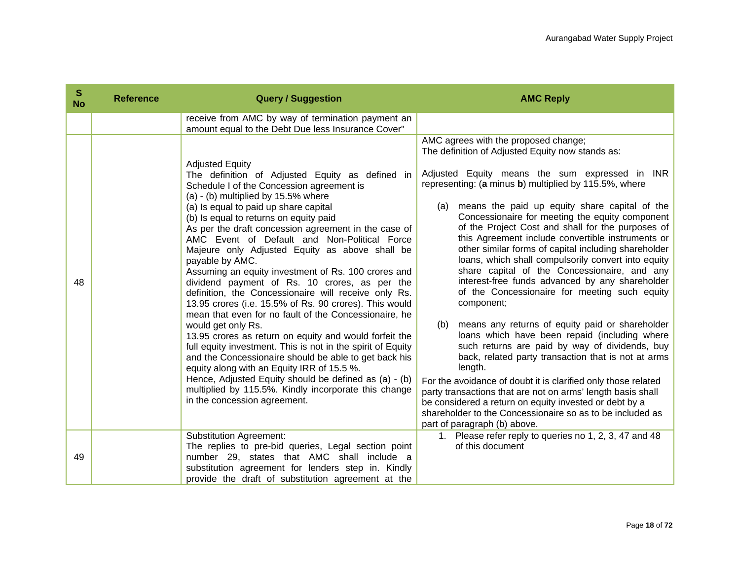| S No | Reference | Query / Suggestion | AMC Reply |
|---|---|---|---|
| | | receive from AMC by way of termination payment an amount equal to the Debt Due less Insurance Cover" | |
| 48 | | Adjusted Equity<br>The definition of Adjusted Equity as defined in Schedule I of the Concession agreement is<br>(a) - (b) multiplied by 15.5% where<br>(a) Is equal to paid up share capital<br>(b) Is equal to returns on equity paid<br>As per the draft concession agreement in the case of AMC Event of Default and Non-Political Force Majeure only Adjusted Equity as above shall be payable by AMC.<br>Assuming an equity investment of Rs. 100 crores and dividend payment of Rs. 10 crores, as per the definition, the Concessionaire will receive only Rs. 13.95 crores (i.e. 15.5% of Rs. 90 crores). This would mean that even for no fault of the Concessionaire, he would get only Rs.<br>13.95 crores as return on equity and would forfeit the full equity investment. This is not in the spirit of Equity and the Concessionaire should be able to get back his equity along with an Equity IRR of 15.5 %.<br>Hence, Adjusted Equity should be defined as (a) - (b) multiplied by 115.5%. Kindly incorporate this change in the concession agreement. | AMC agrees with the proposed change;<br>The definition of Adjusted Equity now stands as:<br><br>Adjusted Equity means the sum expressed in INR representing: (**a** minus **b**) multiplied by 115.5%, where<br><br>(a) means the paid up equity share capital of the Concessionaire for meeting the equity component of the Project Cost and shall for the purposes of this Agreement include convertible instruments or other similar forms of capital including shareholder loans, which shall compulsorily convert into equity share capital of the Concessionaire, and any interest-free funds advanced by any shareholder of the Concessionaire for meeting such equity component;<br><br>(b) means any returns of equity paid or shareholder loans which have been repaid (including where such returns are paid by way of dividends, buy back, related party transaction that is not at arms length.<br><br>For the avoidance of doubt it is clarified only those related party transactions that are not on arms' length basis shall be considered a return on equity invested or debt by a shareholder to the Concessionaire so as to be included as part of paragraph (b) above. |
| 49 | | Substitution Agreement:<br>The replies to pre-bid queries, Legal section point number 29, states that AMC shall include a substitution agreement for lenders step in. Kindly provide the draft of substitution agreement at the | 1. Please refer reply to queries no 1, 2, 3, 47 and 48 of this document |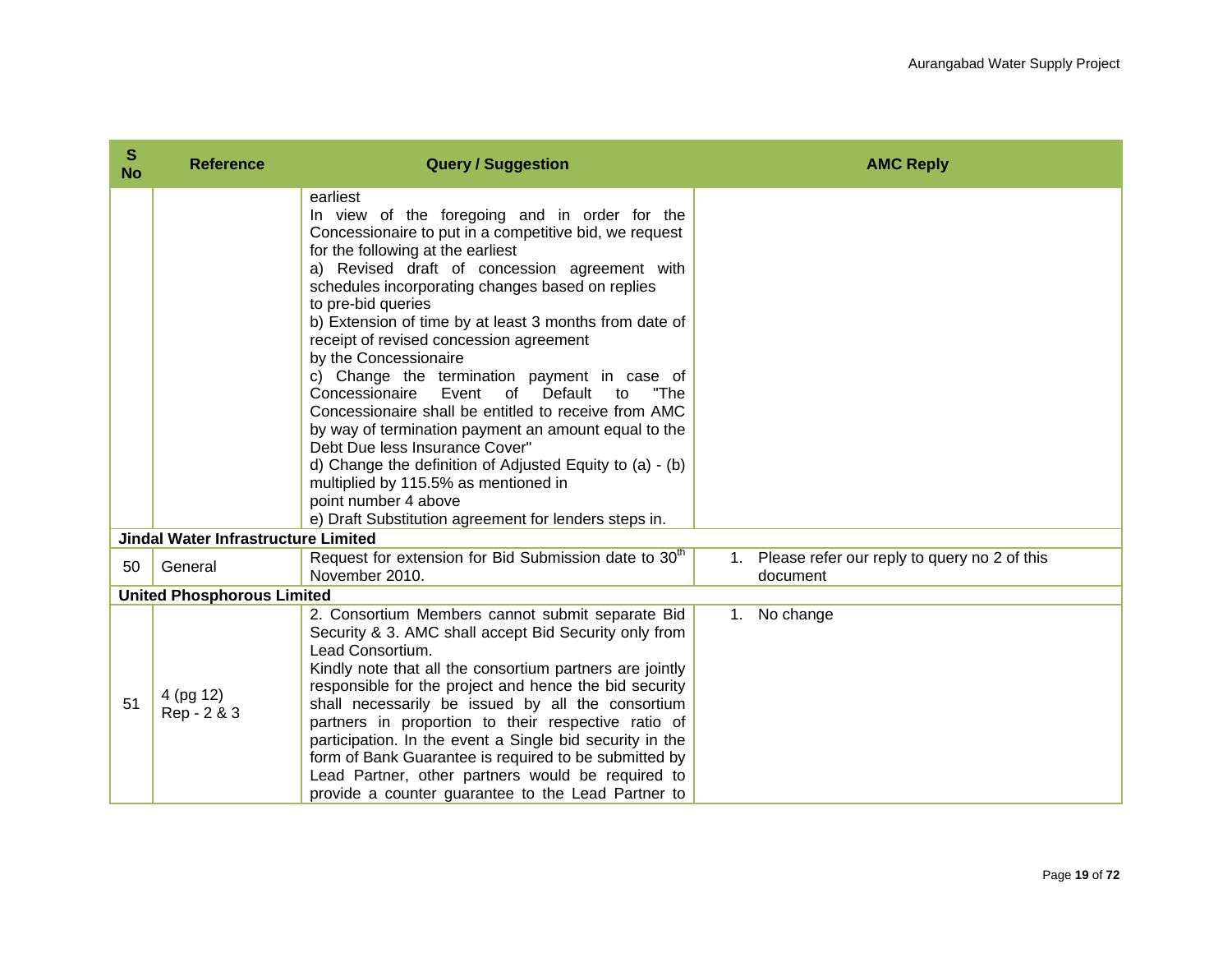| S No | Reference | Query / Suggestion | AMC Reply |
|---|---|---|---|
| | | earliest<br>In view of the foregoing and in order for the Concessionaire to put in a competitive bid, we request for the following at the earliest<br>a) Revised draft of concession agreement with schedules incorporating changes based on replies to pre-bid queries<br>b) Extension of time by at least 3 months from date of receipt of revised concession agreement by the Concessionaire<br>c) Change the termination payment in case of Concessionaire Event of Default to "The Concessionaire shall be entitled to receive from AMC by way of termination payment an amount equal to the Debt Due less Insurance Cover"<br>d) Change the definition of Adjusted Equity to (a) - (b) multiplied by 115.5% as mentioned in point number 4 above<br>e) Draft Substitution agreement for lenders steps in. | |
| **Jindal Water Infrastructure Limited** | | | |
| 50 | General | Request for extension for Bid Submission date to 30th November 2010. | 1. Please refer our reply to query no 2 of this document |
| **United Phosphorous Limited** | | | |
| 51 | 4 (pg 12)<br>Rep - 2 & 3 | 2. Consortium Members cannot submit separate Bid Security & 3. AMC shall accept Bid Security only from Lead Consortium.<br>Kindly note that all the consortium partners are jointly responsible for the project and hence the bid security shall necessarily be issued by all the consortium partners in proportion to their respective ratio of participation. In the event a Single bid security in the form of Bank Guarantee is required to be submitted by Lead Partner, other partners would be required to provide a counter guarantee to the Lead Partner to | 1. No change |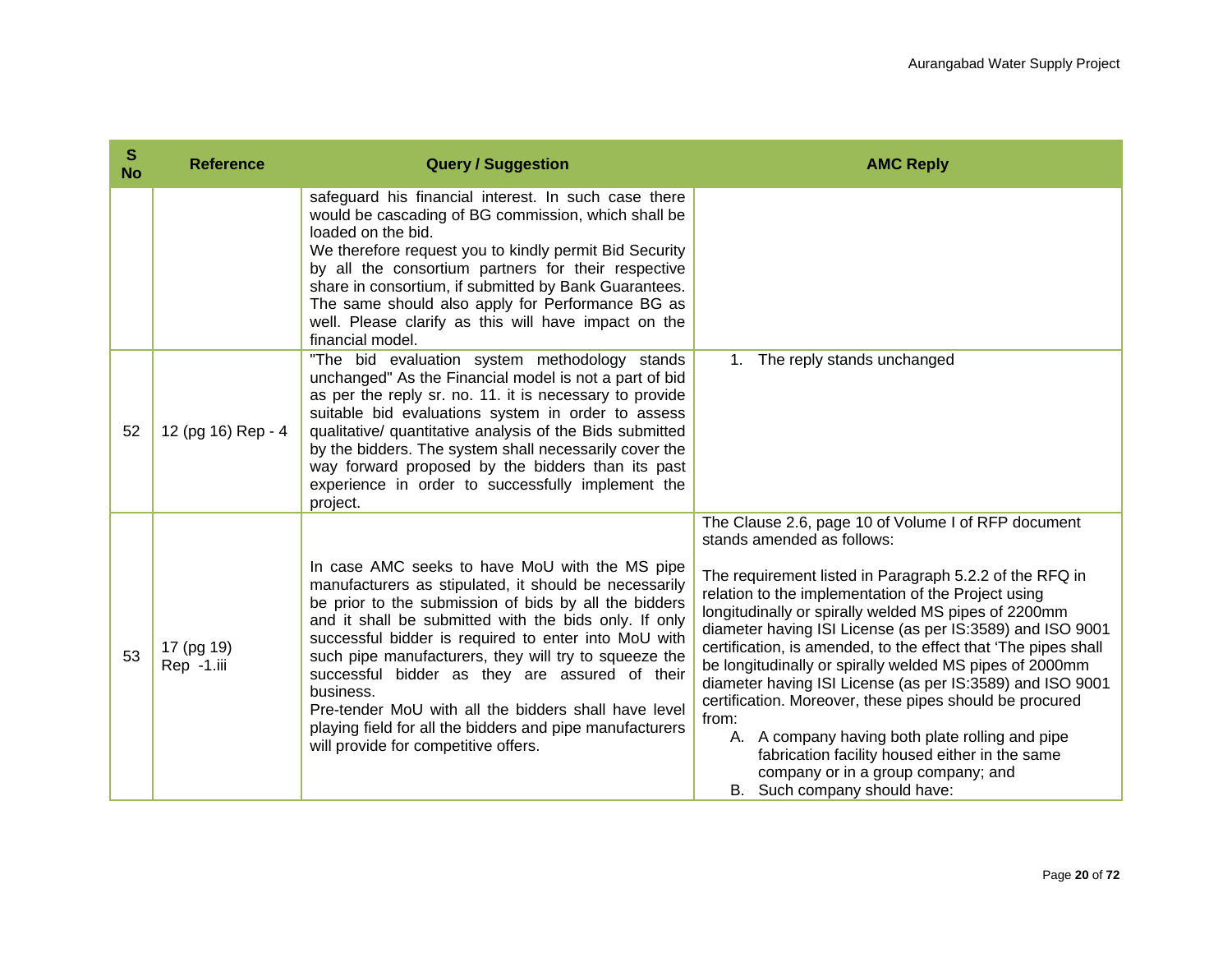| S No | Reference | Query / Suggestion | AMC Reply |
|---|---|---|---|
| | | safeguard his financial interest. In such case there would be cascading of BG commission, which shall be loaded on the bid.<br>We therefore request you to kindly permit Bid Security by all the consortium partners for their respective share in consortium, if submitted by Bank Guarantees. The same should also apply for Performance BG as well. Please clarify as this will have impact on the financial model. | |
| 52 | 12 (pg 16) Rep - 4 | "The bid evaluation system methodology stands unchanged" As the Financial model is not a part of bid as per the reply sr. no. 11. it is necessary to provide suitable bid evaluations system in order to assess qualitative/ quantitative analysis of the Bids submitted by the bidders. The system shall necessarily cover the way forward proposed by the bidders than its past experience in order to successfully implement the project. | 1. The reply stands unchanged |
| 53 | 17 (pg 19) Rep -1.iii | In case AMC seeks to have MoU with the MS pipe manufacturers as stipulated, it should be necessarily be prior to the submission of bids by all the bidders and it shall be submitted with the bids only. If only successful bidder is required to enter into MoU with such pipe manufacturers, they will try to squeeze the successful bidder as they are assured of their business.<br>Pre-tender MoU with all the bidders shall have level playing field for all the bidders and pipe manufacturers will provide for competitive offers. | The Clause 2.6, page 10 of Volume I of RFP document stands amended as follows:<br><br>The requirement listed in Paragraph 5.2.2 of the RFQ in relation to the implementation of the Project using longitudinally or spirally welded MS pipes of 2200mm diameter having ISI License (as per IS:3589) and ISO 9001 certification, is amended, to the effect that 'The pipes shall be longitudinally or spirally welded MS pipes of 2000mm diameter having ISI License (as per IS:3589) and ISO 9001 certification. Moreover, these pipes should be procured from:<br>A. A company having both plate rolling and pipe fabrication facility housed either in the same company or in a group company; and<br>B. Such company should have: |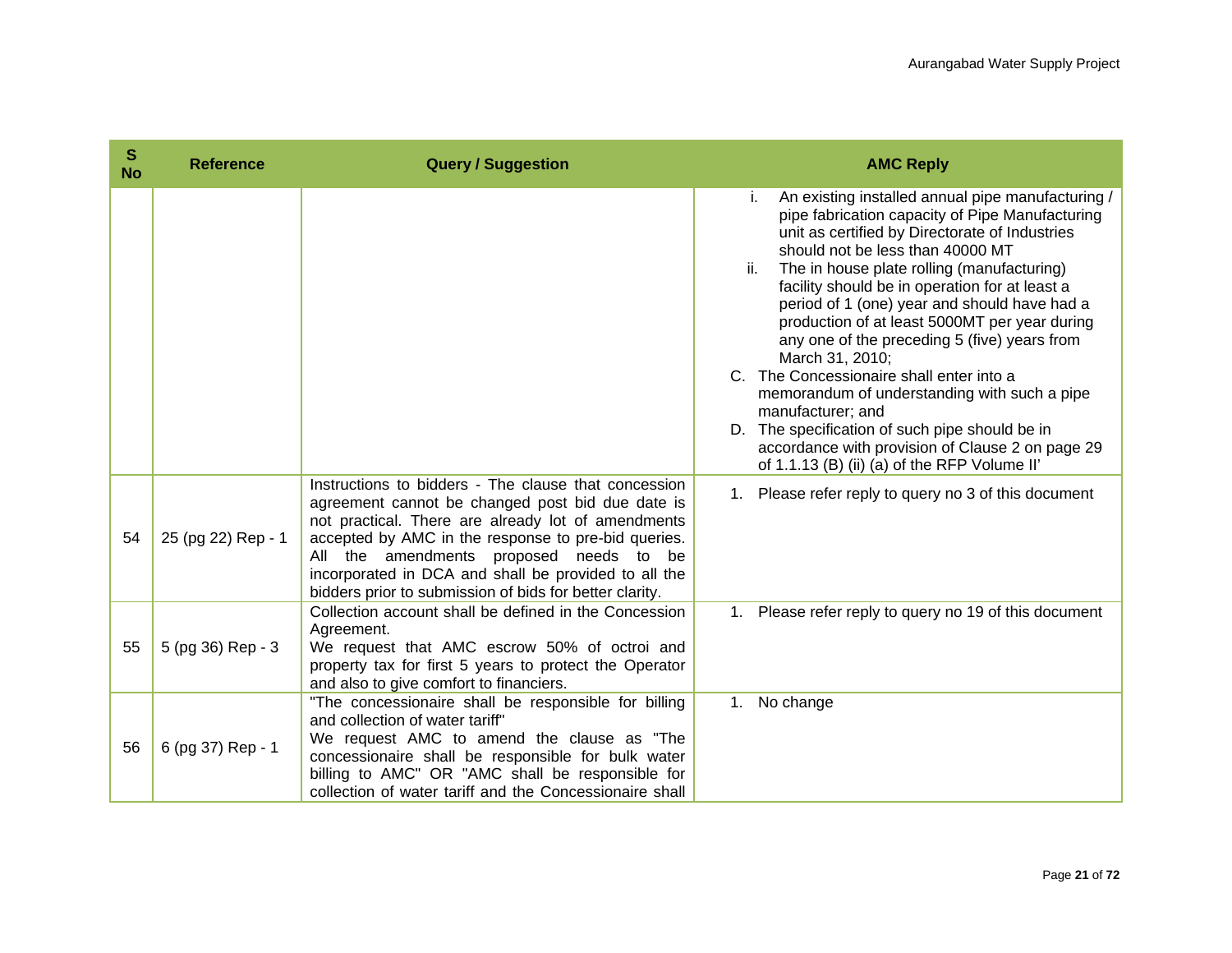| S No | Reference | Query / Suggestion | AMC Reply |
|---|---|---|---|
| | | | i. An existing installed annual pipe manufacturing / pipe fabrication capacity of Pipe Manufacturing unit as certified by Directorate of Industries should not be less than 40000 MT<br>ii. The in house plate rolling (manufacturing) facility should be in operation for at least a period of 1 (one) year and should have had a production of at least 5000MT per year during any one of the preceding 5 (five) years from March 31, 2010;<br>C. The Concessionaire shall enter into a memorandum of understanding with such a pipe manufacturer; and<br>D. The specification of such pipe should be in accordance with provision of Clause 2 on page 29 of 1.1.13 (B) (ii) (a) of the RFP Volume II' |
| 54 | 25 (pg 22) Rep - 1 | Instructions to bidders - The clause that concession agreement cannot be changed post bid due date is not practical. There are already lot of amendments accepted by AMC in the response to pre-bid queries. All the amendments proposed needs to be incorporated in DCA and shall be provided to all the bidders prior to submission of bids for better clarity. | 1. Please refer reply to query no 3 of this document |
| 55 | 5 (pg 36) Rep - 3 | Collection account shall be defined in the Concession Agreement.<br>We request that AMC escrow 50% of octroi and property tax for first 5 years to protect the Operator and also to give comfort to financiers. | 1. Please refer reply to query no 19 of this document |
| 56 | 6 (pg 37) Rep - 1 | "The concessionaire shall be responsible for billing and collection of water tariff"<br>We request AMC to amend the clause as "The concessionaire shall be responsible for bulk water billing to AMC" OR "AMC shall be responsible for collection of water tariff and the Concessionaire shall | 1. No change |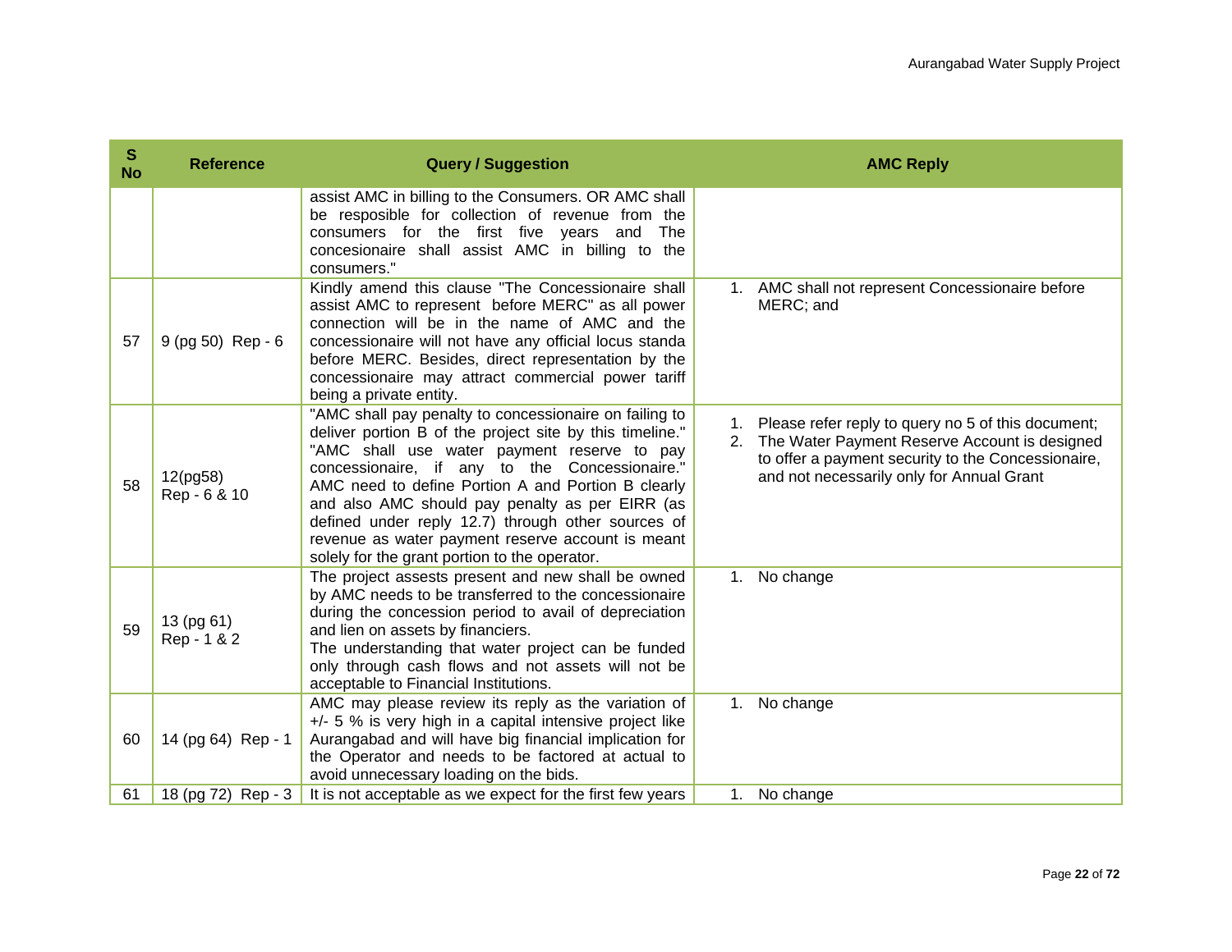| S No | Reference | Query / Suggestion | AMC Reply |
|---|---|---|---|
| | | assist AMC in billing to the Consumers. OR AMC shall be resposible for collection of revenue from the consumers for the first five years and The concesionaire shall assist AMC in billing to the consumers." | |
| 57 | 9 (pg 50) Rep - 6 | Kindly amend this clause "The Concessionaire shall assist AMC to represent before MERC" as all power connection will be in the name of AMC and the concessionaire will not have any official locus standa before MERC. Besides, direct representation by the concessionaire may attract commercial power tariff being a private entity. | 1. AMC shall not represent Concessionaire before MERC; and |
| 58 | 12(pg58) Rep - 6 & 10 | "AMC shall pay penalty to concessionaire on failing to deliver portion B of the project site by this timeline." "AMC shall use water payment reserve to pay concessionaire, if any to the Concessionaire." AMC need to define Portion A and Portion B clearly and also AMC should pay penalty as per EIRR (as defined under reply 12.7) through other sources of revenue as water payment reserve account is meant solely for the grant portion to the operator. | 1. Please refer reply to query no 5 of this document; 2. The Water Payment Reserve Account is designed to offer a payment security to the Concessionaire, and not necessarily only for Annual Grant |
| 59 | 13 (pg 61) Rep - 1 & 2 | The project assests present and new shall be owned by AMC needs to be transferred to the concessionaire during the concession period to avail of depreciation and lien on assets by financiers. The understanding that water project can be funded only through cash flows and not assets will not be acceptable to Financial Institutions. | 1. No change |
| 60 | 14 (pg 64) Rep - 1 | AMC may please review its reply as the variation of +/- 5 % is very high in a capital intensive project like Aurangabad and will have big financial implication for the Operator and needs to be factored at actual to avoid unnecessary loading on the bids. | 1. No change |
| 61 | 18 (pg 72) Rep - 3 | It is not acceptable as we expect for the first few years | 1. No change |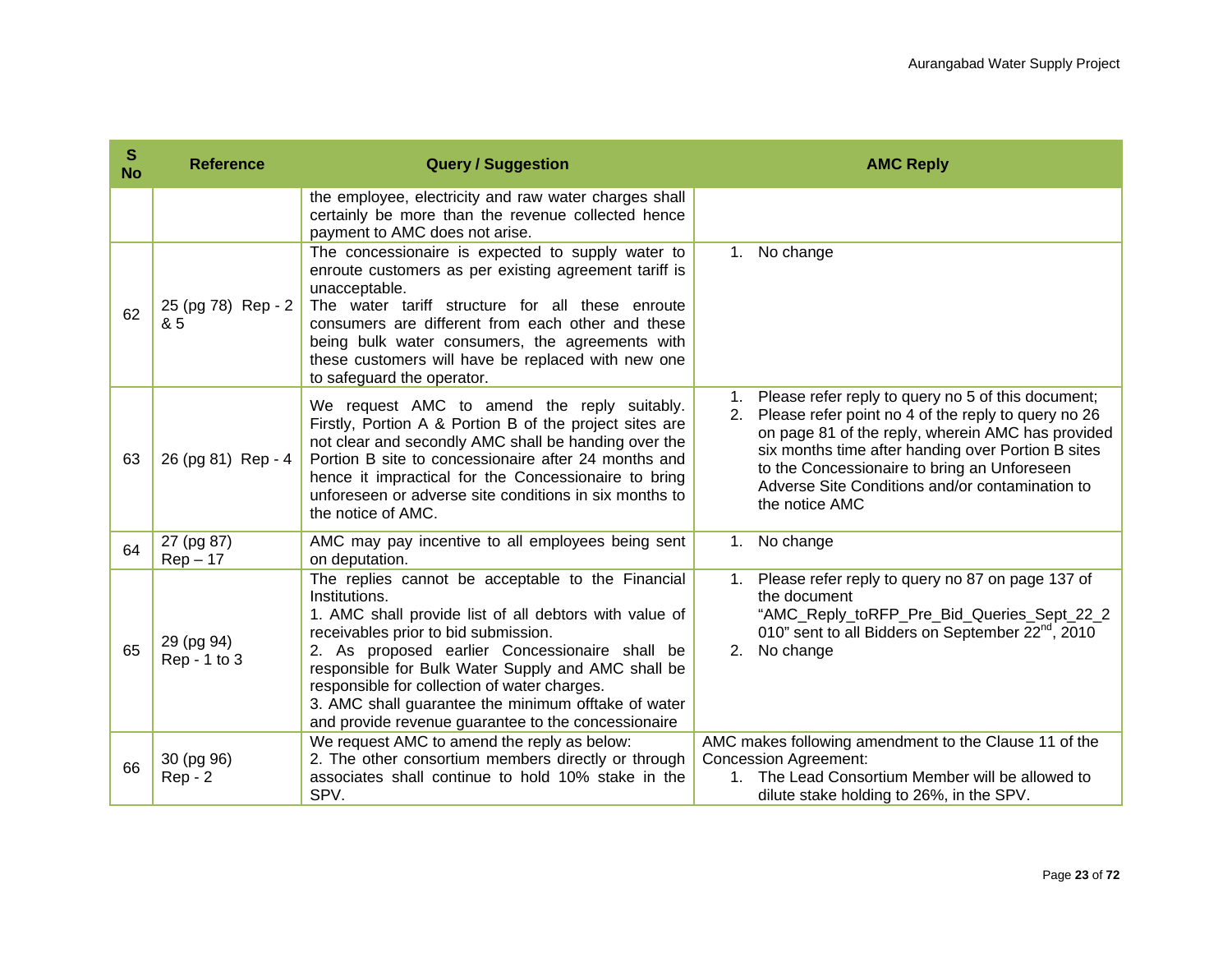| S No | Reference | Query / Suggestion | AMC Reply |
|---|---|---|---|
| | | the employee, electricity and raw water charges shall certainly be more than the revenue collected hence payment to AMC does not arise. | |
| 62 | 25 (pg 78) Rep - 2 & 5 | The concessionaire is expected to supply water to enroute customers as per existing agreement tariff is unacceptable.<br>The water tariff structure for all these enroute consumers are different from each other and these being bulk water consumers, the agreements with these customers will have be replaced with new one to safeguard the operator. | 1. No change |
| 63 | 26 (pg 81) Rep - 4 | We request AMC to amend the reply suitably. Firstly, Portion A & Portion B of the project sites are not clear and secondly AMC shall be handing over the Portion B site to concessionaire after 24 months and hence it impractical for the Concessionaire to bring unforeseen or adverse site conditions in six months to the notice of AMC. | 1. Please refer reply to query no 5 of this document;<br>2. Please refer point no 4 of the reply to query no 26 on page 81 of the reply, wherein AMC has provided six months time after handing over Portion B sites to the Concessionaire to bring an Unforeseen Adverse Site Conditions and/or contamination to the notice AMC |
| 64 | 27 (pg 87) Rep – 17 | AMC may pay incentive to all employees being sent on deputation. | 1. No change |
| 65 | 29 (pg 94) Rep - 1 to 3 | The replies cannot be acceptable to the Financial Institutions.<br>1. AMC shall provide list of all debtors with value of receivables prior to bid submission.<br>2. As proposed earlier Concessionaire shall be responsible for Bulk Water Supply and AMC shall be responsible for collection of water charges.<br>3. AMC shall guarantee the minimum offtake of water and provide revenue guarantee to the concessionaire | 1. Please refer reply to query no 87 on page 137 of the document "AMC_Reply_toRFP_Pre_Bid_Queries_Sept_22_2010" sent to all Bidders on September 22nd, 2010<br>2. No change |
| 66 | 30 (pg 96) Rep - 2 | We request AMC to amend the reply as below:<br>2. The other consortium members directly or through associates shall continue to hold 10% stake in the SPV. | AMC makes following amendment to the Clause 11 of the Concession Agreement:<br>1. The Lead Consortium Member will be allowed to dilute stake holding to 26%, in the SPV. |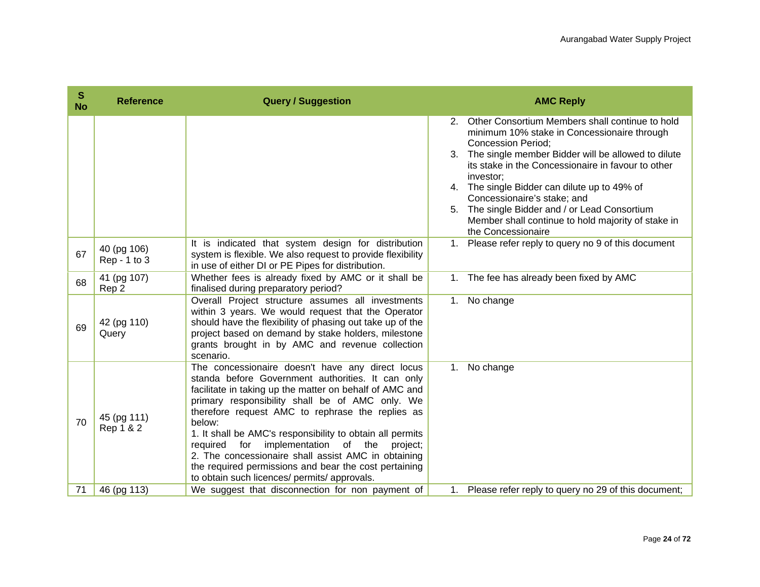| S No | Reference | Query / Suggestion | AMC Reply |
|---|---|---|---|
| | | | 2. Other Consortium Members shall continue to hold minimum 10% stake in Concessionaire through Concession Period;<br>3. The single member Bidder will be allowed to dilute its stake in the Concessionaire in favour to other investor;<br>4. The single Bidder can dilute up to 49% of Concessionaire's stake; and<br>5. The single Bidder and / or Lead Consortium Member shall continue to hold majority of stake in the Concessionaire |
| 67 | 40 (pg 106)<br>Rep - 1 to 3 | It is indicated that system design for distribution system is flexible. We also request to provide flexibility in use of either DI or PE Pipes for distribution. | 1. Please refer reply to query no 9 of this document |
| 68 | 41 (pg 107)<br>Rep 2 | Whether fees is already fixed by AMC or it shall be finalised during preparatory period? | 1. The fee has already been fixed by AMC |
| 69 | 42 (pg 110)<br>Query | Overall Project structure assumes all investments within 3 years. We would request that the Operator should have the flexibility of phasing out take up of the project based on demand by stake holders, milestone grants brought in by AMC and revenue collection scenario. | 1. No change |
| 70 | 45 (pg 111)<br>Rep 1 & 2 | The concessionaire doesn't have any direct locus standa before Government authorities. It can only facilitate in taking up the matter on behalf of AMC and primary responsibility shall be of AMC only. We therefore request AMC to rephrase the replies as below:<br>1. It shall be AMC's responsibility to obtain all permits required for implementation of the project;<br>2. The concessionaire shall assist AMC in obtaining the required permissions and bear the cost pertaining to obtain such licences/ permits/ approvals. | 1. No change |
| 71 | 46 (pg 113) | We suggest that disconnection for non payment of | 1. Please refer reply to query no 29 of this document; |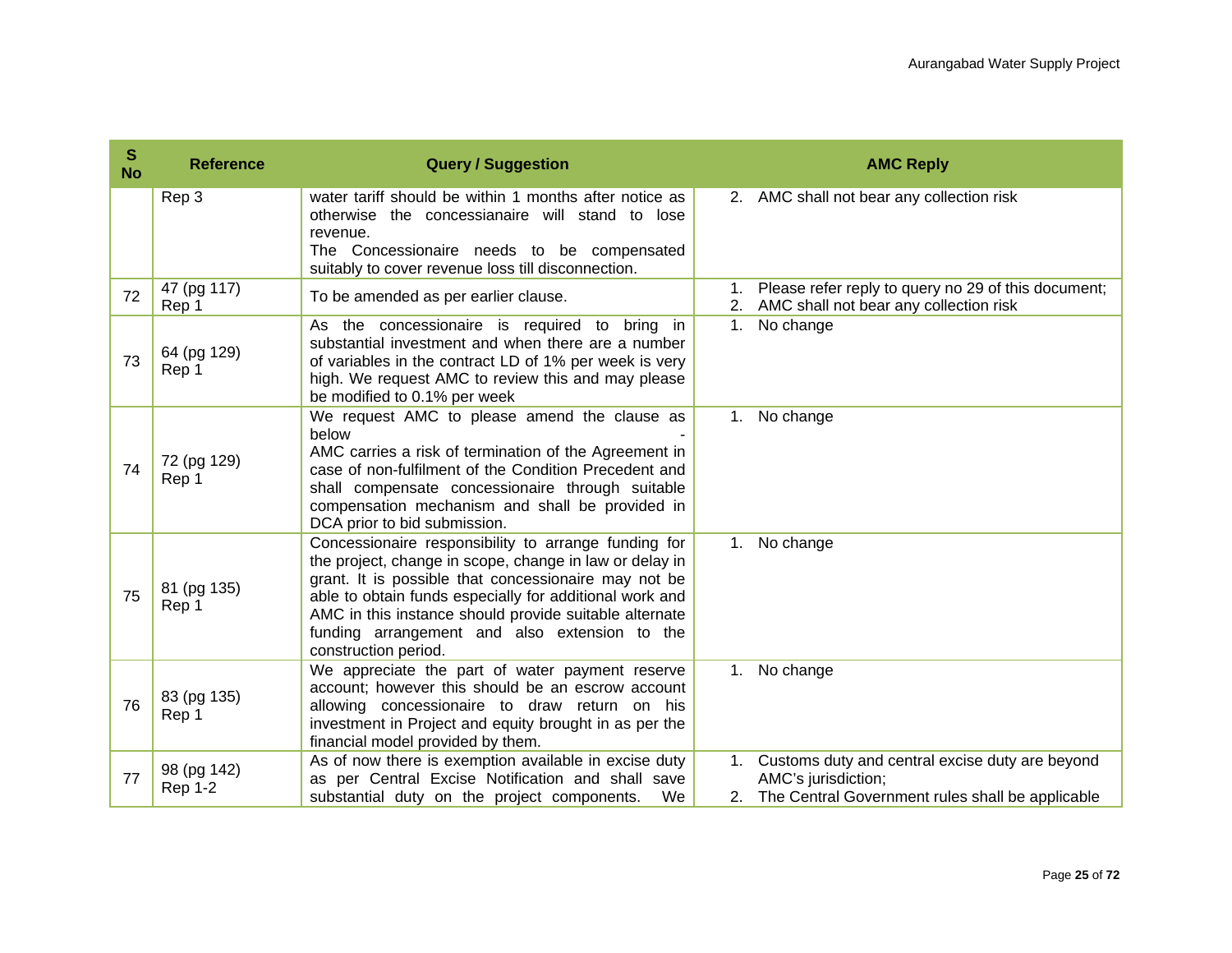| S No | Reference | Query / Suggestion | AMC Reply |
|---|---|---|---|
| | Rep 3 | water tariff should be within 1 months after notice as otherwise the concessianaire will stand to lose revenue.<br>The Concessionaire needs to be compensated suitably to cover revenue loss till disconnection. | 2. AMC shall not bear any collection risk |
| 72 | 47 (pg 117)<br>Rep 1 | To be amended as per earlier clause. | 1. Please refer reply to query no 29 of this document;<br>2. AMC shall not bear any collection risk |
| 73 | 64 (pg 129)<br>Rep 1 | As the concessionaire is required to bring in substantial investment and when there are a number of variables in the contract LD of 1% per week is very high. We request AMC to review this and may please be modified to 0.1% per week | 1. No change |
| 74 | 72 (pg 129)<br>Rep 1 | We request AMC to please amend the clause as below -<br>AMC carries a risk of termination of the Agreement in case of non-fulfilment of the Condition Precedent and shall compensate concessionaire through suitable compensation mechanism and shall be provided in DCA prior to bid submission. | 1. No change |
| 75 | 81 (pg 135)<br>Rep 1 | Concessionaire responsibility to arrange funding for the project, change in scope, change in law or delay in grant. It is possible that concessionaire may not be able to obtain funds especially for additional work and AMC in this instance should provide suitable alternate funding arrangement and also extension to the construction period. | 1. No change |
| 76 | 83 (pg 135)<br>Rep 1 | We appreciate the part of water payment reserve account; however this should be an escrow account allowing concessionaire to draw return on his investment in Project and equity brought in as per the financial model provided by them. | 1. No change |
| 77 | 98 (pg 142)<br>Rep 1-2 | As of now there is exemption available in excise duty as per Central Excise Notification and shall save substantial duty on the project components. We | 1. Customs duty and central excise duty are beyond AMC's jurisdiction;<br>2. The Central Government rules shall be applicable |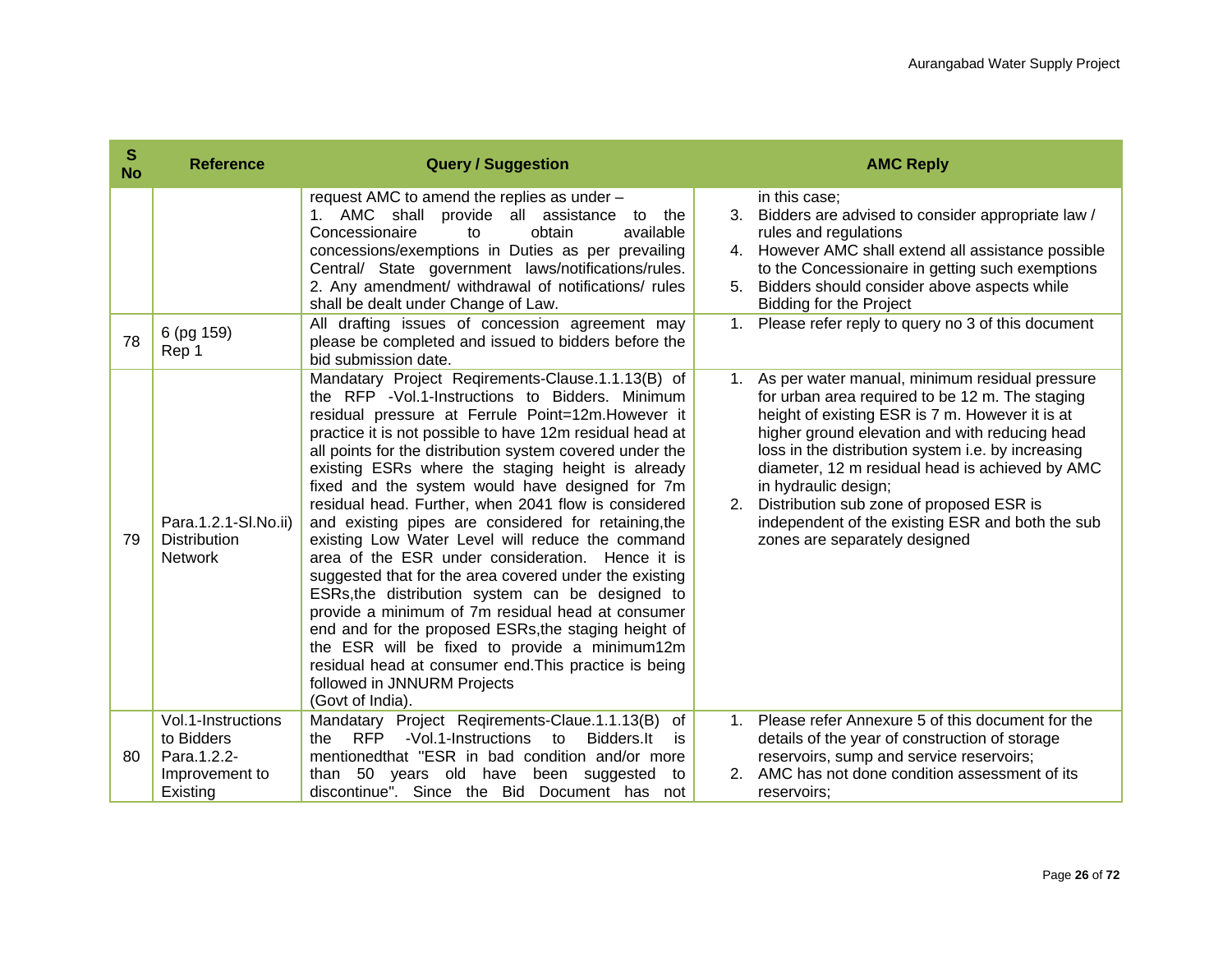| S No | Reference | Query / Suggestion | AMC Reply |
|---|---|---|---|
| | | request AMC to amend the replies as under –<br>1. AMC shall provide all assistance to the Concessionaire to obtain available concessions/exemptions in Duties as per prevailing Central/ State government laws/notifications/rules.<br>2. Any amendment/ withdrawal of notifications/ rules shall be dealt under Change of Law. | in this case;<br>3. Bidders are advised to consider appropriate law / rules and regulations<br>4. However AMC shall extend all assistance possible to the Concessionaire in getting such exemptions<br>5. Bidders should consider above aspects while Bidding for the Project |
| 78 | 6 (pg 159) Rep 1 | All drafting issues of concession agreement may please be completed and issued to bidders before the bid submission date. | 1. Please refer reply to query no 3 of this document |
| 79 | Para.1.2.1-Sl.No.ii) Distribution Network | Mandatary Project Reqirements-Clause.1.1.13(B) of the RFP -Vol.1-Instructions to Bidders. Minimum residual pressure at Ferrule Point=12m.However it practice it is not possible to have 12m residual head at all points for the distribution system covered under the existing ESRs where the staging height is already fixed and the system would have designed for 7m residual head. Further, when 2041 flow is considered and existing pipes are considered for retaining,the existing Low Water Level will reduce the command area of the ESR under consideration. Hence it is suggested that for the area covered under the existing ESRs,the distribution system can be designed to provide a minimum of 7m residual head at consumer end and for the proposed ESRs,the staging height of the ESR will be fixed to provide a minimum12m residual head at consumer end.This practice is being followed in JNNURM Projects<br>(Govt of India). | 1. As per water manual, minimum residual pressure for urban area required to be 12 m. The staging height of existing ESR is 7 m. However it is at higher ground elevation and with reducing head loss in the distribution system i.e. by increasing diameter, 12 m residual head is achieved by AMC in hydraulic design;<br>2. Distribution sub zone of proposed ESR is independent of the existing ESR and both the sub zones are separately designed |
| 80 | Vol.1-Instructions to Bidders Para.1.2.2-Improvement to Existing | Mandatary Project Reqirements-Claue.1.1.13(B) of the RFP -Vol.1-Instructions to Bidders.It is mentionedthat "ESR in bad condition and/or more than 50 years old have been suggested to discontinue". Since the Bid Document has not | 1. Please refer Annexure 5 of this document for the details of the year of construction of storage reservoirs, sump and service reservoirs;<br>2. AMC has not done condition assessment of its reservoirs; |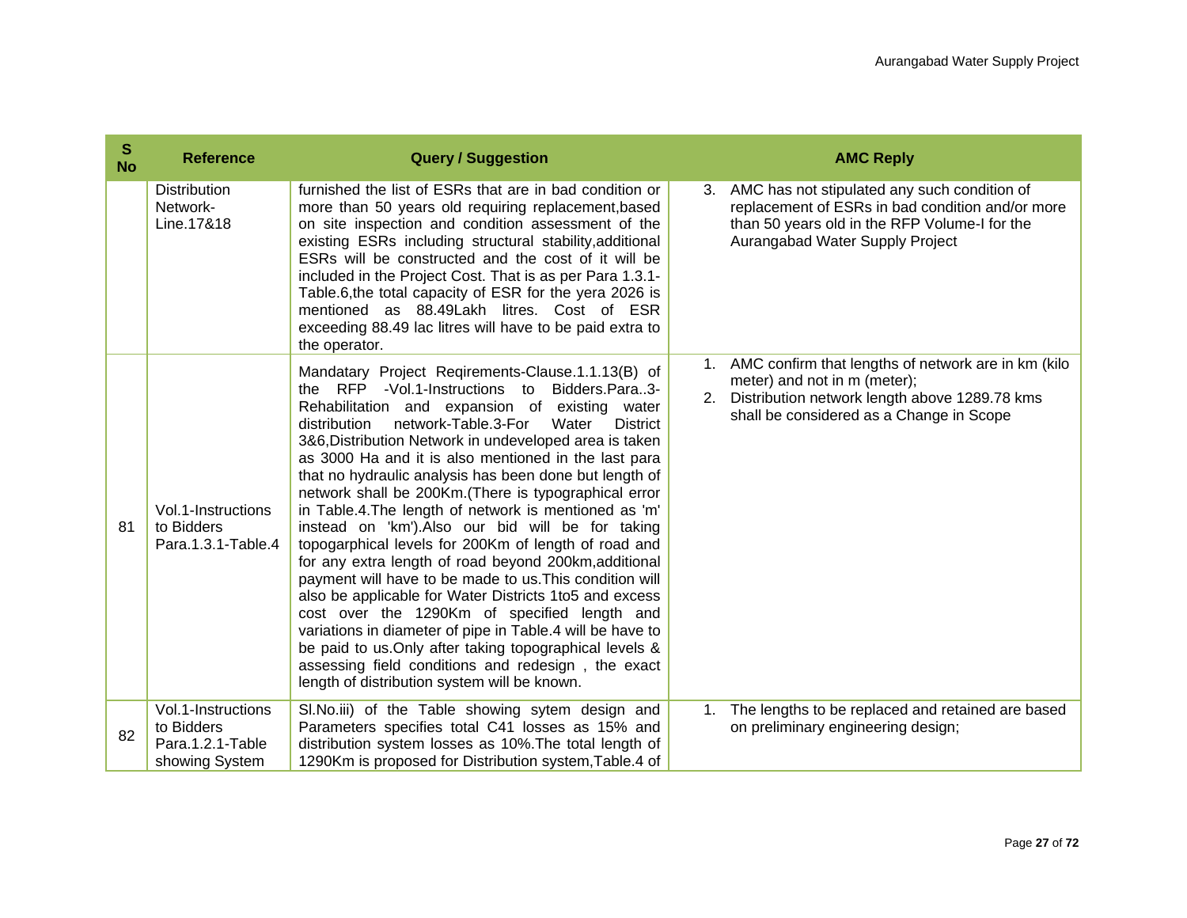| S No | Reference | Query / Suggestion | AMC Reply |
|---|---|---|---|
| | Distribution Network-Line.17&18 | furnished the list of ESRs that are in bad condition or more than 50 years old requiring replacement,based on site inspection and condition assessment of the existing ESRs including structural stability,additional ESRs will be constructed and the cost of it will be included in the Project Cost. That is as per Para 1.3.1-Table.6,the total capacity of ESR for the yera 2026 is mentioned as 88.49Lakh litres. Cost of ESR exceeding 88.49 lac litres will have to be paid extra to the operator. | 3. AMC has not stipulated any such condition of replacement of ESRs in bad condition and/or more than 50 years old in the RFP Volume-I for the Aurangabad Water Supply Project |
| 81 | Vol.1-Instructions to Bidders Para.1.3.1-Table.4 | Mandatary Project Reqirements-Clause.1.1.13(B) of the RFP -Vol.1-Instructions to Bidders.Para..3-Rehabilitation and expansion of existing water distribution network-Table.3-For Water District 3&6,Distribution Network in undeveloped area is taken as 3000 Ha and it is also mentioned in the last para that no hydraulic analysis has been done but length of network shall be 200Km.(There is typographical error in Table.4.The length of network is mentioned as 'm' instead on 'km').Also our bid will be for taking topogarphical levels for 200Km of length of road and for any extra length of road beyond 200km,additional payment will have to be made to us.This condition will also be applicable for Water Districts 1to5 and excess cost over the 1290Km of specified length and variations in diameter of pipe in Table.4 will be have to be paid to us.Only after taking topographical levels & assessing field conditions and redesign , the exact length of distribution system will be known. | 1. AMC confirm that lengths of network are in km (kilo meter) and not in m (meter);<br>2. Distribution network length above 1289.78 kms shall be considered as a Change in Scope |
| 82 | Vol.1-Instructions to Bidders Para.1.2.1-Table showing System | Sl.No.iii) of the Table showing sytem design and Parameters specifies total C41 losses as 15% and distribution system losses as 10%.The total length of 1290Km is proposed for Distribution system,Table.4 of | 1. The lengths to be replaced and retained are based on preliminary engineering design; |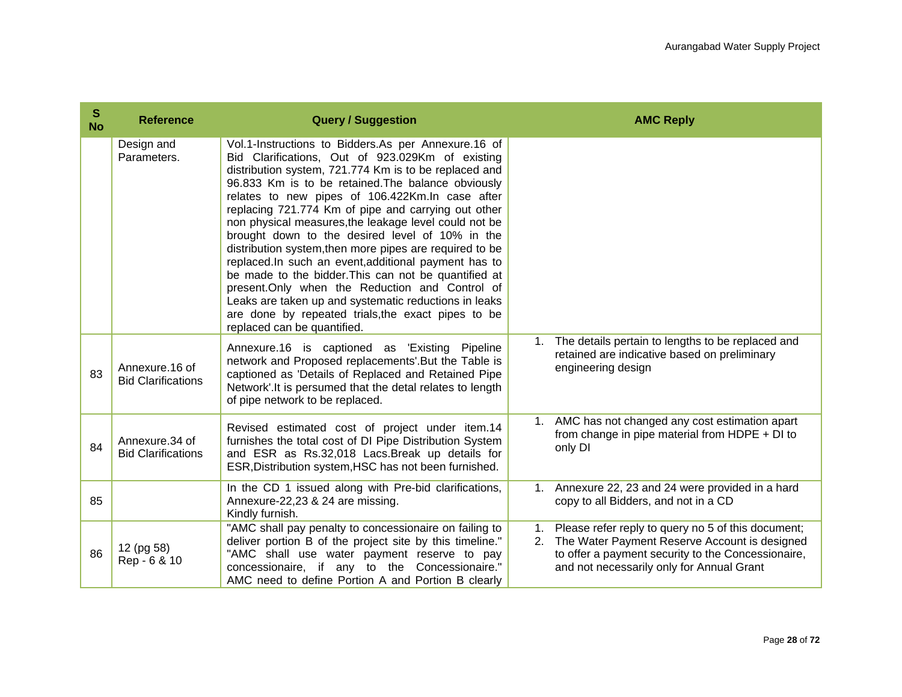| S No | Reference | Query / Suggestion | AMC Reply |
|---|---|---|---|
| | Design and Parameters. | Vol.1-Instructions to Bidders.As per Annexure.16 of Bid Clarifications, Out of 923.029Km of existing distribution system, 721.774 Km is to be replaced and 96.833 Km is to be retained.The balance obviously relates to new pipes of 106.422Km.In case after replacing 721.774 Km of pipe and carrying out other non physical measures,the leakage level could not be brought down to the desired level of 10% in the distribution system,then more pipes are required to be replaced.In such an event,additional payment has to be made to the bidder.This can not be quantified at present.Only when the Reduction and Control of Leaks are taken up and systematic reductions in leaks are done by repeated trials,the exact pipes to be replaced can be quantified. | |
| 83 | Annexure.16 of Bid Clarifications | Annexure.16 is captioned as 'Existing Pipeline network and Proposed replacements'.But the Table is captioned as 'Details of Replaced and Retained Pipe Network'.It is persumed that the detal relates to length of pipe network to be replaced. | 1. The details pertain to lengths to be replaced and retained are indicative based on preliminary engineering design |
| 84 | Annexure.34 of Bid Clarifications | Revised estimated cost of project under item.14 furnishes the total cost of DI Pipe Distribution System and ESR as Rs.32,018 Lacs.Break up details for ESR,Distribution system,HSC has not been furnished. | 1. AMC has not changed any cost estimation apart from change in pipe material from HDPE + DI to only DI |
| 85 | | In the CD 1 issued along with Pre-bid clarifications, Annexure-22,23 & 24 are missing.<br>Kindly furnish. | 1. Annexure 22, 23 and 24 were provided in a hard copy to all Bidders, and not in a CD |
| 86 | 12 (pg 58)<br>Rep - 6 & 10 | "AMC shall pay penalty to concessionaire on failing to deliver portion B of the project site by this timeline." "AMC shall use water payment reserve to pay concessionaire, if any to the Concessionaire." AMC need to define Portion A and Portion B clearly | 1. Please refer reply to query no 5 of this document;<br>2. The Water Payment Reserve Account is designed to offer a payment security to the Concessionaire, and not necessarily only for Annual Grant |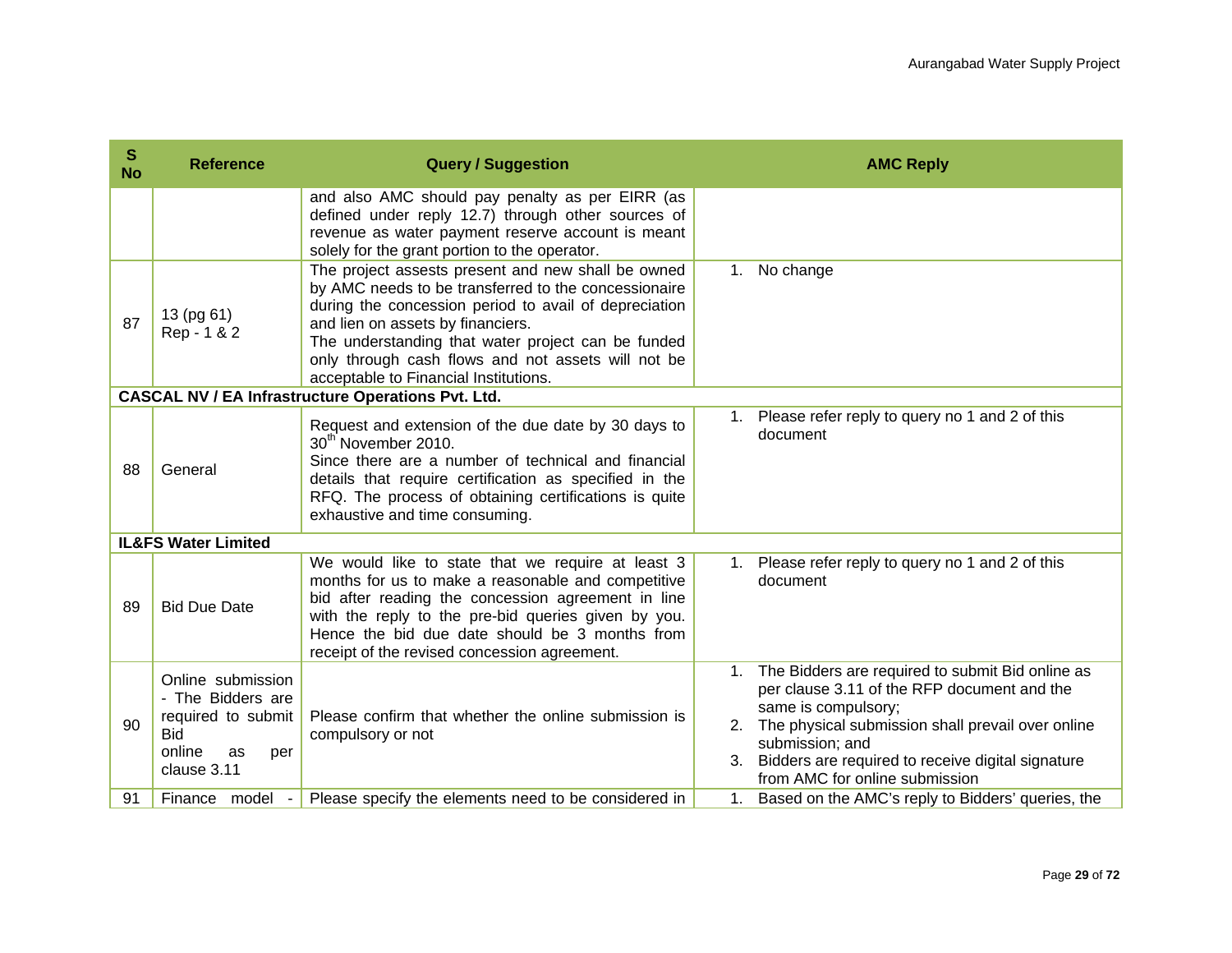| S No | Reference | Query / Suggestion | AMC Reply |
|---|---|---|---|
| | | and also AMC should pay penalty as per EIRR (as defined under reply 12.7) through other sources of revenue as water payment reserve account is meant solely for the grant portion to the operator. | |
| 87 | 13 (pg 61) Rep - 1 & 2 | The project assests present and new shall be owned by AMC needs to be transferred to the concessionaire during the concession period to avail of depreciation and lien on assets by financiers.<br>The understanding that water project can be funded only through cash flows and not assets will not be acceptable to Financial Institutions. | 1. No change |
| **CASCAL NV / EA Infrastructure Operations Pvt. Ltd.** | | | |
| 88 | General | Request and extension of the due date by 30 days to 30th November 2010.<br>Since there are a number of technical and financial details that require certification as specified in the RFQ. The process of obtaining certifications is quite exhaustive and time consuming. | 1. Please refer reply to query no 1 and 2 of this document |
| **IL&FS Water Limited** | | | |
| 89 | Bid Due Date | We would like to state that we require at least 3 months for us to make a reasonable and competitive bid after reading the concession agreement in line with the reply to the pre-bid queries given by you. Hence the bid due date should be 3 months from receipt of the revised concession agreement. | 1. Please refer reply to query no 1 and 2 of this document |
| 90 | Online submission - The Bidders are required to submit Bid online as per clause 3.11 | Please confirm that whether the online submission is compulsory or not | 1. The Bidders are required to submit Bid online as per clause 3.11 of the RFP document and the same is compulsory;<br>2. The physical submission shall prevail over online submission; and<br>3. Bidders are required to receive digital signature from AMC for online submission |
| 91 | Finance model - | Please specify the elements need to be considered in | 1. Based on the AMC's reply to Bidders' queries, the |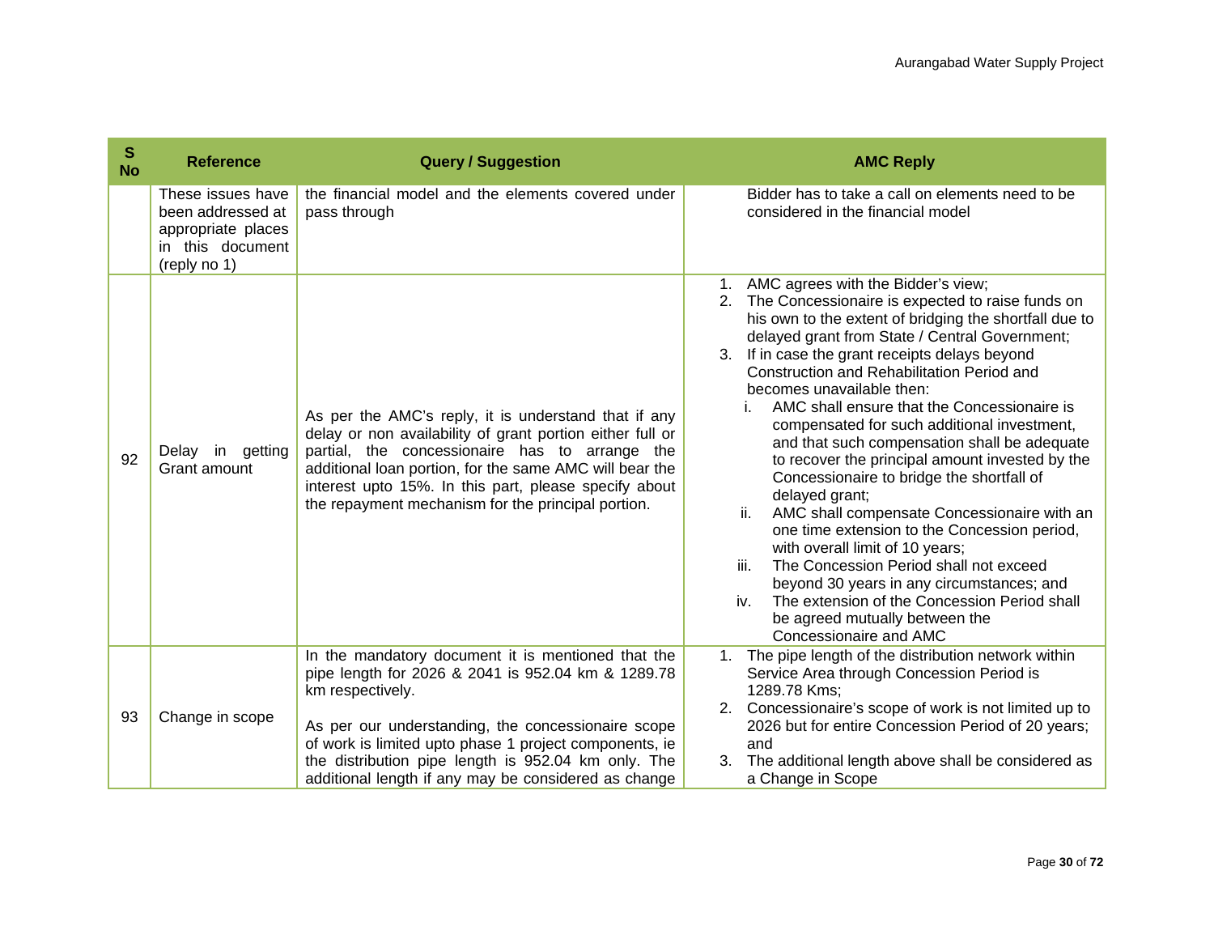| S No | Reference | Query / Suggestion | AMC Reply |
|---|---|---|---|
| | These issues have been addressed at appropriate places in this document (reply no 1) | the financial model and the elements covered under pass through | Bidder has to take a call on elements need to be considered in the financial model |
| 92 | Delay in getting Grant amount | As per the AMC's reply, it is understand that if any delay or non availability of grant portion either full or partial, the concessionaire has to arrange the additional loan portion, for the same AMC will bear the interest upto 15%. In this part, please specify about the repayment mechanism for the principal portion. | 1. AMC agrees with the Bidder's view;<br>2. The Concessionaire is expected to raise funds on his own to the extent of bridging the shortfall due to delayed grant from State / Central Government;<br>3. If in case the grant receipts delays beyond Construction and Rehabilitation Period and becomes unavailable then:<br>i. AMC shall ensure that the Concessionaire is compensated for such additional investment, and that such compensation shall be adequate to recover the principal amount invested by the Concessionaire to bridge the shortfall of delayed grant;<br>ii. AMC shall compensate Concessionaire with an one time extension to the Concession period, with overall limit of 10 years;<br>iii. The Concession Period shall not exceed beyond 30 years in any circumstances; and<br>iv. The extension of the Concession Period shall be agreed mutually between the Concessionaire and AMC |
| 93 | Change in scope | In the mandatory document it is mentioned that the pipe length for 2026 & 2041 is 952.04 km & 1289.78 km respectively.<br><br>As per our understanding, the concessionaire scope of work is limited upto phase 1 project components, ie the distribution pipe length is 952.04 km only. The additional length if any may be considered as change | 1. The pipe length of the distribution network within Service Area through Concession Period is 1289.78 Kms;<br>2. Concessionaire's scope of work is not limited up to 2026 but for entire Concession Period of 20 years; and<br>3. The additional length above shall be considered as a Change in Scope |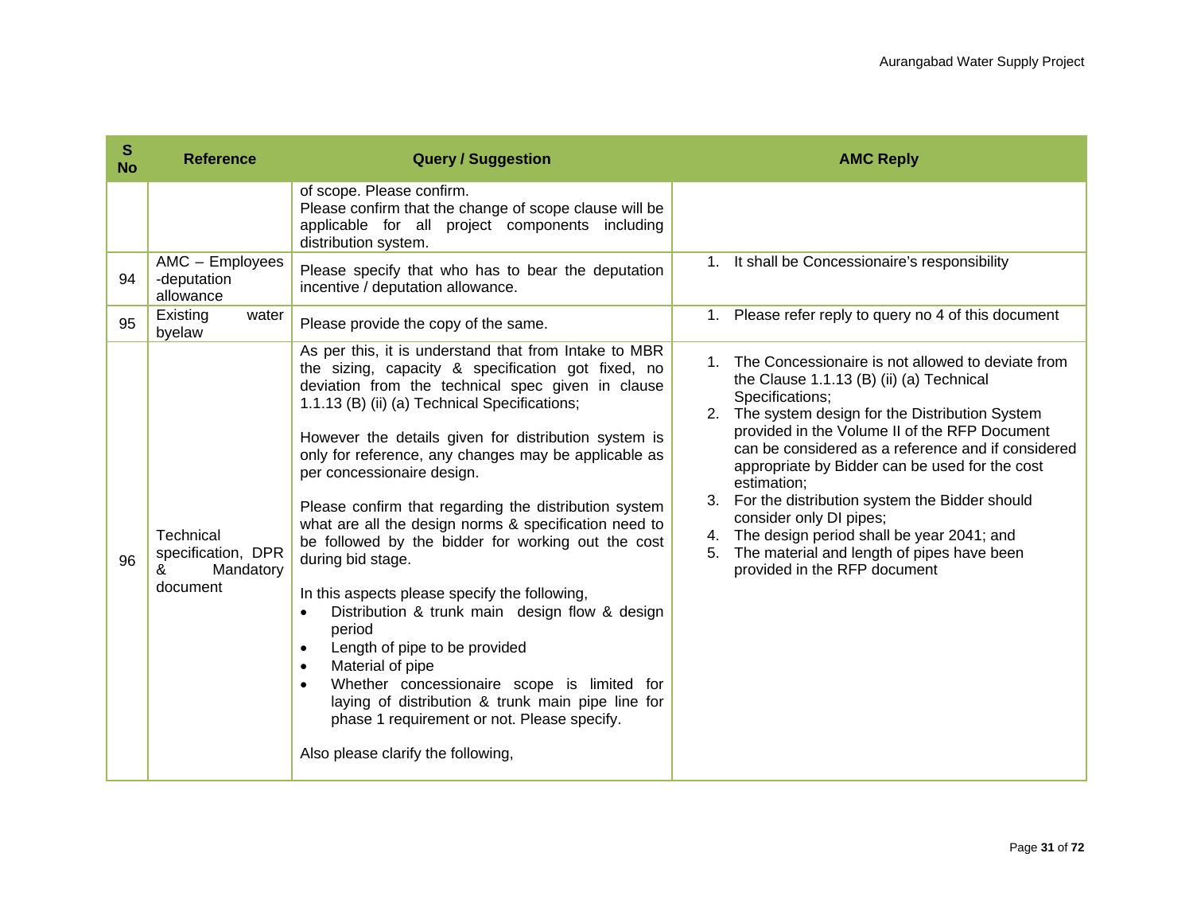| S No | Reference | Query / Suggestion | AMC Reply |
|---|---|---|---|
| | | of scope. Please confirm.<br>Please confirm that the change of scope clause will be applicable for all project components including distribution system. | |
| 94 | AMC – Employees -deputation allowance | Please specify that who has to bear the deputation incentive / deputation allowance. | 1. It shall be Concessionaire's responsibility |
| 95 | Existing water byelaw | Please provide the copy of the same. | 1. Please refer reply to query no 4 of this document |
| 96 | Technical specification, DPR & Mandatory document | As per this, it is understand that from Intake to MBR the sizing, capacity & specification got fixed, no deviation from the technical spec given in clause 1.1.13 (B) (ii) (a) Technical Specifications;<br><br>However the details given for distribution system is only for reference, any changes may be applicable as per concessionaire design.<br><br>Please confirm that regarding the distribution system what are all the design norms & specification need to be followed by the bidder for working out the cost during bid stage.<br><br>In this aspects please specify the following,<br>• Distribution & trunk main design flow & design period<br>• Length of pipe to be provided<br>• Material of pipe<br>• Whether concessionaire scope is limited for laying of distribution & trunk main pipe line for phase 1 requirement or not. Please specify.<br><br>Also please clarify the following, | 1. The Concessionaire is not allowed to deviate from the Clause 1.1.13 (B) (ii) (a) Technical Specifications;<br>2. The system design for the Distribution System provided in the Volume II of the RFP Document can be considered as a reference and if considered appropriate by Bidder can be used for the cost estimation;<br>3. For the distribution system the Bidder should consider only DI pipes;<br>4. The design period shall be year 2041; and<br>5. The material and length of pipes have been provided in the RFP document |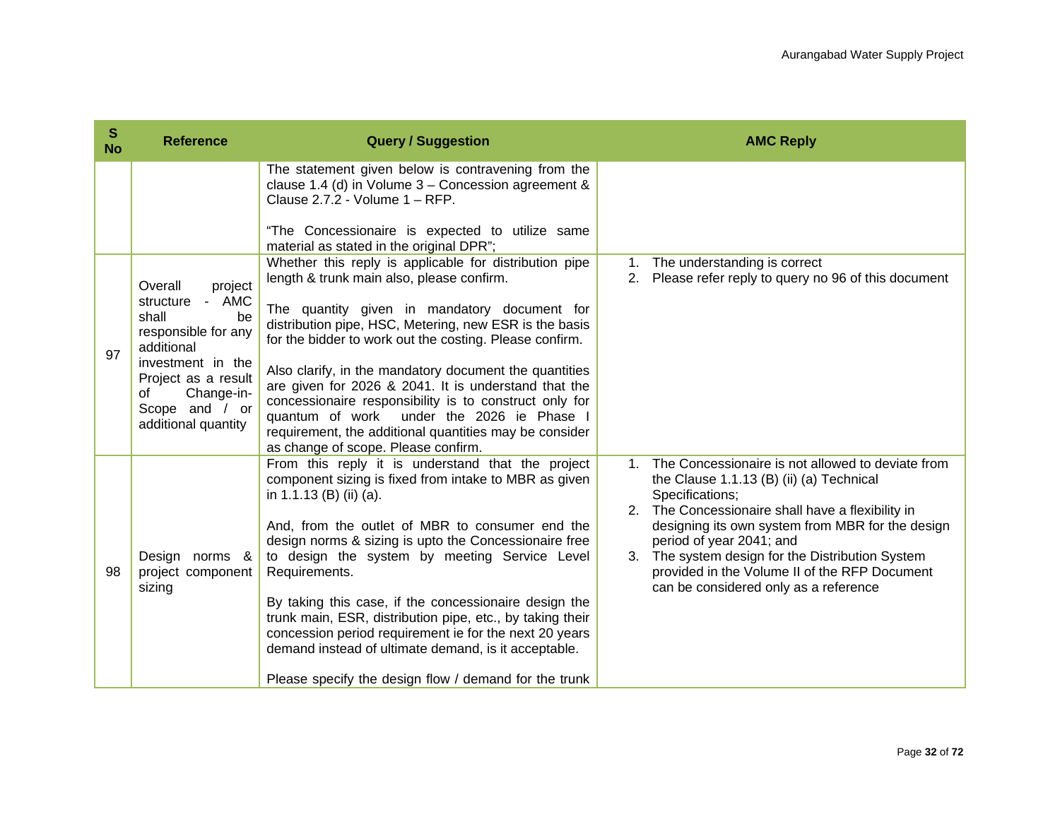| S No | Reference | Query / Suggestion | AMC Reply |
|---|---|---|---|
| | | The statement given below is contravening from the clause 1.4 (d) in Volume 3 – Concession agreement & Clause 2.7.2 - Volume 1 – RFP.<br><br>"The Concessionaire is expected to utilize same material as stated in the original DPR"; | |
| 97 | Overall project structure - AMC shall be responsible for any additional investment in the Project as a result of Change-in-Scope and / or additional quantity | Whether this reply is applicable for distribution pipe length & trunk main also, please confirm.<br><br>The quantity given in mandatory document for distribution pipe, HSC, Metering, new ESR is the basis for the bidder to work out the costing. Please confirm.<br><br>Also clarify, in the mandatory document the quantities are given for 2026 & 2041. It is understand that the concessionaire responsibility is to construct only for quantum of work under the 2026 ie Phase I requirement, the additional quantities may be consider as change of scope. Please confirm. | 1. The understanding is correct<br>2. Please refer reply to query no 96 of this document |
| 98 | Design norms & project component sizing | From this reply it is understand that the project component sizing is fixed from intake to MBR as given in 1.1.13 (B) (ii) (a).<br><br>And, from the outlet of MBR to consumer end the design norms & sizing is upto the Concessionaire free to design the system by meeting Service Level Requirements.<br><br>By taking this case, if the concessionaire design the trunk main, ESR, distribution pipe, etc., by taking their concession period requirement ie for the next 20 years demand instead of ultimate demand, is it acceptable.<br><br>Please specify the design flow / demand for the trunk | 1. The Concessionaire is not allowed to deviate from the Clause 1.1.13 (B) (ii) (a) Technical Specifications;<br>2. The Concessionaire shall have a flexibility in designing its own system from MBR for the design period of year 2041; and<br>3. The system design for the Distribution System provided in the Volume II of the RFP Document can be considered only as a reference |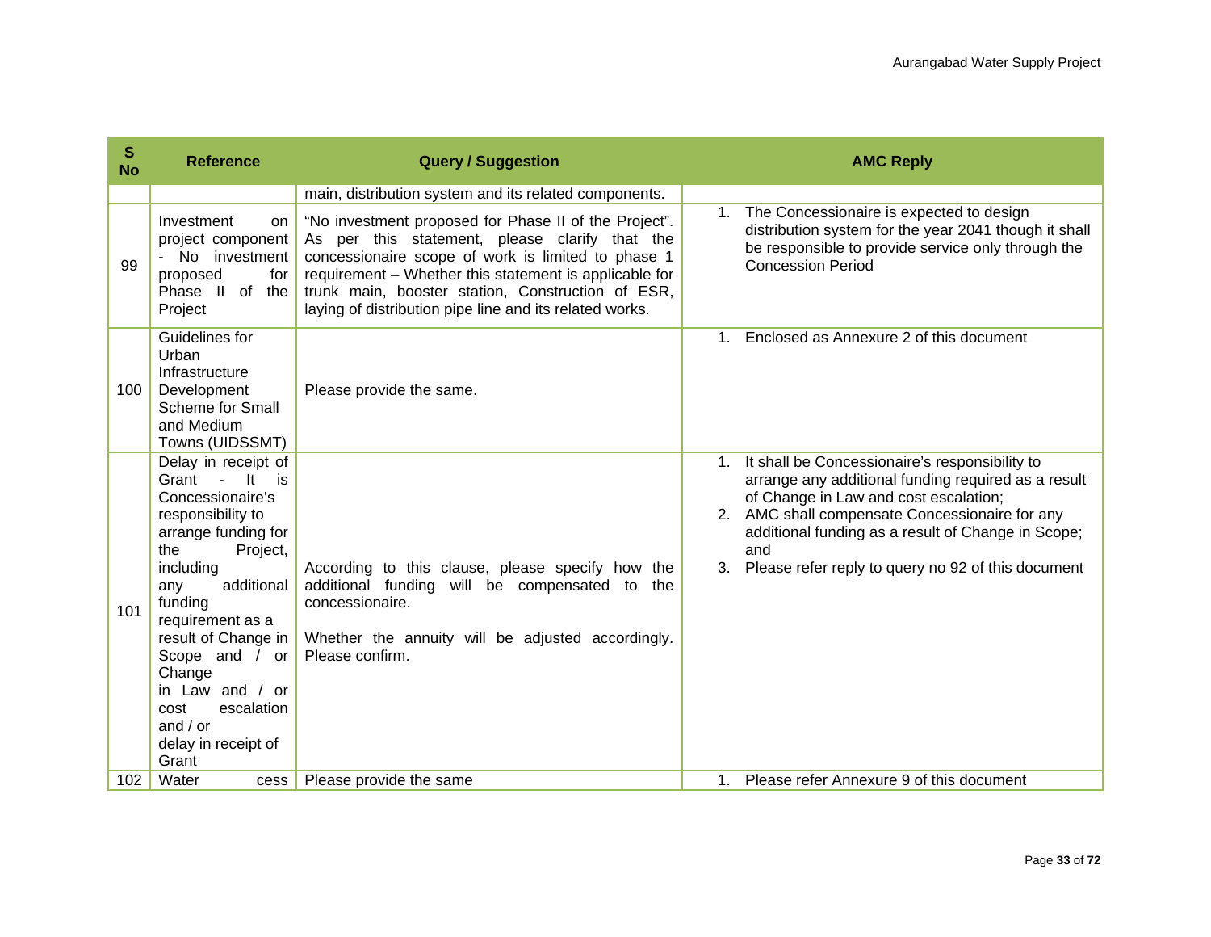| S No | Reference | Query / Suggestion | AMC Reply |
|---|---|---|---|
| | | main, distribution system and its related components. | |
| 99 | Investment on project component - No investment proposed for Phase II of the Project | "No investment proposed for Phase II of the Project". As per this statement, please clarify that the concessionaire scope of work is limited to phase 1 requirement – Whether this statement is applicable for trunk main, booster station, Construction of ESR, laying of distribution pipe line and its related works. | 1. The Concessionaire is expected to design distribution system for the year 2041 though it shall be responsible to provide service only through the Concession Period |
| 100 | Guidelines for Urban Infrastructure Development Scheme for Small and Medium Towns (UIDSSMT) | Please provide the same. | 1. Enclosed as Annexure 2 of this document |
| 101 | Delay in receipt of Grant - It is Concessionaire's responsibility to arrange funding for the Project, including any additional funding requirement as a result of Change in Scope and / or Change in Law and / or cost escalation and / or delay in receipt of Grant | According to this clause, please specify how the additional funding will be compensated to the concessionaire.<br><br>Whether the annuity will be adjusted accordingly. Please confirm. | 1. It shall be Concessionaire's responsibility to arrange any additional funding required as a result of Change in Law and cost escalation;<br>2. AMC shall compensate Concessionaire for any additional funding as a result of Change in Scope; and<br>3. Please refer reply to query no 92 of this document |
| 102 | Water cess | Please provide the same | 1. Please refer Annexure 9 of this document |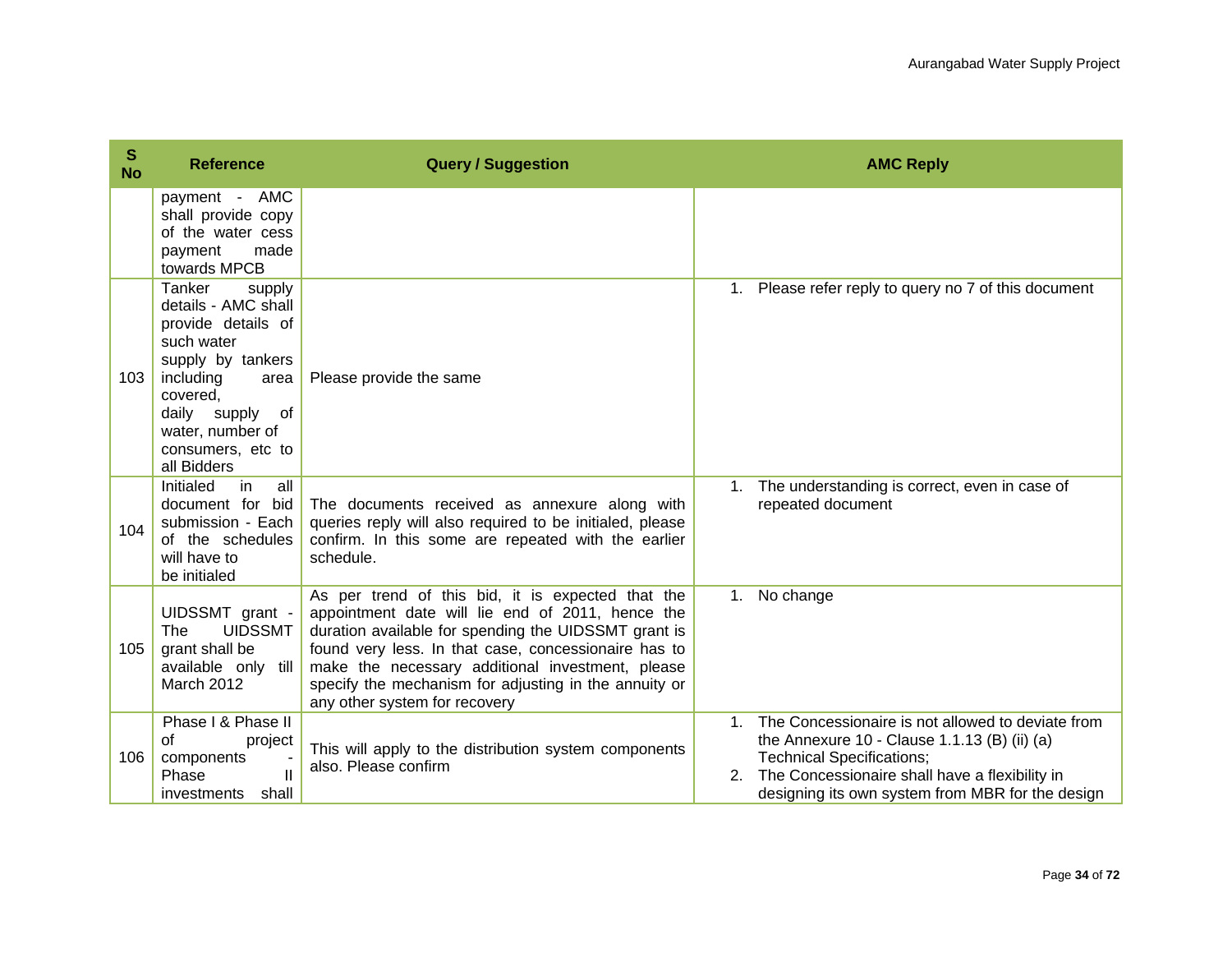| S No | Reference | Query / Suggestion | AMC Reply |
|---|---|---|---|
| | payment - AMC shall provide copy of the water cess payment made towards MPCB | | |
| 103 | Tanker supply details - AMC shall provide details of such water supply by tankers including area covered, daily supply of water, number of consumers, etc to all Bidders | Please provide the same | 1. Please refer reply to query no 7 of this document |
| 104 | Initialed in all document for bid submission - Each of the schedules will have to be initialed | The documents received as annexure along with queries reply will also required to be initialed, please confirm. In this some are repeated with the earlier schedule. | 1. The understanding is correct, even in case of repeated document |
| 105 | UIDSSMT grant - The UIDSSMT grant shall be available only till March 2012 | As per trend of this bid, it is expected that the appointment date will lie end of 2011, hence the duration available for spending the UIDSSMT grant is found very less. In that case, concessionaire has to make the necessary additional investment, please specify the mechanism for adjusting in the annuity or any other system for recovery | 1. No change |
| 106 | Phase I & Phase II of project components - Phase II investments shall | This will apply to the distribution system components also. Please confirm | 1. The Concessionaire is not allowed to deviate from the Annexure 10 - Clause 1.1.13 (B) (ii) (a) Technical Specifications;<br>2. The Concessionaire shall have a flexibility in designing its own system from MBR for the design |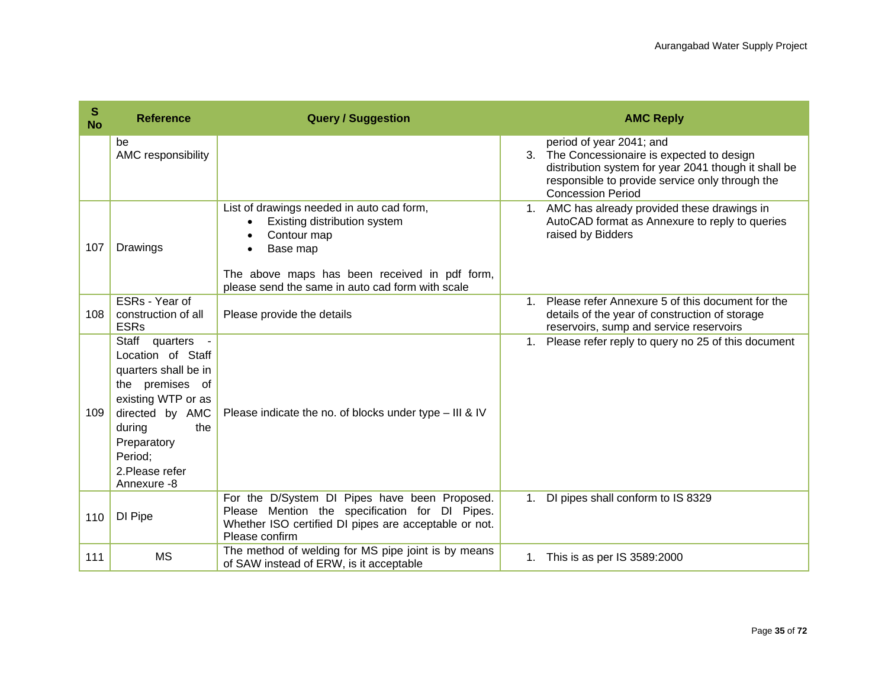| S No | Reference | Query / Suggestion | AMC Reply |
|---|---|---|---|
| | be<br>AMC responsibility | | period of year 2041; and<br>3. The Concessionaire is expected to design distribution system for year 2041 though it shall be responsible to provide service only through the Concession Period |
| 107 | Drawings | List of drawings needed in auto cad form,<br>• Existing distribution system<br>• Contour map<br>• Base map<br><br>The above maps has been received in pdf form, please send the same in auto cad form with scale | 1. AMC has already provided these drawings in AutoCAD format as Annexure to reply to queries raised by Bidders |
| 108 | ESRs - Year of construction of all ESRs | Please provide the details | 1. Please refer Annexure 5 of this document for the details of the year of construction of storage reservoirs, sump and service reservoirs |
| 109 | Staff quarters - Location of Staff quarters shall be in the premises of existing WTP or as directed by AMC during the Preparatory Period;<br>2.Please refer Annexure -8 | Please indicate the no. of blocks under type – III & IV | 1. Please refer reply to query no 25 of this document |
| 110 | DI Pipe | For the D/System DI Pipes have been Proposed. Please Mention the specification for DI Pipes. Whether ISO certified DI pipes are acceptable or not. Please confirm | 1. DI pipes shall conform to IS 8329 |
| 111 | MS | The method of welding for MS pipe joint is by means of SAW instead of ERW, is it acceptable | 1. This is as per IS 3589:2000 |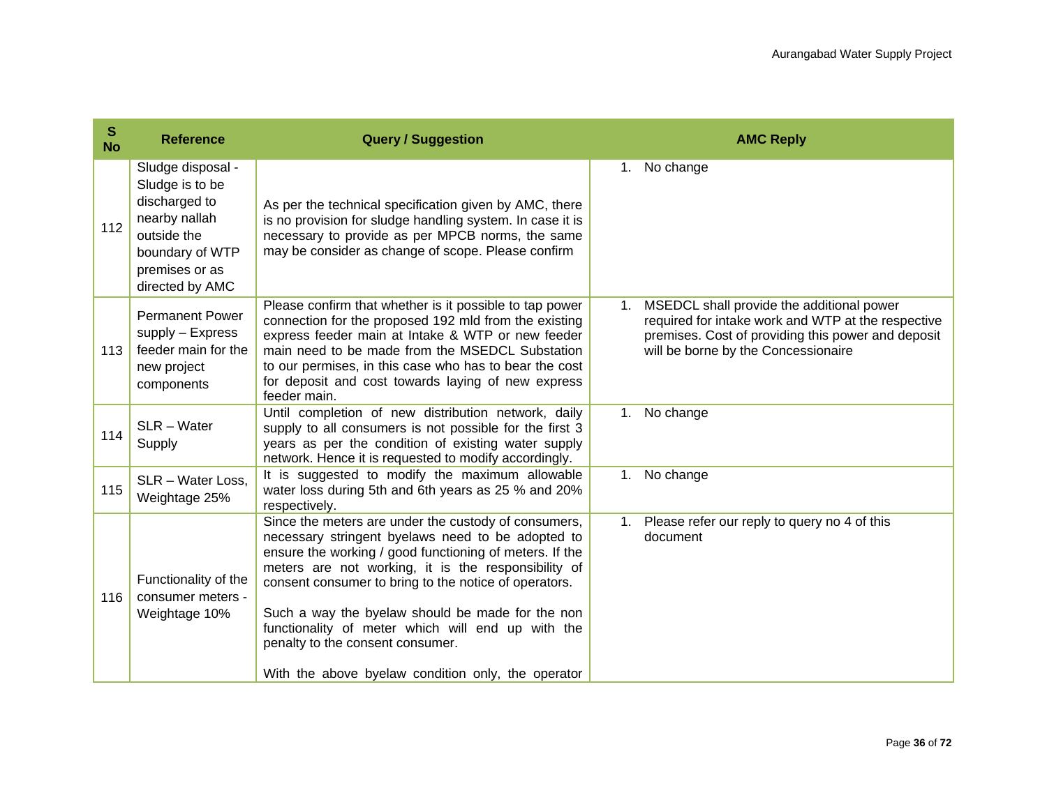| S No | Reference | Query / Suggestion | AMC Reply |
|---|---|---|---|
| 112 | Sludge disposal - Sludge is to be discharged to nearby nallah outside the boundary of WTP premises or as directed by AMC | As per the technical specification given by AMC, there is no provision for sludge handling system. In case it is necessary to provide as per MPCB norms, the same may be consider as change of scope. Please confirm | 1. No change |
| 113 | Permanent Power supply – Express feeder main for the new project components | Please confirm that whether is it possible to tap power connection for the proposed 192 mld from the existing express feeder main at Intake & WTP or new feeder main need to be made from the MSEDCL Substation to our permises, in this case who has to bear the cost for deposit and cost towards laying of new express feeder main. | 1. MSEDCL shall provide the additional power required for intake work and WTP at the respective premises. Cost of providing this power and deposit will be borne by the Concessionaire |
| 114 | SLR – Water Supply | Until completion of new distribution network, daily supply to all consumers is not possible for the first 3 years as per the condition of existing water supply network. Hence it is requested to modify accordingly. | 1. No change |
| 115 | SLR – Water Loss, Weightage 25% | It is suggested to modify the maximum allowable water loss during 5th and 6th years as 25 % and 20% respectively. | 1. No change |
| 116 | Functionality of the consumer meters - Weightage 10% | Since the meters are under the custody of consumers, necessary stringent byelaws need to be adopted to ensure the working / good functioning of meters. If the meters are not working, it is the responsibility of consent consumer to bring to the notice of operators.<br><br>Such a way the byelaw should be made for the non functionality of meter which will end up with the penalty to the consent consumer.<br><br>With the above byelaw condition only, the operator | 1. Please refer our reply to query no 4 of this document |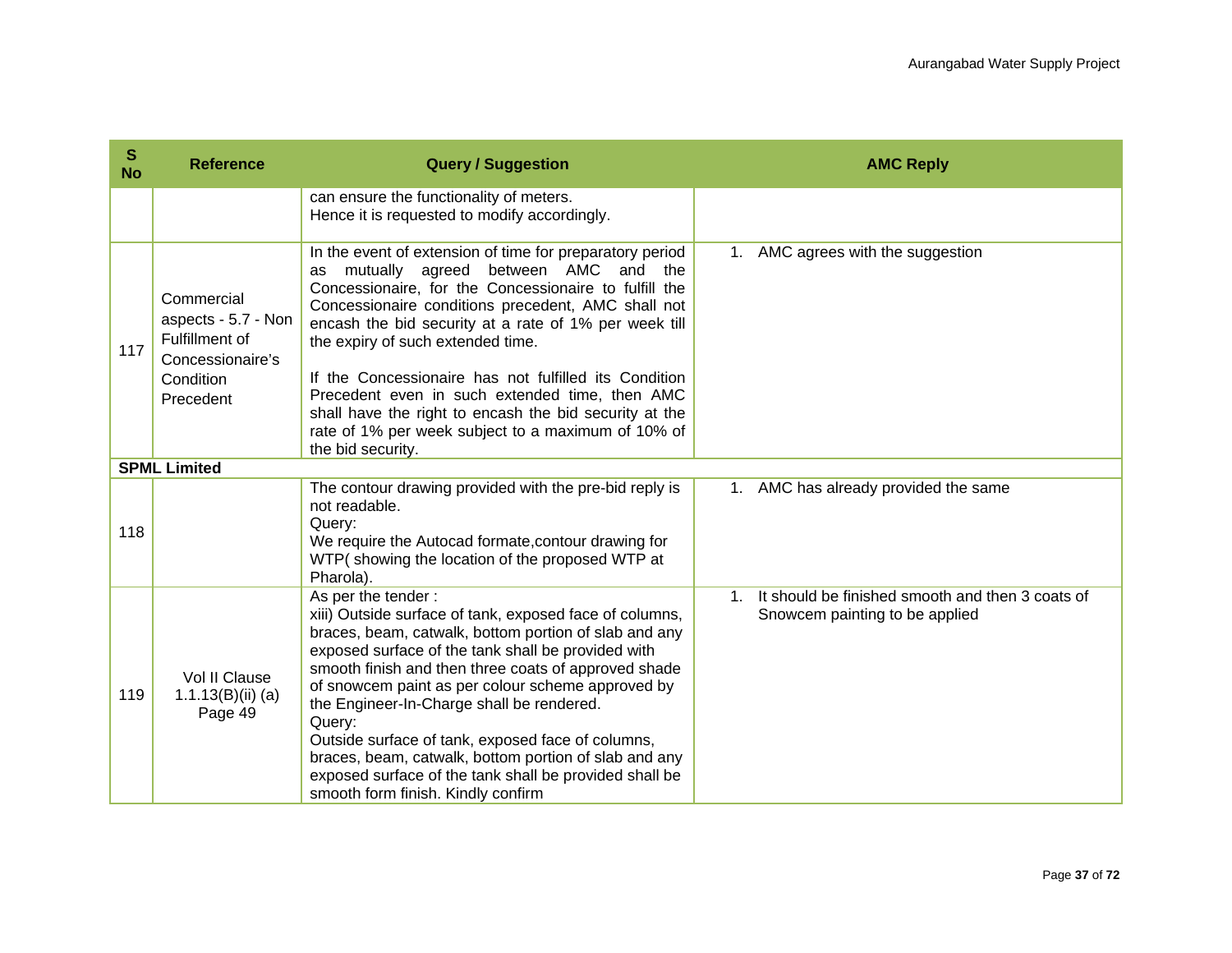| S No | Reference | Query / Suggestion | AMC Reply |
|---|---|---|---|
| | | can ensure the functionality of meters.<br>Hence it is requested to modify accordingly. | |
| 117 | Commercial aspects - 5.7 - Non Fulfillment of Concessionaire's Condition Precedent | In the event of extension of time for preparatory period as mutually agreed between AMC and the Concessionaire, for the Concessionaire to fulfill the Concessionaire conditions precedent, AMC shall not encash the bid security at a rate of 1% per week till the expiry of such extended time.<br><br>If the Concessionaire has not fulfilled its Condition Precedent even in such extended time, then AMC shall have the right to encash the bid security at the rate of 1% per week subject to a maximum of 10% of the bid security. | 1. AMC agrees with the suggestion |
| **SPML Limited** | | | |
| 118 | | The contour drawing provided with the pre-bid reply is not readable.<br>Query:<br>We require the Autocad formate,contour drawing for WTP( showing the location of the proposed WTP at Pharola). | 1. AMC has already provided the same |
| 119 | Vol II Clause 1.1.13(B)(ii) (a) Page 49 | As per the tender :<br>xiii) Outside surface of tank, exposed face of columns, braces, beam, catwalk, bottom portion of slab and any exposed surface of the tank shall be provided with smooth finish and then three coats of approved shade of snowcem paint as per colour scheme approved by the Engineer-In-Charge shall be rendered.<br>Query:<br>Outside surface of tank, exposed face of columns, braces, beam, catwalk, bottom portion of slab and any exposed surface of the tank shall be provided shall be smooth form finish. Kindly confirm | 1. It should be finished smooth and then 3 coats of Snowcem painting to be applied |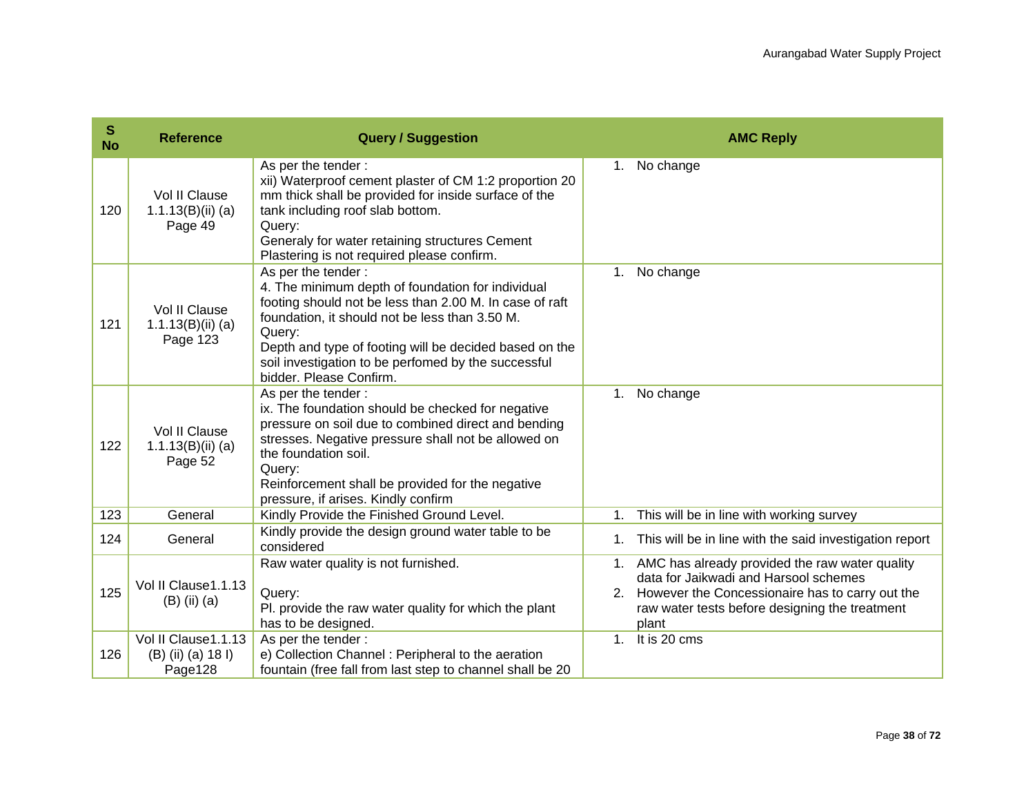| S No | Reference | Query / Suggestion | AMC Reply |
|---|---|---|---|
| 120 | Vol II Clause 1.1.13(B)(ii) (a) Page 49 | As per the tender :<br>xii) Waterproof cement plaster of CM 1:2 proportion 20 mm thick shall be provided for inside surface of the tank including roof slab bottom.<br>Query:<br>Generaly for water retaining structures Cement Plastering is not required please confirm. | 1. No change |
| 121 | Vol II Clause 1.1.13(B)(ii) (a) Page 123 | As per the tender :<br>4. The minimum depth of foundation for individual footing should not be less than 2.00 M. In case of raft foundation, it should not be less than 3.50 M.<br>Query:<br>Depth and type of footing will be decided based on the soil investigation to be perfomed by the successful bidder. Please Confirm. | 1. No change |
| 122 | Vol II Clause 1.1.13(B)(ii) (a) Page 52 | As per the tender :<br>ix. The foundation should be checked for negative pressure on soil due to combined direct and bending stresses. Negative pressure shall not be allowed on the foundation soil.<br>Query:<br>Reinforcement shall be provided for the negative pressure, if arises. Kindly confirm | 1. No change |
| 123 | General | Kindly Provide the Finished Ground Level. | 1. This will be in line with working survey |
| 124 | General | Kindly provide the design ground water table to be considered | 1. This will be in line with the said investigation report |
| 125 | Vol II Clause1.1.13 (B) (ii) (a) | Raw water quality is not furnished.<br><br>Query:<br>Pl. provide the raw water quality for which the plant has to be designed. | 1. AMC has already provided the raw water quality data for Jaikwadi and Harsool schemes<br>2. However the Concessionaire has to carry out the raw water tests before designing the treatment plant |
| 126 | Vol II Clause1.1.13 (B) (ii) (a) 18 I) Page128 | As per the tender :<br>e) Collection Channel : Peripheral to the aeration fountain (free fall from last step to channel shall be 20 | 1. It is 20 cms |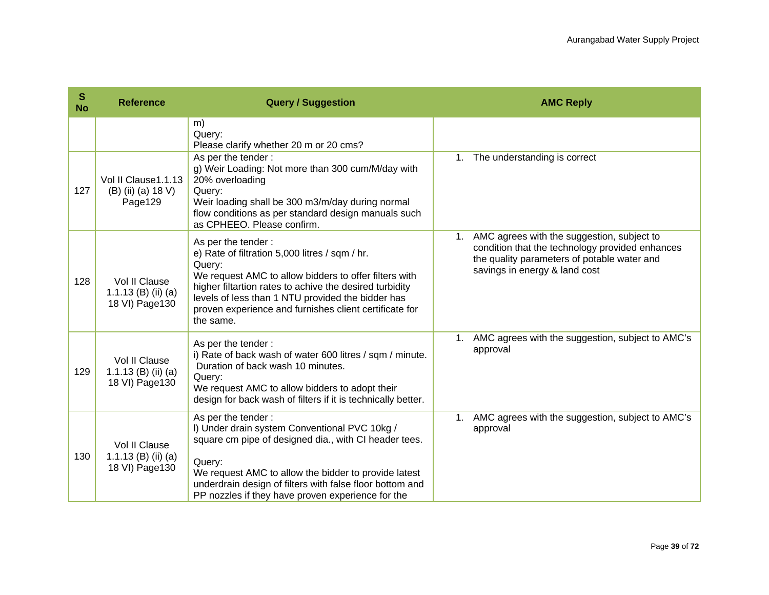| S No | Reference | Query / Suggestion | AMC Reply |
|---|---|---|---|
| | | m)<br>Query:<br>Please clarify whether 20 m or 20 cms? | |
| 127 | Vol II Clause1.1.13 (B) (ii) (a) 18 V) Page129 | As per the tender :<br>g) Weir Loading: Not more than 300 cum/M/day with 20% overloading<br>Query:<br>Weir loading shall be 300 m3/m/day during normal flow conditions as per standard design manuals such as CPHEEO. Please confirm. | 1. The understanding is correct |
| 128 | Vol II Clause 1.1.13 (B) (ii) (a) 18 VI) Page130 | As per the tender :<br>e) Rate of filtration 5,000 litres / sqm / hr.<br>Query:<br>We request AMC to allow bidders to offer filters with higher filtartion rates to achive the desired turbidity levels of less than 1 NTU provided the bidder has proven experience and furnishes client certificate for the same. | 1. AMC agrees with the suggestion, subject to condition that the technology provided enhances the quality parameters of potable water and savings in energy & land cost |
| 129 | Vol II Clause 1.1.13 (B) (ii) (a) 18 VI) Page130 | As per the tender :<br>i) Rate of back wash of water 600 litres / sqm / minute. Duration of back wash 10 minutes.<br>Query:<br>We request AMC to allow bidders to adopt their design for back wash of filters if it is technically better. | 1. AMC agrees with the suggestion, subject to AMC's approval |
| 130 | Vol II Clause 1.1.13 (B) (ii) (a) 18 VI) Page130 | As per the tender :<br>l) Under drain system Conventional PVC 10kg / square cm pipe of designed dia., with CI header tees.<br><br>Query:<br>We request AMC to allow the bidder to provide latest underdrain design of filters with false floor bottom and PP nozzles if they have proven experience for the | 1. AMC agrees with the suggestion, subject to AMC's approval |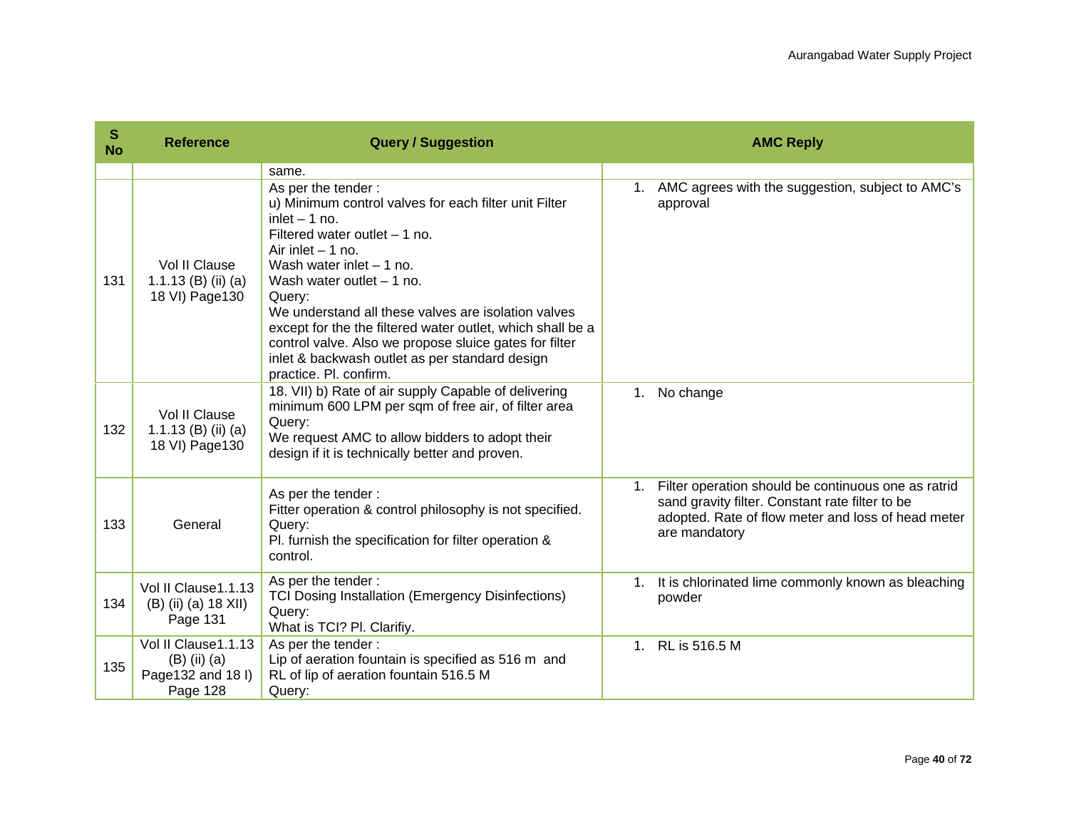| S No | Reference | Query / Suggestion | AMC Reply |
|---|---|---|---|
| | | same. | |
| 131 | Vol II Clause 1.1.13 (B) (ii) (a) 18 VI) Page130 | As per the tender :<br>u) Minimum control valves for each filter unit Filter inlet – 1 no.<br>Filtered water outlet – 1 no.<br>Air inlet – 1 no.<br>Wash water inlet – 1 no.<br>Wash water outlet – 1 no.<br>Query:<br>We understand all these valves are isolation valves except for the the filtered water outlet, which shall be a control valve. Also we propose sluice gates for filter inlet & backwash outlet as per standard design practice. Pl. confirm. | 1. AMC agrees with the suggestion, subject to AMC's approval |
| 132 | Vol II Clause 1.1.13 (B) (ii) (a) 18 VI) Page130 | 18. VII) b) Rate of air supply Capable of delivering minimum 600 LPM per sqm of free air, of filter area<br>Query:<br>We request AMC to allow bidders to adopt their design if it is technically better and proven. | 1. No change |
| 133 | General | As per the tender :<br>Fitter operation & control philosophy is not specified.<br>Query:<br>Pl. furnish the specification for filter operation & control. | 1. Filter operation should be continuous one as ratrid sand gravity filter. Constant rate filter to be adopted. Rate of flow meter and loss of head meter are mandatory |
| 134 | Vol II Clause1.1.13 (B) (ii) (a) 18 XII) Page 131 | As per the tender :<br>TCI Dosing Installation (Emergency Disinfections)<br>Query:<br>What is TCI? Pl. Clarifiy. | 1. It is chlorinated lime commonly known as bleaching powder |
| 135 | Vol II Clause1.1.13 (B) (ii) (a) Page132 and 18 I) Page 128 | As per the tender :<br>Lip of aeration fountain is specified as 516 m and RL of lip of aeration fountain 516.5 M<br>Query: | 1. RL is 516.5 M |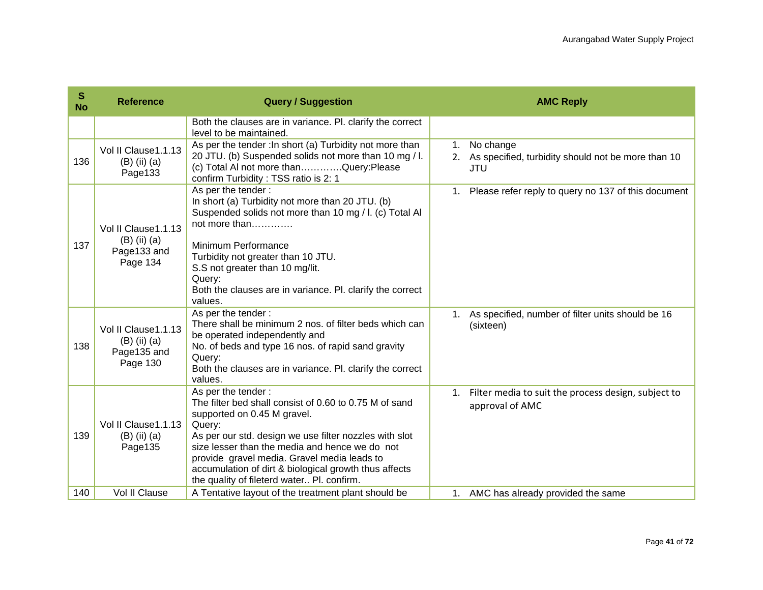| S No | Reference | Query / Suggestion | AMC Reply |
|---|---|---|---|
| | | Both the clauses are in variance. Pl. clarify the correct level to be maintained. | |
| 136 | Vol II Clause1.1.13 (B) (ii) (a) Page133 | As per the tender :In short (a) Turbidity not more than 20 JTU. (b) Suspended solids not more than 10 mg / l. (c) Total Al not more than………….Query:Please confirm Turbidity : TSS ratio is 2: 1 | 1. No change<br>2. As specified, turbidity should not be more than 10 JTU |
| 137 | Vol II Clause1.1.13 (B) (ii) (a) Page133 and Page 134 | As per the tender :<br>In short (a) Turbidity not more than 20 JTU. (b) Suspended solids not more than 10 mg / l. (c) Total Al not more than…………<br><br>Minimum Performance<br>Turbidity not greater than 10 JTU.<br>S.S not greater than 10 mg/lit.<br>Query:<br>Both the clauses are in variance. Pl. clarify the correct values. | 1. Please refer reply to query no 137 of this document |
| 138 | Vol II Clause1.1.13 (B) (ii) (a) Page135 and Page 130 | As per the tender :<br>There shall be minimum 2 nos. of filter beds which can be operated independently and<br>No. of beds and type 16 nos. of rapid sand gravity<br>Query:<br>Both the clauses are in variance. Pl. clarify the correct values. | 1. As specified, number of filter units should be 16 (sixteen) |
| 139 | Vol II Clause1.1.13 (B) (ii) (a) Page135 | As per the tender :<br>The filter bed shall consist of 0.60 to 0.75 M of sand supported on 0.45 M gravel.<br>Query:<br>As per our std. design we use filter nozzles with slot size lesser than the media and hence we do not provide gravel media. Gravel media leads to accumulation of dirt & biological growth thus affects the quality of fileterd water.. Pl. confirm. | 1. Filter media to suit the process design, subject to approval of AMC |
| 140 | Vol II Clause | A Tentative layout of the treatment plant should be | 1. AMC has already provided the same |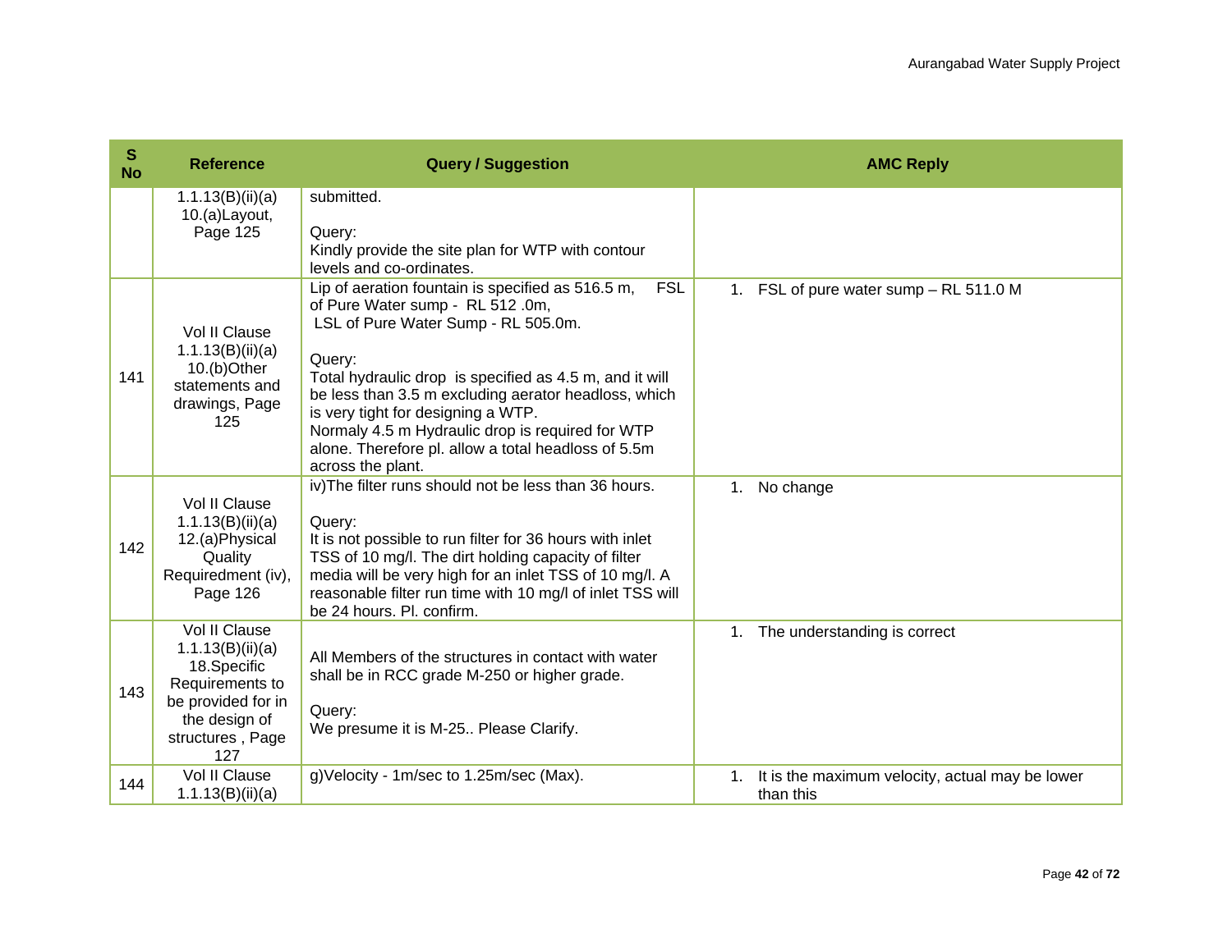| S No | Reference | Query / Suggestion | AMC Reply |
|---|---|---|---|
| | 1.1.13(B)(ii)(a) 10.(a)Layout, Page 125 | submitted.<br><br>Query:<br>Kindly provide the site plan for WTP with contour levels and co-ordinates. | |
| 141 | Vol II Clause 1.1.13(B)(ii)(a) 10.(b)Other statements and drawings, Page 125 | Lip of aeration fountain is specified as 516.5 m, FSL of Pure Water sump - RL 512 .0m,<br>LSL of Pure Water Sump - RL 505.0m.<br><br>Query:<br>Total hydraulic drop is specified as 4.5 m, and it will be less than 3.5 m excluding aerator headloss, which is very tight for designing a WTP.<br>Normaly 4.5 m Hydraulic drop is required for WTP alone. Therefore pl. allow a total headloss of 5.5m across the plant. | 1. FSL of pure water sump – RL 511.0 M |
| 142 | Vol II Clause 1.1.13(B)(ii)(a) 12.(a)Physical Quality Requiredment (iv), Page 126 | iv)The filter runs should not be less than 36 hours.<br><br>Query:<br>It is not possible to run filter for 36 hours with inlet TSS of 10 mg/l. The dirt holding capacity of filter media will be very high for an inlet TSS of 10 mg/l. A reasonable filter run time with 10 mg/l of inlet TSS will be 24 hours. Pl. confirm. | 1. No change |
| 143 | Vol II Clause 1.1.13(B)(ii)(a) 18.Specific Requirements to be provided for in the design of structures , Page 127 | All Members of the structures in contact with water shall be in RCC grade M-250 or higher grade.<br><br>Query:<br>We presume it is M-25.. Please Clarify. | 1. The understanding is correct |
| 144 | Vol II Clause 1.1.13(B)(ii)(a) | g)Velocity - 1m/sec to 1.25m/sec (Max). | 1. It is the maximum velocity, actual may be lower than this |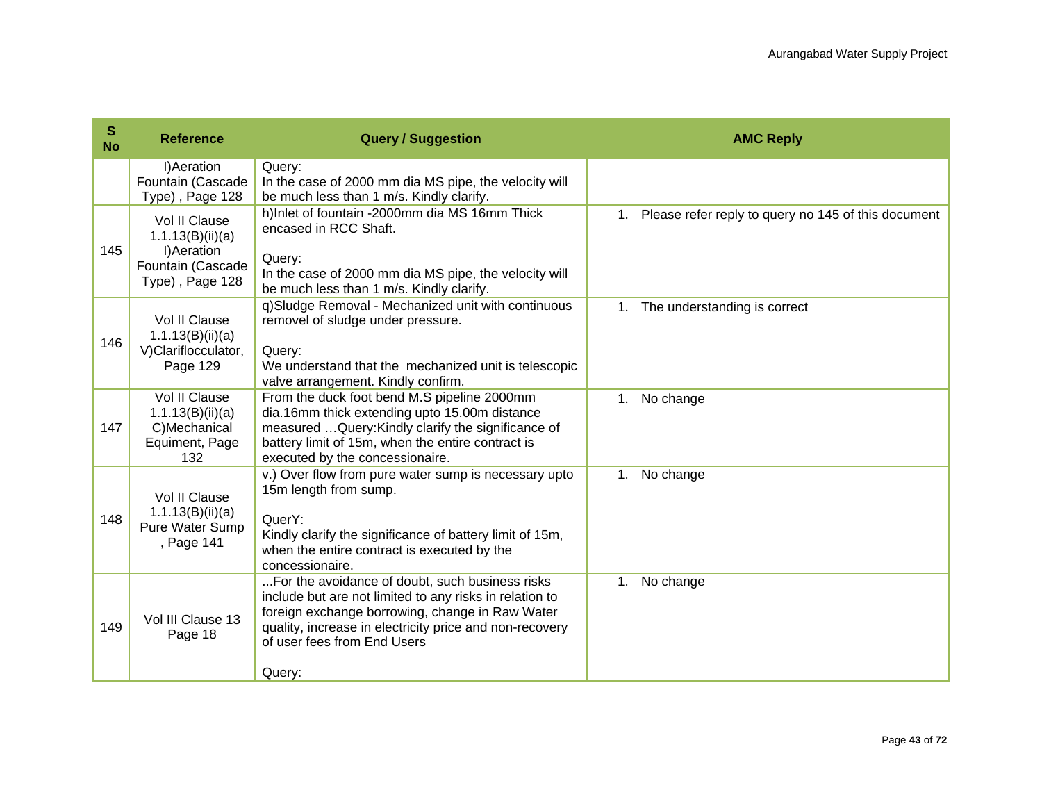| S No | Reference | Query / Suggestion | AMC Reply |
|---|---|---|---|
| | I)Aeration Fountain (Cascade Type) , Page 128 | Query:<br>In the case of 2000 mm dia MS pipe, the velocity will be much less than 1 m/s. Kindly clarify. | |
| 145 | Vol II Clause 1.1.13(B)(ii)(a) I)Aeration Fountain (Cascade Type) , Page 128 | h)Inlet of fountain -2000mm dia MS 16mm Thick encased in RCC Shaft.<br><br>Query:<br>In the case of 2000 mm dia MS pipe, the velocity will be much less than 1 m/s. Kindly clarify. | 1. Please refer reply to query no 145 of this document |
| 146 | Vol II Clause 1.1.13(B)(ii)(a) V)Clariflocculator, Page 129 | q)Sludge Removal - Mechanized unit with continuous removel of sludge under pressure.<br><br>Query:<br>We understand that the mechanized unit is telescopic valve arrangement. Kindly confirm. | 1. The understanding is correct |
| 147 | Vol II Clause 1.1.13(B)(ii)(a) C)Mechanical Equiment, Page 132 | From the duck foot bend M.S pipeline 2000mm dia.16mm thick extending upto 15.00m distance measured …Query:Kindly clarify the significance of battery limit of 15m, when the entire contract is executed by the concessionaire. | 1. No change |
| 148 | Vol II Clause 1.1.13(B)(ii)(a) Pure Water Sump , Page 141 | v.) Over flow from pure water sump is necessary upto 15m length from sump.<br><br>QuerY:<br>Kindly clarify the significance of battery limit of 15m, when the entire contract is executed by the concessionaire. | 1. No change |
| 149 | Vol III Clause 13 Page 18 | ...For the avoidance of doubt, such business risks include but are not limited to any risks in relation to foreign exchange borrowing, change in Raw Water quality, increase in electricity price and non-recovery of user fees from End Users<br><br>Query: | 1. No change |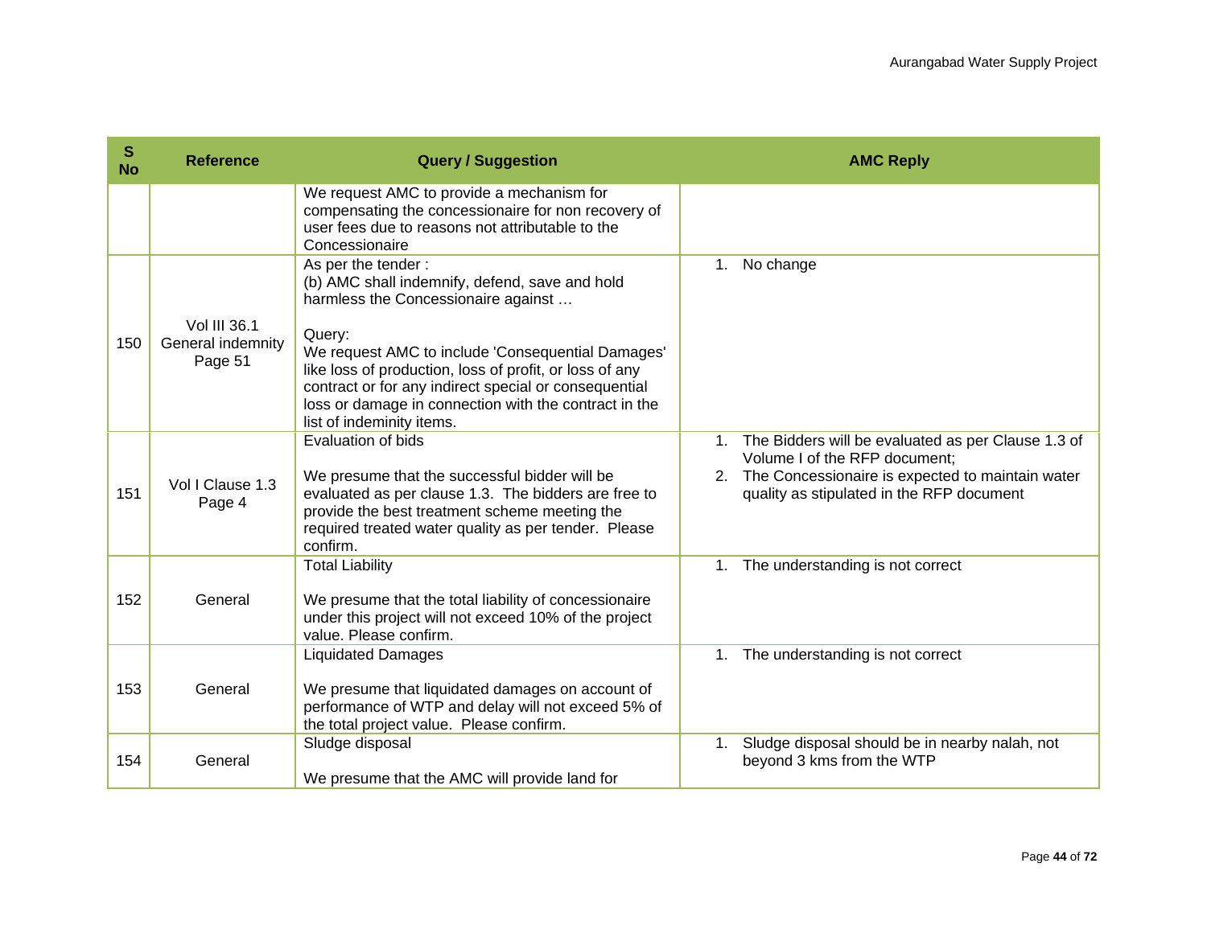| S No | Reference | Query / Suggestion | AMC Reply |
|---|---|---|---|
| | | We request AMC to provide a mechanism for compensating the concessionaire for non recovery of user fees due to reasons not attributable to the Concessionaire | |
| 150 | Vol III 36.1 General indemnity Page 51 | As per the tender :<br>(b) AMC shall indemnify, defend, save and hold harmless the Concessionaire against …<br><br>Query:<br>We request AMC to include 'Consequential Damages' like loss of production, loss of profit, or loss of any contract or for any indirect special or consequential loss or damage in connection with the contract in the list of indeminity items. | 1. No change |
| 151 | Vol I Clause 1.3 Page 4 | Evaluation of bids<br><br>We presume that the successful bidder will be evaluated as per clause 1.3. The bidders are free to provide the best treatment scheme meeting the required treated water quality as per tender. Please confirm. | 1. The Bidders will be evaluated as per Clause 1.3 of Volume I of the RFP document;<br>2. The Concessionaire is expected to maintain water quality as stipulated in the RFP document |
| 152 | General | Total Liability<br><br>We presume that the total liability of concessionaire under this project will not exceed 10% of the project value. Please confirm. | 1. The understanding is not correct |
| 153 | General | Liquidated Damages<br><br>We presume that liquidated damages on account of performance of WTP and delay will not exceed 5% of the total project value. Please confirm. | 1. The understanding is not correct |
| 154 | General | Sludge disposal<br><br>We presume that the AMC will provide land for | 1. Sludge disposal should be in nearby nalah, not beyond 3 kms from the WTP |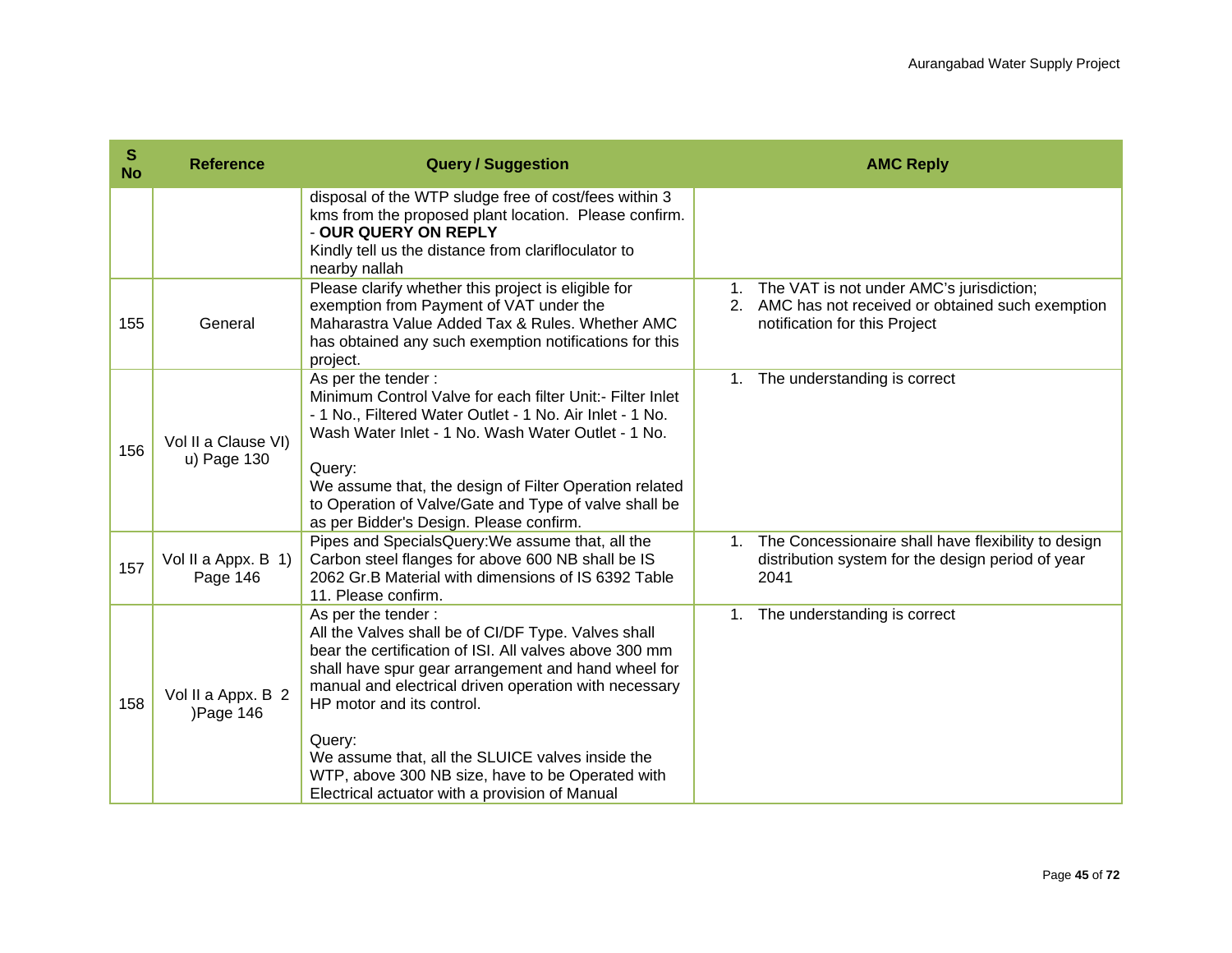| S No | Reference | Query / Suggestion | AMC Reply |
|---|---|---|---|
| | | disposal of the WTP sludge free of cost/fees within 3 kms from the proposed plant location. Please confirm. - **OUR QUERY ON REPLY**<br>Kindly tell us the distance from clarifloculator to nearby nallah | |
| 155 | General | Please clarify whether this project is eligible for exemption from Payment of VAT under the Maharastra Value Added Tax & Rules. Whether AMC has obtained any such exemption notifications for this project. | 1. The VAT is not under AMC's jurisdiction;<br>2. AMC has not received or obtained such exemption notification for this Project |
| 156 | Vol II a Clause VI) u) Page 130 | As per the tender :<br>Minimum Control Valve for each filter Unit:- Filter Inlet - 1 No., Filtered Water Outlet - 1 No. Air Inlet - 1 No. Wash Water Inlet - 1 No. Wash Water Outlet - 1 No.<br><br>Query:<br>We assume that, the design of Filter Operation related to Operation of Valve/Gate and Type of valve shall be as per Bidder's Design. Please confirm. | 1. The understanding is correct |
| 157 | Vol II a Appx. B 1) Page 146 | Pipes and SpecialsQuery:We assume that, all the Carbon steel flanges for above 600 NB shall be IS 2062 Gr.B Material with dimensions of IS 6392 Table 11. Please confirm. | 1. The Concessionaire shall have flexibility to design distribution system for the design period of year 2041 |
| 158 | Vol II a Appx. B 2 )Page 146 | As per the tender :<br>All the Valves shall be of CI/DF Type. Valves shall bear the certification of ISI. All valves above 300 mm shall have spur gear arrangement and hand wheel for manual and electrical driven operation with necessary HP motor and its control.<br><br>Query:<br>We assume that, all the SLUICE valves inside the WTP, above 300 NB size, have to be Operated with Electrical actuator with a provision of Manual | 1. The understanding is correct |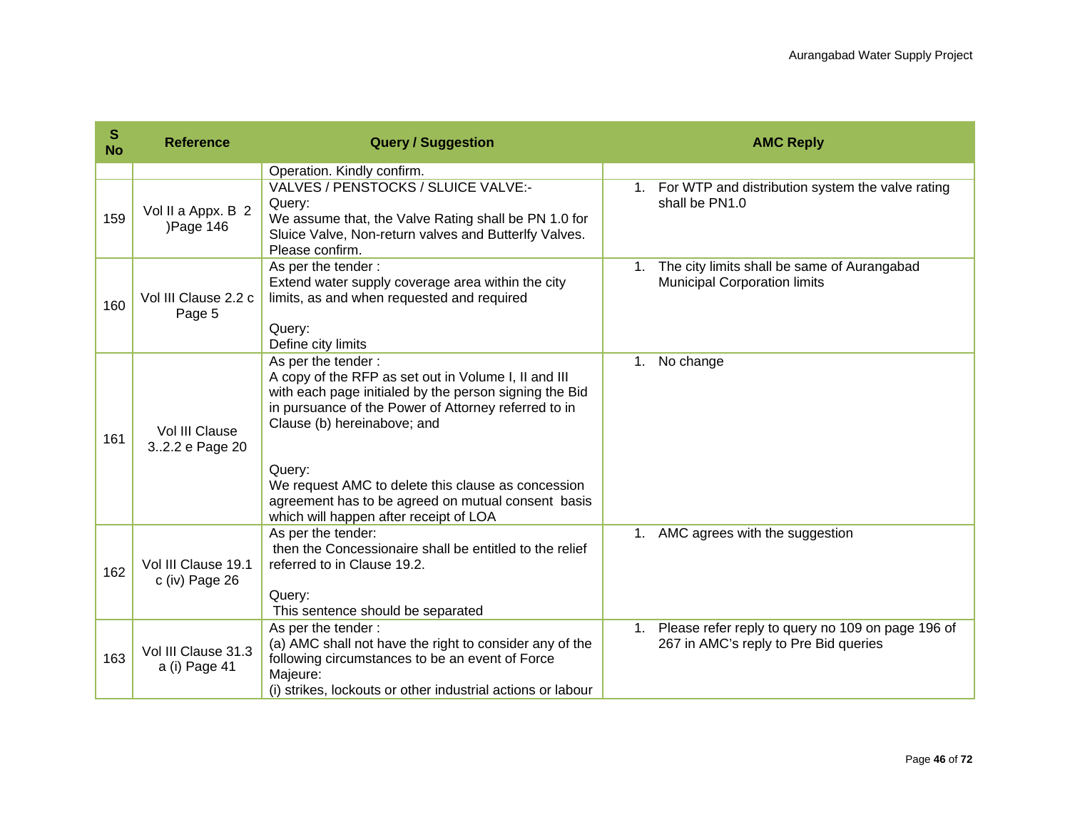| S No | Reference | Query / Suggestion | AMC Reply |
|---|---|---|---|
| | | Operation. Kindly confirm. | |
| 159 | Vol II a Appx. B 2 )Page 146 | VALVES / PENSTOCKS / SLUICE VALVE:-<br>Query:<br>We assume that, the Valve Rating shall be PN 1.0 for Sluice Valve, Non-return valves and Butterlfy Valves. Please confirm. | 1. For WTP and distribution system the valve rating shall be PN1.0 |
| 160 | Vol III Clause 2.2 c Page 5 | As per the tender :<br>Extend water supply coverage area within the city limits, as and when requested and required<br><br>Query:<br>Define city limits | 1. The city limits shall be same of Aurangabad Municipal Corporation limits |
| 161 | Vol III Clause 3..2.2 e Page 20 | As per the tender :<br>A copy of the RFP as set out in Volume I, II and III with each page initialed by the person signing the Bid in pursuance of the Power of Attorney referred to in Clause (b) hereinabove; and<br><br>Query:<br>We request AMC to delete this clause as concession agreement has to be agreed on mutual consent basis which will happen after receipt of LOA | 1. No change |
| 162 | Vol III Clause 19.1 c (iv) Page 26 | As per the tender:<br>then the Concessionaire shall be entitled to the relief referred to in Clause 19.2.<br><br>Query:<br>This sentence should be separated | 1. AMC agrees with the suggestion |
| 163 | Vol III Clause 31.3 a (i) Page 41 | As per the tender :<br>(a) AMC shall not have the right to consider any of the following circumstances to be an event of Force Majeure:<br>(i) strikes, lockouts or other industrial actions or labour | 1. Please refer reply to query no 109 on page 196 of 267 in AMC's reply to Pre Bid queries |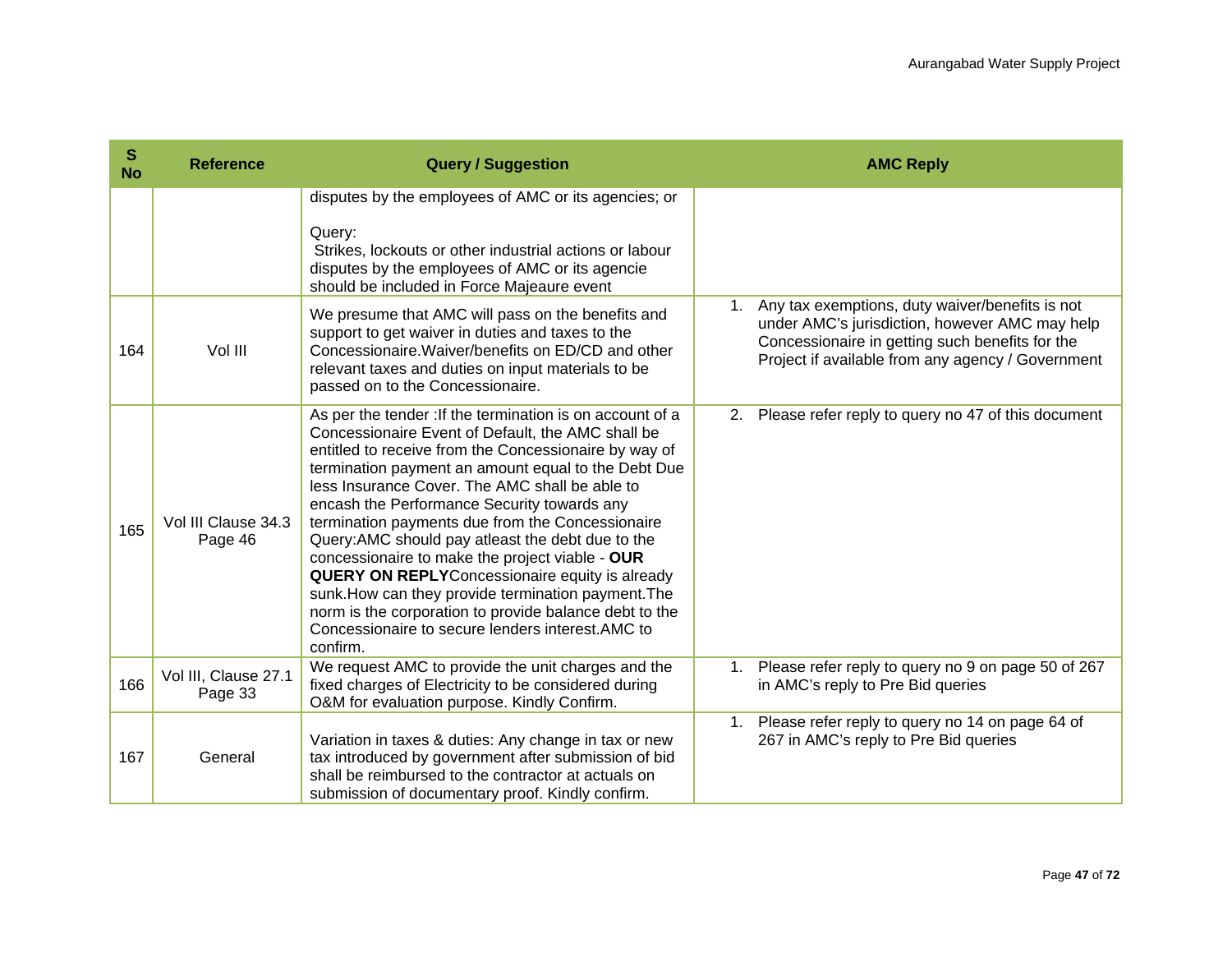| S No | Reference | Query / Suggestion | AMC Reply |
|---|---|---|---|
| | | disputes by the employees of AMC or its agencies; or<br><br>Query:<br>Strikes, lockouts or other industrial actions or labour disputes by the employees of AMC or its agencie should be included in Force Majeaure event | |
| 164 | Vol III | We presume that AMC will pass on the benefits and support to get waiver in duties and taxes to the Concessionaire.Waiver/benefits on ED/CD and other relevant taxes and duties on input materials to be passed on to the Concessionaire. | 1. Any tax exemptions, duty waiver/benefits is not under AMC's jurisdiction, however AMC may help Concessionaire in getting such benefits for the Project if available from any agency / Government |
| 165 | Vol III Clause 34.3 Page 46 | As per the tender :If the termination is on account of a Concessionaire Event of Default, the AMC shall be entitled to receive from the Concessionaire by way of termination payment an amount equal to the Debt Due less Insurance Cover. The AMC shall be able to encash the Performance Security towards any termination payments due from the Concessionaire Query:AMC should pay atleast the debt due to the concessionaire to make the project viable - **OUR QUERY ON REPLY**Concessionaire equity is already sunk.How can they provide termination payment.The norm is the corporation to provide balance debt to the Concessionaire to secure lenders interest.AMC to confirm. | 2. Please refer reply to query no 47 of this document |
| 166 | Vol III, Clause 27.1 Page 33 | We request AMC to provide the unit charges and the fixed charges of Electricity to be considered during O&M for evaluation purpose. Kindly Confirm. | 1. Please refer reply to query no 9 on page 50 of 267 in AMC's reply to Pre Bid queries |
| 167 | General | Variation in taxes & duties: Any change in tax or new tax introduced by government after submission of bid shall be reimbursed to the contractor at actuals on submission of documentary proof. Kindly confirm. | 1. Please refer reply to query no 14 on page 64 of 267 in AMC's reply to Pre Bid queries |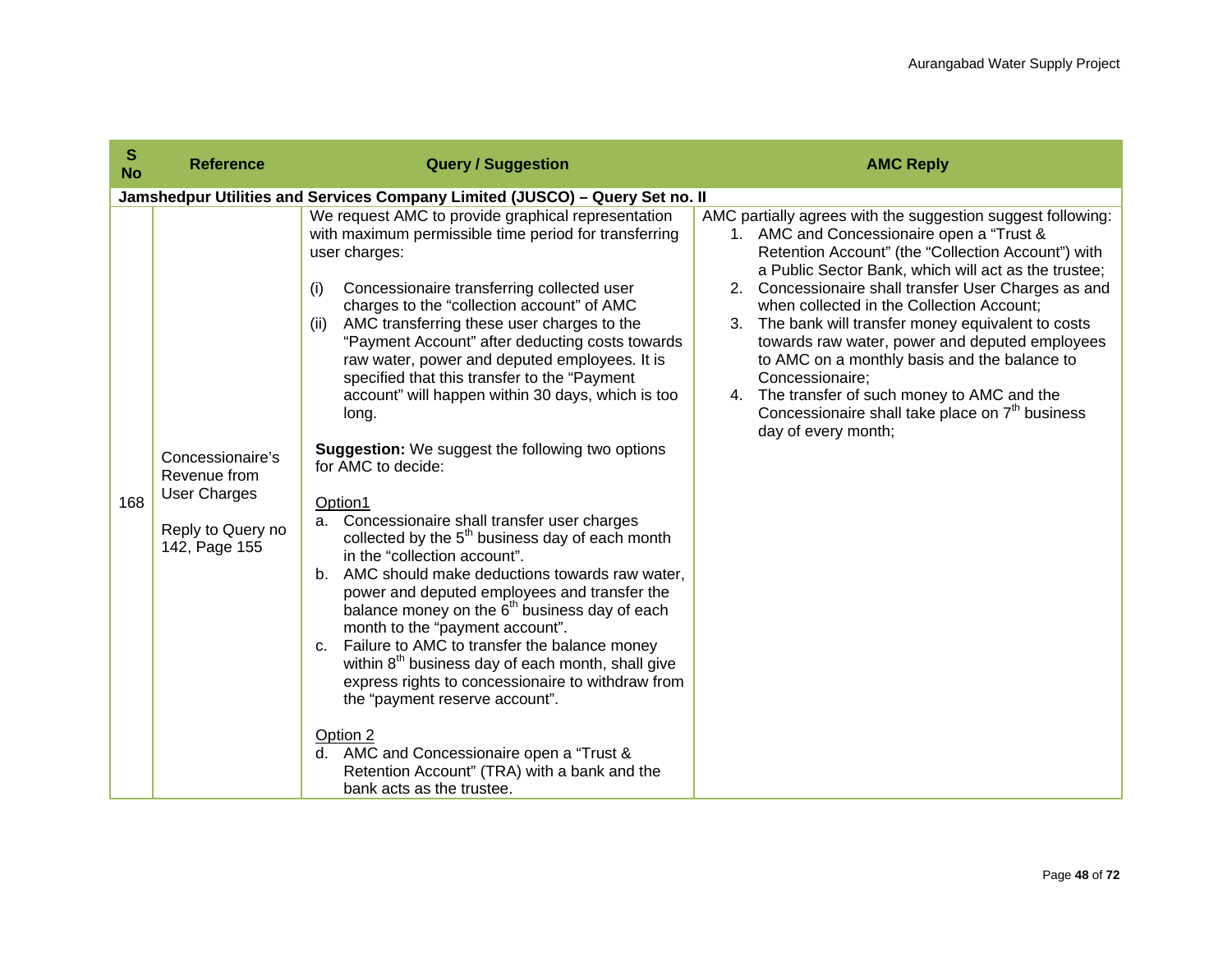| S No | Reference | Query / Suggestion | AMC Reply |
|---|---|---|---|
| **Jamshedpur Utilities and Services Company Limited (JUSCO) – Query Set no. II** | | | |
| 168 | Concessionaire's Revenue from User Charges<br><br>Reply to Query no 142, Page 155 | We request AMC to provide graphical representation with maximum permissible time period for transferring user charges:<br><br>(i) Concessionaire transferring collected user charges to the "collection account" of AMC<br>(ii) AMC transferring these user charges to the "Payment Account" after deducting costs towards raw water, power and deputed employees. It is specified that this transfer to the "Payment account" will happen within 30 days, which is too long.<br><br>**Suggestion:** We suggest the following two options for AMC to decide:<br><br><u>Option1</u><br>a. Concessionaire shall transfer user charges collected by the 5th business day of each month in the "collection account".<br>b. AMC should make deductions towards raw water, power and deputed employees and transfer the balance money on the 6th business day of each month to the "payment account".<br>c. Failure to AMC to transfer the balance money within 8th business day of each month, shall give express rights to concessionaire to withdraw from the "payment reserve account".<br><br><u>Option 2</u><br>d. AMC and Concessionaire open a "Trust & Retention Account" (TRA) with a bank and the bank acts as the trustee. | AMC partially agrees with the suggestion suggest following:<br>1. AMC and Concessionaire open a "Trust & Retention Account" (the "Collection Account") with a Public Sector Bank, which will act as the trustee;<br>2. Concessionaire shall transfer User Charges as and when collected in the Collection Account;<br>3. The bank will transfer money equivalent to costs towards raw water, power and deputed employees to AMC on a monthly basis and the balance to Concessionaire;<br>4. The transfer of such money to AMC and the Concessionaire shall take place on 7th business day of every month; |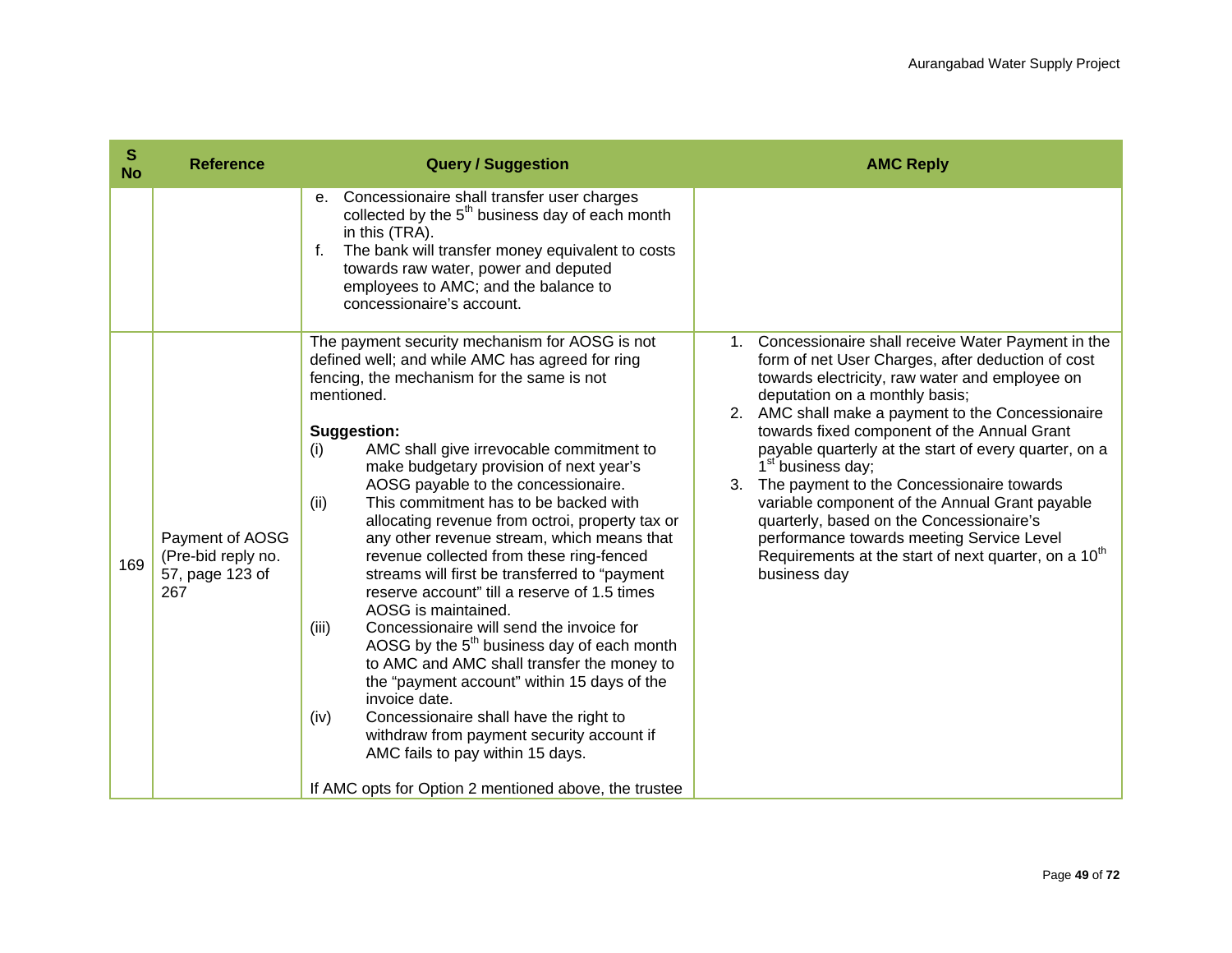| S No | Reference | Query / Suggestion | AMC Reply |
|---|---|---|---|
| | | e. Concessionaire shall transfer user charges collected by the 5th business day of each month in this (TRA).<br>f. The bank will transfer money equivalent to costs towards raw water, power and deputed employees to AMC; and the balance to concessionaire's account. | |
| 169 | Payment of AOSG (Pre-bid reply no. 57, page 123 of 267 | The payment security mechanism for AOSG is not defined well; and while AMC has agreed for ring fencing, the mechanism for the same is not mentioned.<br><br>**Suggestion:**<br>(i) AMC shall give irrevocable commitment to make budgetary provision of next year's AOSG payable to the concessionaire.<br>(ii) This commitment has to be backed with allocating revenue from octroi, property tax or any other revenue stream, which means that revenue collected from these ring-fenced streams will first be transferred to "payment reserve account" till a reserve of 1.5 times AOSG is maintained.<br>(iii) Concessionaire will send the invoice for AOSG by the 5th business day of each month to AMC and AMC shall transfer the money to the "payment account" within 15 days of the invoice date.<br>(iv) Concessionaire shall have the right to withdraw from payment security account if AMC fails to pay within 15 days.<br><br>If AMC opts for Option 2 mentioned above, the trustee | 1. Concessionaire shall receive Water Payment in the form of net User Charges, after deduction of cost towards electricity, raw water and employee on deputation on a monthly basis;<br>2. AMC shall make a payment to the Concessionaire towards fixed component of the Annual Grant payable quarterly at the start of every quarter, on a 1st business day;<br>3. The payment to the Concessionaire towards variable component of the Annual Grant payable quarterly, based on the Concessionaire's performance towards meeting Service Level Requirements at the start of next quarter, on a 10th business day |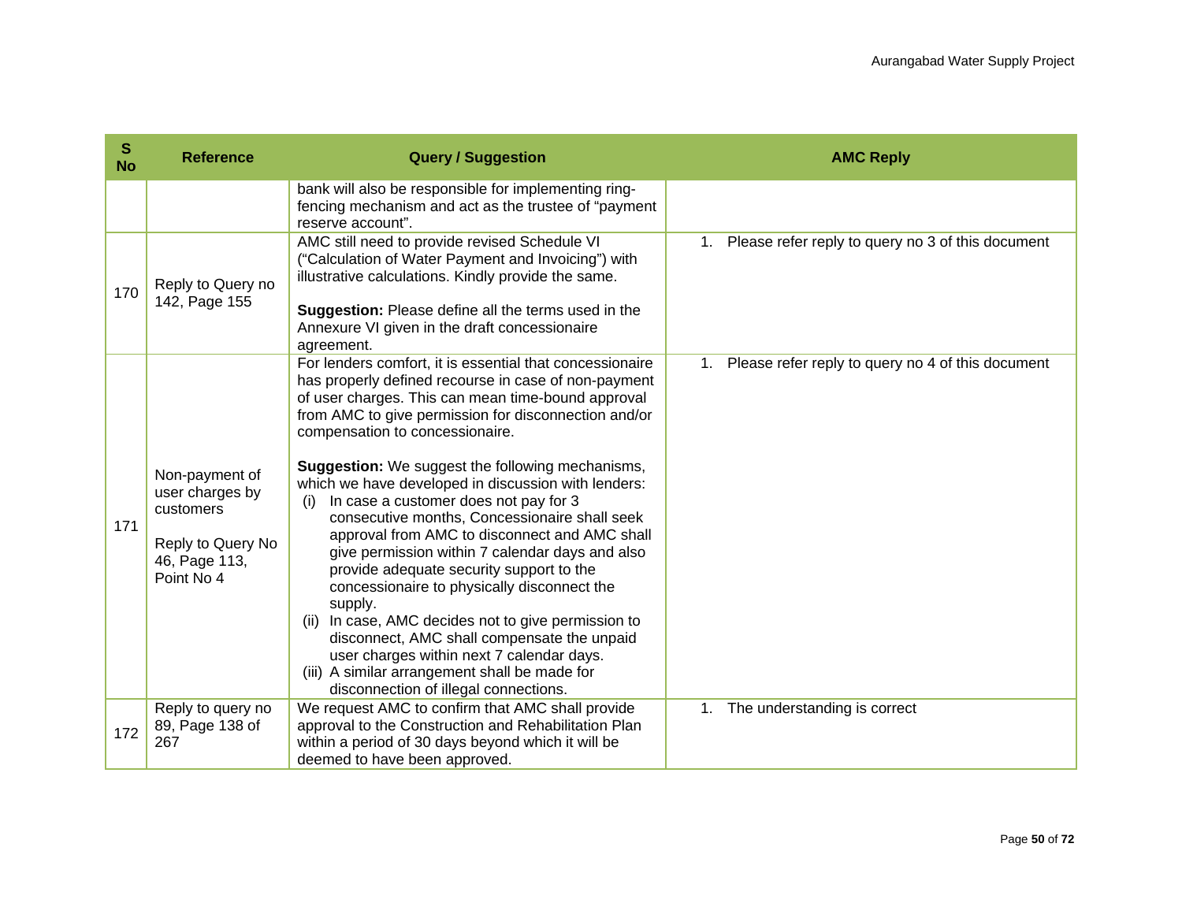| S No | Reference | Query / Suggestion | AMC Reply |
|---|---|---|---|
| | | bank will also be responsible for implementing ring-fencing mechanism and act as the trustee of "payment reserve account". | |
| 170 | Reply to Query no 142, Page 155 | AMC still need to provide revised Schedule VI ("Calculation of Water Payment and Invoicing") with illustrative calculations. Kindly provide the same.<br><br>**Suggestion:** Please define all the terms used in the Annexure VI given in the draft concessionaire agreement. | 1. Please refer reply to query no 3 of this document |
| 171 | Non-payment of user charges by customers<br><br>Reply to Query No 46, Page 113, Point No 4 | For lenders comfort, it is essential that concessionaire has properly defined recourse in case of non-payment of user charges. This can mean time-bound approval from AMC to give permission for disconnection and/or compensation to concessionaire.<br><br>**Suggestion:** We suggest the following mechanisms, which we have developed in discussion with lenders:<br>(i) In case a customer does not pay for 3 consecutive months, Concessionaire shall seek approval from AMC to disconnect and AMC shall give permission within 7 calendar days and also provide adequate security support to the concessionaire to physically disconnect the supply.<br>(ii) In case, AMC decides not to give permission to disconnect, AMC shall compensate the unpaid user charges within next 7 calendar days.<br>(iii) A similar arrangement shall be made for disconnection of illegal connections. | 1. Please refer reply to query no 4 of this document |
| 172 | Reply to query no 89, Page 138 of 267 | We request AMC to confirm that AMC shall provide approval to the Construction and Rehabilitation Plan within a period of 30 days beyond which it will be deemed to have been approved. | 1. The understanding is correct |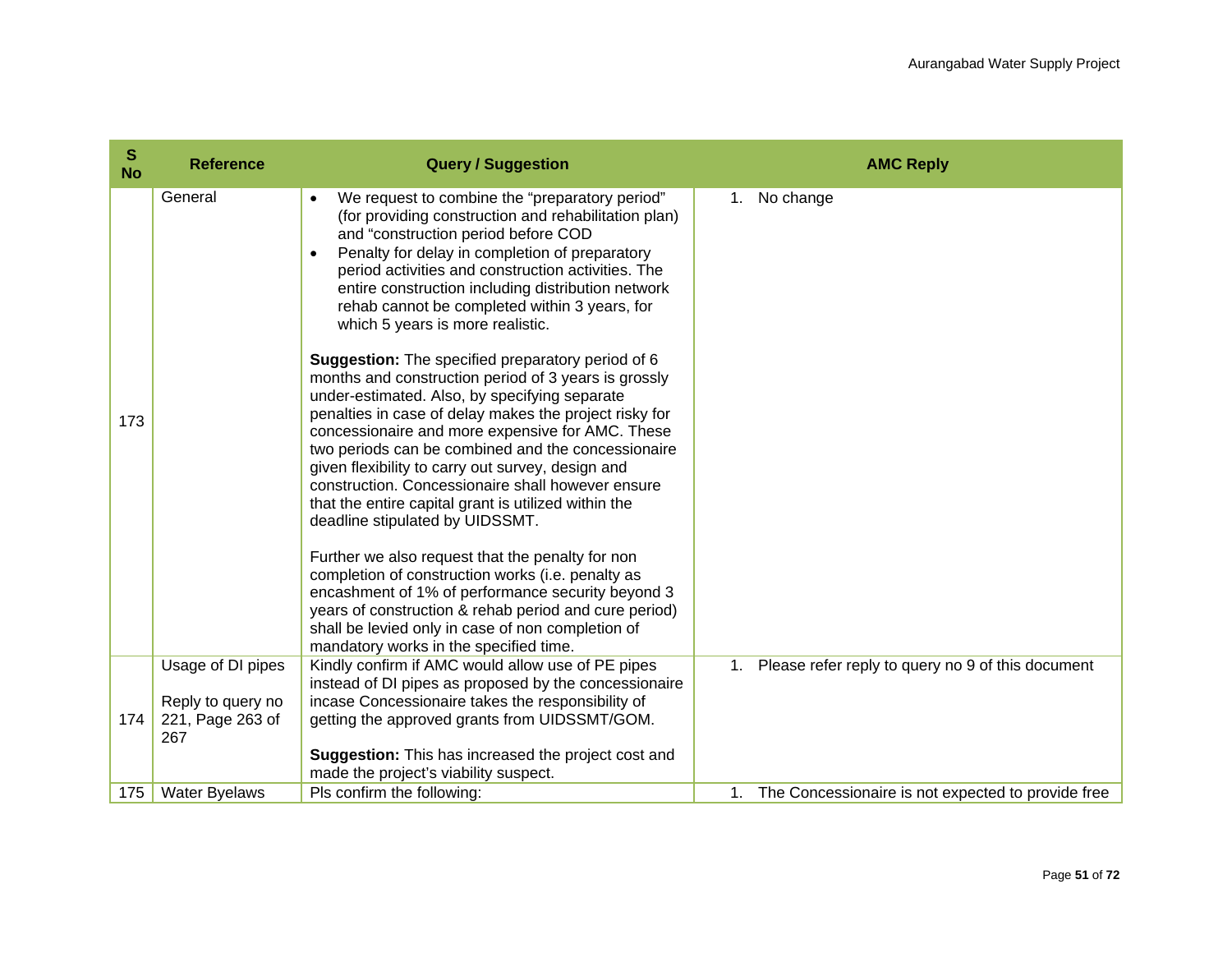| S No | Reference | Query / Suggestion | AMC Reply |
|---|---|---|---|
| 173 | General | • We request to combine the "preparatory period" (for providing construction and rehabilitation plan) and "construction period before COD<br>• Penalty for delay in completion of preparatory period activities and construction activities. The entire construction including distribution network rehab cannot be completed within 3 years, for which 5 years is more realistic.<br><br>**Suggestion:** The specified preparatory period of 6 months and construction period of 3 years is grossly under-estimated. Also, by specifying separate penalties in case of delay makes the project risky for concessionaire and more expensive for AMC. These two periods can be combined and the concessionaire given flexibility to carry out survey, design and construction. Concessionaire shall however ensure that the entire capital grant is utilized within the deadline stipulated by UIDSSMT.<br><br>Further we also request that the penalty for non completion of construction works (i.e. penalty as encashment of 1% of performance security beyond 3 years of construction & rehab period and cure period) shall be levied only in case of non completion of mandatory works in the specified time. | 1. No change |
| 174 | Usage of DI pipes<br><br>Reply to query no 221, Page 263 of 267 | Kindly confirm if AMC would allow use of PE pipes instead of DI pipes as proposed by the concessionaire incase Concessionaire takes the responsibility of getting the approved grants from UIDSSMT/GOM.<br><br>**Suggestion:** This has increased the project cost and made the project's viability suspect. | 1. Please refer reply to query no 9 of this document |
| 175 | Water Byelaws | Pls confirm the following: | 1. The Concessionaire is not expected to provide free |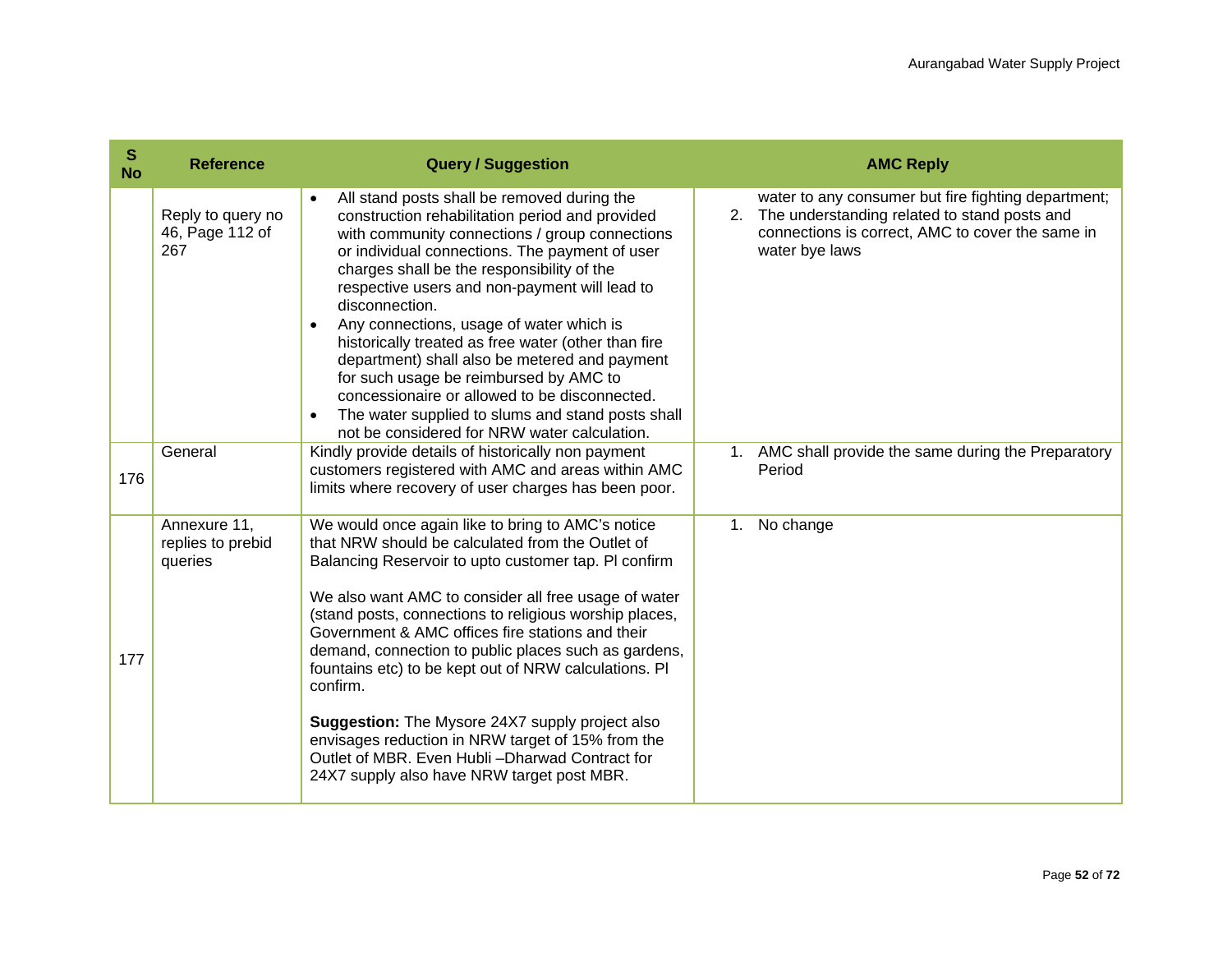| S No | Reference | Query / Suggestion | AMC Reply |
|---|---|---|---|
| | Reply to query no 46, Page 112 of 267 | • All stand posts shall be removed during the construction rehabilitation period and provided with community connections / group connections or individual connections. The payment of user charges shall be the responsibility of the respective users and non-payment will lead to disconnection.<br>• Any connections, usage of water which is historically treated as free water (other than fire department) shall also be metered and payment for such usage be reimbursed by AMC to concessionaire or allowed to be disconnected.<br>• The water supplied to slums and stand posts shall not be considered for NRW water calculation. | water to any consumer but fire fighting department;<br>2. The understanding related to stand posts and connections is correct, AMC to cover the same in water bye laws |
| 176 | General | Kindly provide details of historically non payment customers registered with AMC and areas within AMC limits where recovery of user charges has been poor. | 1. AMC shall provide the same during the Preparatory Period |
| 177 | Annexure 11, replies to prebid queries | We would once again like to bring to AMC's notice that NRW should be calculated from the Outlet of Balancing Reservoir to upto customer tap. Pl confirm<br><br>We also want AMC to consider all free usage of water (stand posts, connections to religious worship places, Government & AMC offices fire stations and their demand, connection to public places such as gardens, fountains etc) to be kept out of NRW calculations. Pl confirm.<br><br>**Suggestion:** The Mysore 24X7 supply project also envisages reduction in NRW target of 15% from the Outlet of MBR. Even Hubli –Dharwad Contract for 24X7 supply also have NRW target post MBR. | 1. No change |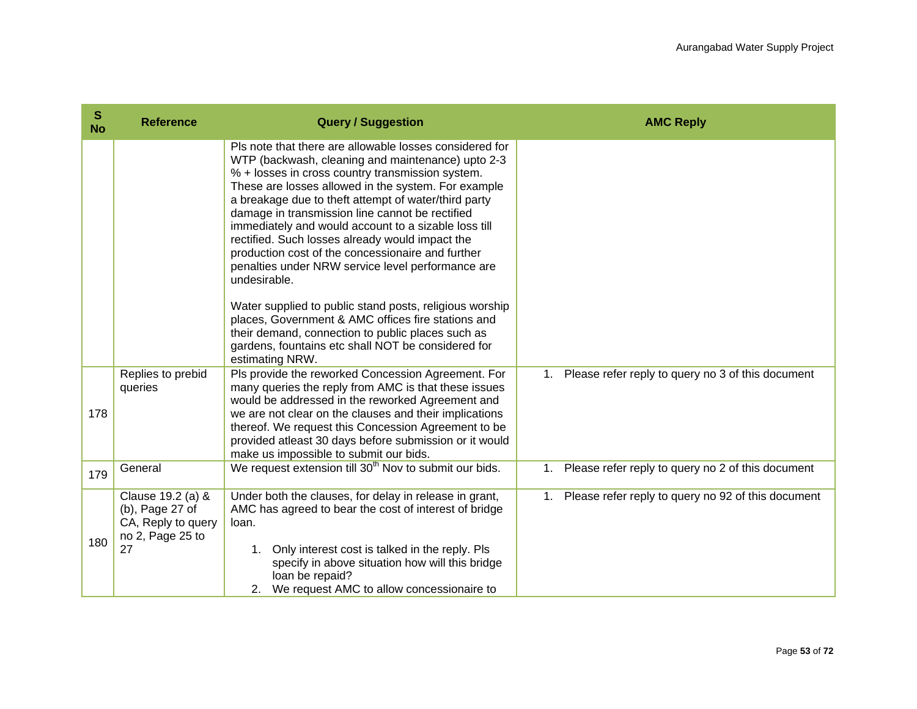| S No | Reference | Query / Suggestion | AMC Reply |
|---|---|---|---|
| | | Pls note that there are allowable losses considered for WTP (backwash, cleaning and maintenance) upto 2-3 % + losses in cross country transmission system. These are losses allowed in the system. For example a breakage due to theft attempt of water/third party damage in transmission line cannot be rectified immediately and would account to a sizable loss till rectified. Such losses already would impact the production cost of the concessionaire and further penalties under NRW service level performance are undesirable.<br><br>Water supplied to public stand posts, religious worship places, Government & AMC offices fire stations and their demand, connection to public places such as gardens, fountains etc shall NOT be considered for estimating NRW. | |
| 178 | Replies to prebid queries | Pls provide the reworked Concession Agreement. For many queries the reply from AMC is that these issues would be addressed in the reworked Agreement and we are not clear on the clauses and their implications thereof. We request this Concession Agreement to be provided atleast 30 days before submission or it would make us impossible to submit our bids. | 1. Please refer reply to query no 3 of this document |
| 179 | General | We request extension till 30th Nov to submit our bids. | 1. Please refer reply to query no 2 of this document |
| 180 | Clause 19.2 (a) & (b), Page 27 of CA, Reply to query no 2, Page 25 to 27 | Under both the clauses, for delay in release in grant, AMC has agreed to bear the cost of interest of bridge loan.<br><br>1. Only interest cost is talked in the reply. Pls specify in above situation how will this bridge loan be repaid?<br>2. We request AMC to allow concessionaire to | 1. Please refer reply to query no 92 of this document |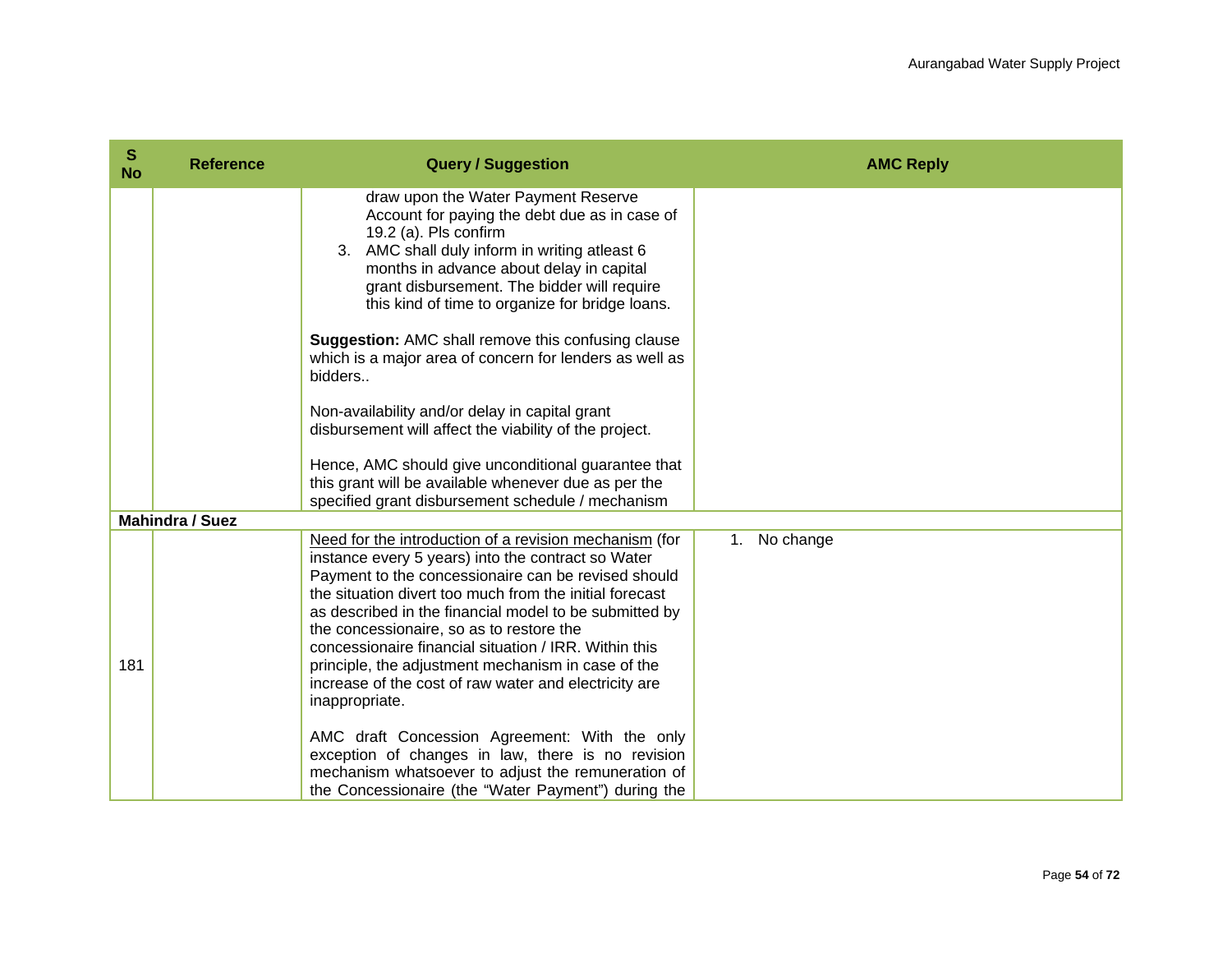| S No | Reference | Query / Suggestion | AMC Reply |
|---|---|---|---|
| | | draw upon the Water Payment Reserve Account for paying the debt due as in case of 19.2 (a). Pls confirm<br>3. AMC shall duly inform in writing atleast 6 months in advance about delay in capital grant disbursement. The bidder will require this kind of time to organize for bridge loans.<br><br>**Suggestion:** AMC shall remove this confusing clause which is a major area of concern for lenders as well as bidders..<br><br>Non-availability and/or delay in capital grant disbursement will affect the viability of the project.<br><br>Hence, AMC should give unconditional guarantee that this grant will be available whenever due as per the specified grant disbursement schedule / mechanism | |
| **Mahindra / Suez** | | | |
| 181 | | Need for the introduction of a revision mechanism (for instance every 5 years) into the contract so Water Payment to the concessionaire can be revised should the situation divert too much from the initial forecast as described in the financial model to be submitted by the concessionaire, so as to restore the concessionaire financial situation / IRR. Within this principle, the adjustment mechanism in case of the increase of the cost of raw water and electricity are inappropriate.<br><br>AMC draft Concession Agreement: With the only exception of changes in law, there is no revision mechanism whatsoever to adjust the remuneration of the Concessionaire (the "Water Payment") during the | 1. No change |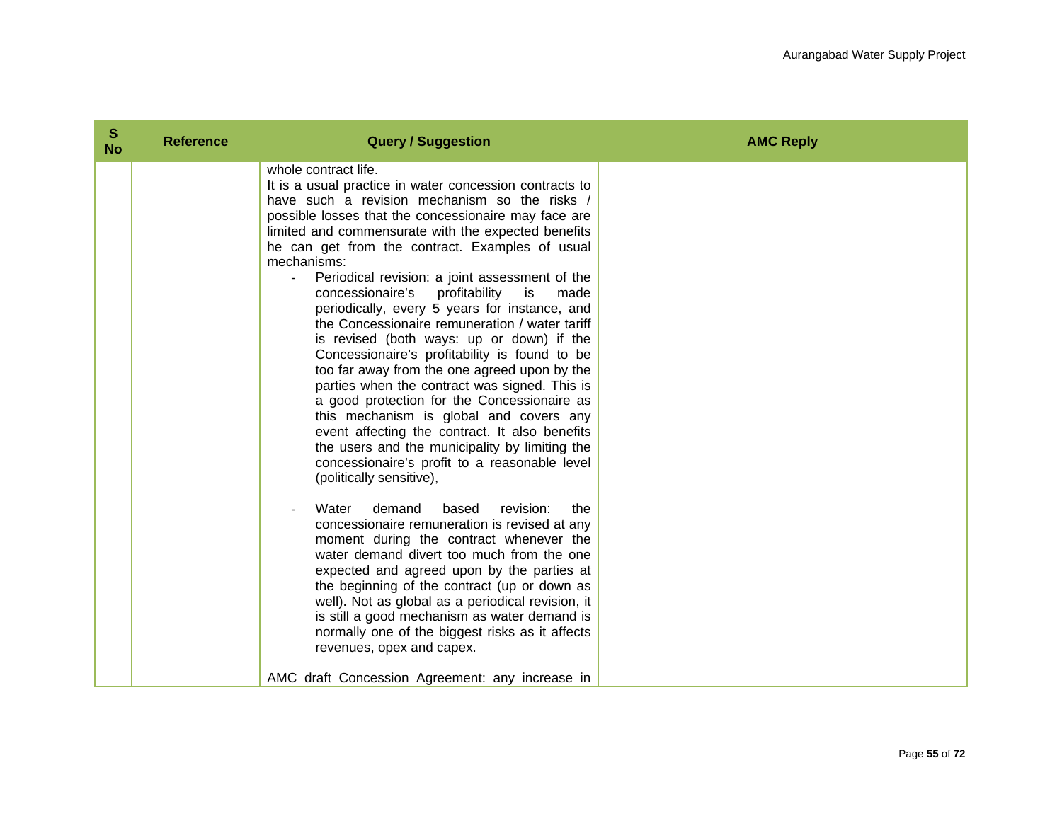| S No | Reference | Query / Suggestion | AMC Reply |
|---|---|---|---|
| | | whole contract life.<br>It is a usual practice in water concession contracts to have such a revision mechanism so the risks / possible losses that the concessionaire may face are limited and commensurate with the expected benefits he can get from the contract. Examples of usual mechanisms:<br>- Periodical revision: a joint assessment of the concessionaire's profitability is made periodically, every 5 years for instance, and the Concessionaire remuneration / water tariff is revised (both ways: up or down) if the Concessionaire's profitability is found to be too far away from the one agreed upon by the parties when the contract was signed. This is a good protection for the Concessionaire as this mechanism is global and covers any event affecting the contract. It also benefits the users and the municipality by limiting the concessionaire's profit to a reasonable level (politically sensitive),<br><br>- Water demand based revision: the concessionaire remuneration is revised at any moment during the contract whenever the water demand divert too much from the one expected and agreed upon by the parties at the beginning of the contract (up or down as well). Not as global as a periodical revision, it is still a good mechanism as water demand is normally one of the biggest risks as it affects revenues, opex and capex.<br><br>AMC draft Concession Agreement: any increase in | |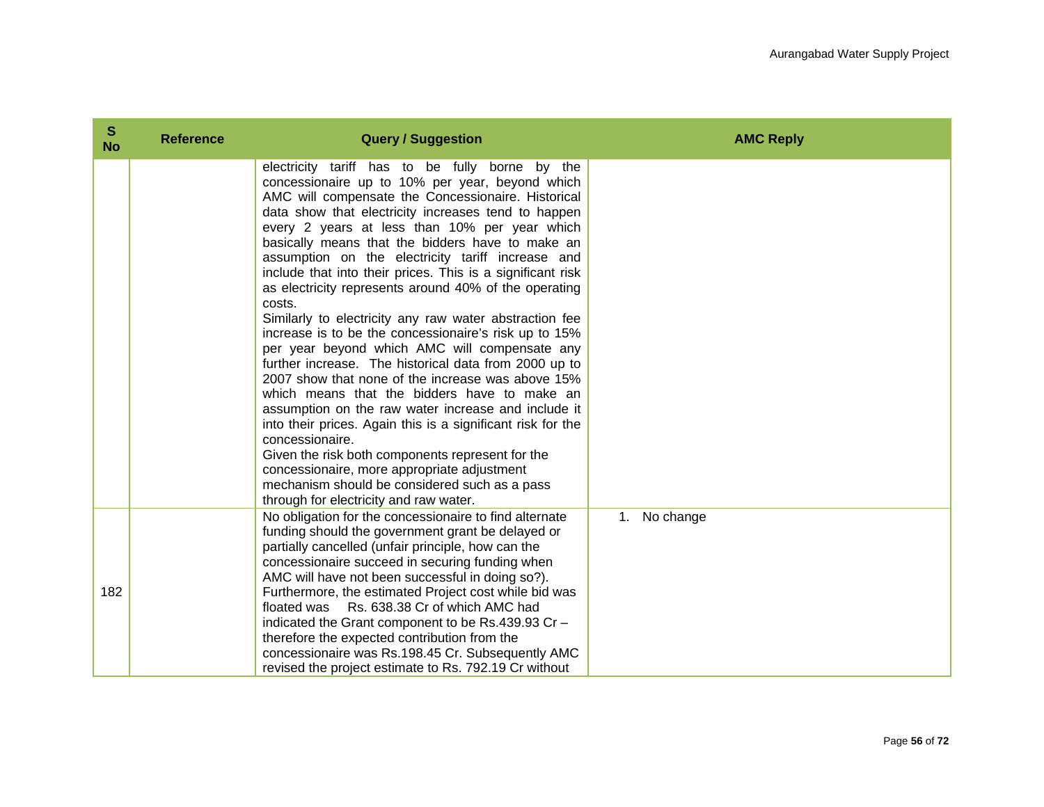| S No | Reference | Query / Suggestion | AMC Reply |
|---|---|---|---|
| | | electricity tariff has to be fully borne by the concessionaire up to 10% per year, beyond which AMC will compensate the Concessionaire. Historical data show that electricity increases tend to happen every 2 years at less than 10% per year which basically means that the bidders have to make an assumption on the electricity tariff increase and include that into their prices. This is a significant risk as electricity represents around 40% of the operating costs.<br>Similarly to electricity any raw water abstraction fee increase is to be the concessionaire's risk up to 15% per year beyond which AMC will compensate any further increase. The historical data from 2000 up to 2007 show that none of the increase was above 15% which means that the bidders have to make an assumption on the raw water increase and include it into their prices. Again this is a significant risk for the concessionaire.<br>Given the risk both components represent for the concessionaire, more appropriate adjustment mechanism should be considered such as a pass through for electricity and raw water. | |
| 182 | | No obligation for the concessionaire to find alternate funding should the government grant be delayed or partially cancelled (unfair principle, how can the concessionaire succeed in securing funding when AMC will have not been successful in doing so?).<br>Furthermore, the estimated Project cost while bid was floated was Rs. 638.38 Cr of which AMC had indicated the Grant component to be Rs.439.93 Cr – therefore the expected contribution from the concessionaire was Rs.198.45 Cr. Subsequently AMC revised the project estimate to Rs. 792.19 Cr without | 1. No change |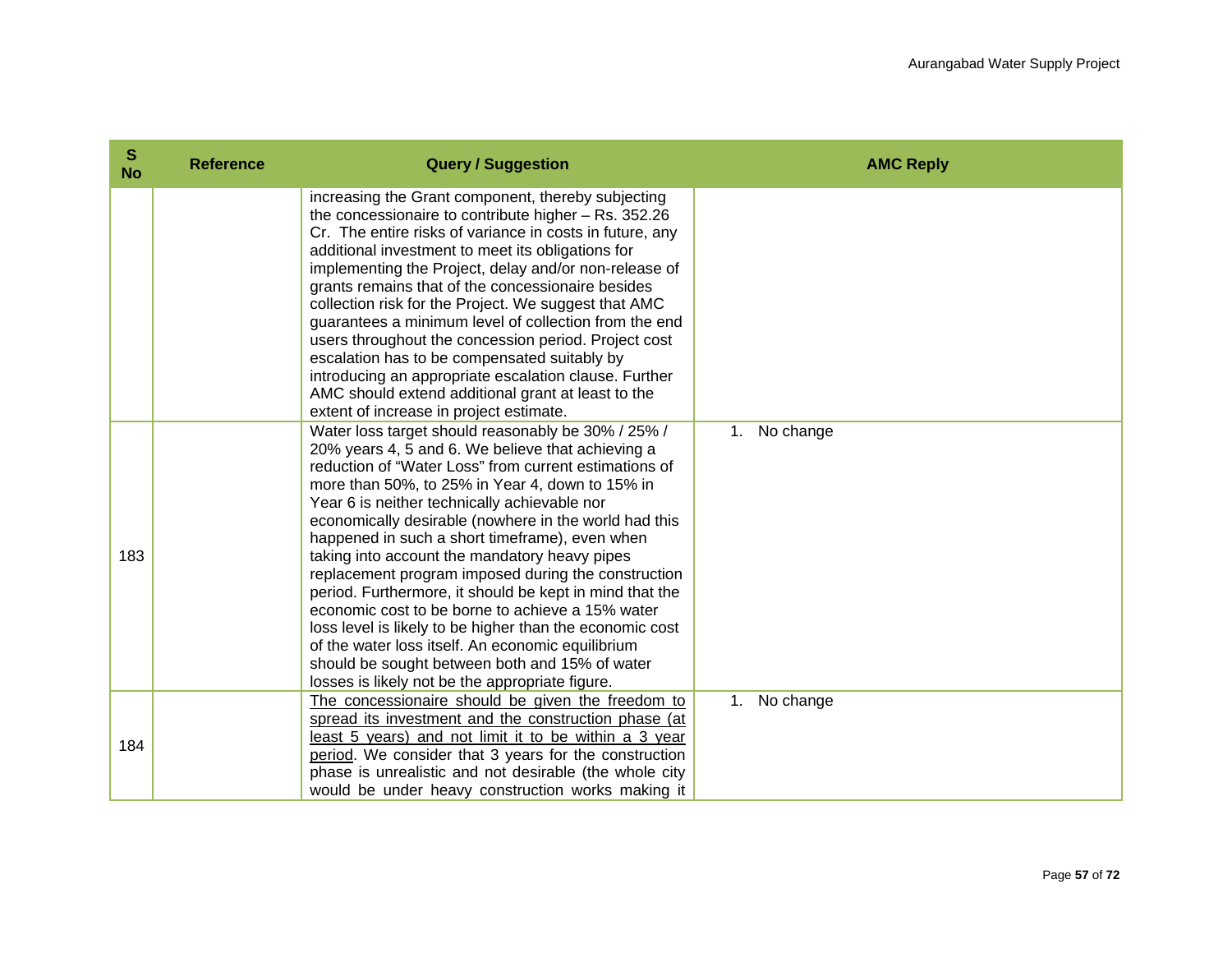| S No | Reference | Query / Suggestion | AMC Reply |
|---|---|---|---|
| | | increasing the Grant component, thereby subjecting the concessionaire to contribute higher – Rs. 352.26 Cr. The entire risks of variance in costs in future, any additional investment to meet its obligations for implementing the Project, delay and/or non-release of grants remains that of the concessionaire besides collection risk for the Project. We suggest that AMC guarantees a minimum level of collection from the end users throughout the concession period. Project cost escalation has to be compensated suitably by introducing an appropriate escalation clause. Further AMC should extend additional grant at least to the extent of increase in project estimate. | |
| 183 | | Water loss target should reasonably be 30% / 25% / 20% years 4, 5 and 6. We believe that achieving a reduction of "Water Loss" from current estimations of more than 50%, to 25% in Year 4, down to 15% in Year 6 is neither technically achievable nor economically desirable (nowhere in the world had this happened in such a short timeframe), even when taking into account the mandatory heavy pipes replacement program imposed during the construction period. Furthermore, it should be kept in mind that the economic cost to be borne to achieve a 15% water loss level is likely to be higher than the economic cost of the water loss itself. An economic equilibrium should be sought between both and 15% of water losses is likely not be the appropriate figure. | 1. No change |
| 184 | | <u>The concessionaire should be given the freedom to spread its investment and the construction phase (at least 5 years) and not limit it to be within a 3 year period</u>. We consider that 3 years for the construction phase is unrealistic and not desirable (the whole city would be under heavy construction works making it | 1. No change |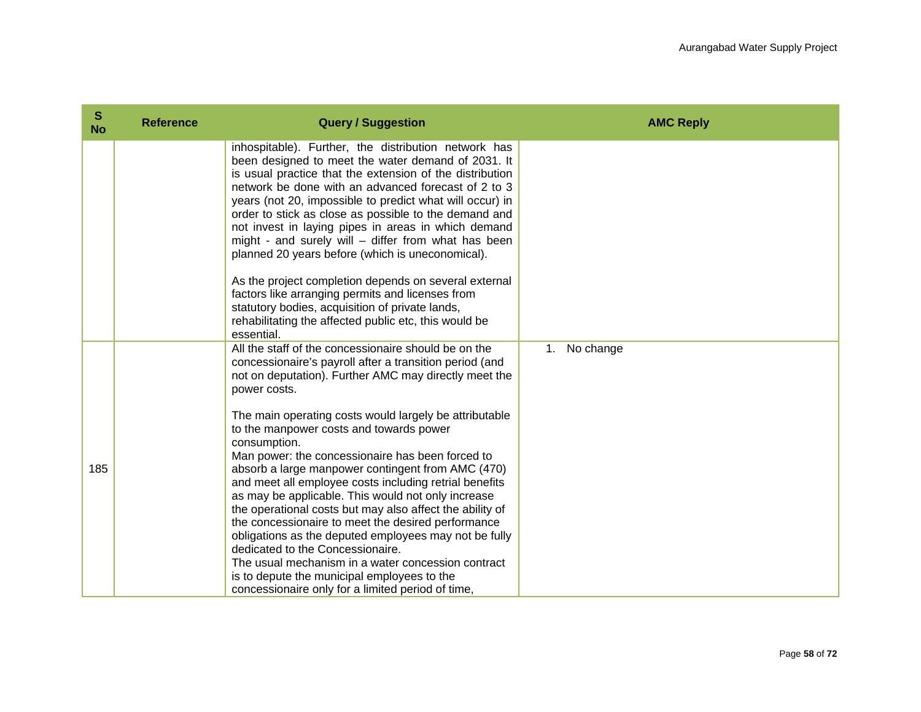| S No | Reference | Query / Suggestion | AMC Reply |
|---|---|---|---|
| | | inhospitable). Further, the distribution network has been designed to meet the water demand of 2031. It is usual practice that the extension of the distribution network be done with an advanced forecast of 2 to 3 years (not 20, impossible to predict what will occur) in order to stick as close as possible to the demand and not invest in laying pipes in areas in which demand might - and surely will – differ from what has been planned 20 years before (which is uneconomical).<br><br>As the project completion depends on several external factors like arranging permits and licenses from statutory bodies, acquisition of private lands, rehabilitating the affected public etc, this would be essential. | |
| 185 | | All the staff of the concessionaire should be on the concessionaire's payroll after a transition period (and not on deputation). Further AMC may directly meet the power costs.<br><br>The main operating costs would largely be attributable to the manpower costs and towards power consumption.<br>Man power: the concessionaire has been forced to absorb a large manpower contingent from AMC (470) and meet all employee costs including retrial benefits as may be applicable. This would not only increase the operational costs but may also affect the ability of the concessionaire to meet the desired performance obligations as the deputed employees may not be fully dedicated to the Concessionaire.<br>The usual mechanism in a water concession contract is to depute the municipal employees to the concessionaire only for a limited period of time, | 1. No change |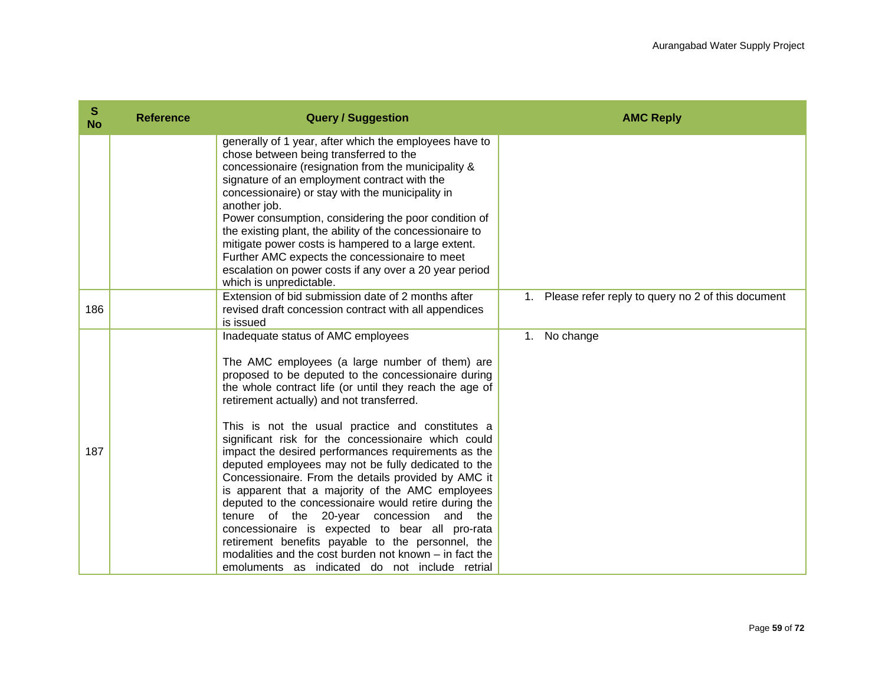| S No | Reference | Query / Suggestion | AMC Reply |
|---|---|---|---|
| | | generally of 1 year, after which the employees have to chose between being transferred to the concessionaire (resignation from the municipality & signature of an employment contract with the concessionaire) or stay with the municipality in another job.<br>Power consumption, considering the poor condition of the existing plant, the ability of the concessionaire to mitigate power costs is hampered to a large extent. Further AMC expects the concessionaire to meet escalation on power costs if any over a 20 year period which is unpredictable. | |
| 186 | | Extension of bid submission date of 2 months after revised draft concession contract with all appendices is issued | 1. Please refer reply to query no 2 of this document |
| 187 | | Inadequate status of AMC employees<br><br>The AMC employees (a large number of them) are proposed to be deputed to the concessionaire during the whole contract life (or until they reach the age of retirement actually) and not transferred.<br><br>This is not the usual practice and constitutes a significant risk for the concessionaire which could impact the desired performances requirements as the deputed employees may not be fully dedicated to the Concessionaire. From the details provided by AMC it is apparent that a majority of the AMC employees deputed to the concessionaire would retire during the tenure of the 20-year concession and the concessionaire is expected to bear all pro-rata retirement benefits payable to the personnel, the modalities and the cost burden not known – in fact the emoluments as indicated do not include retrial | 1. No change |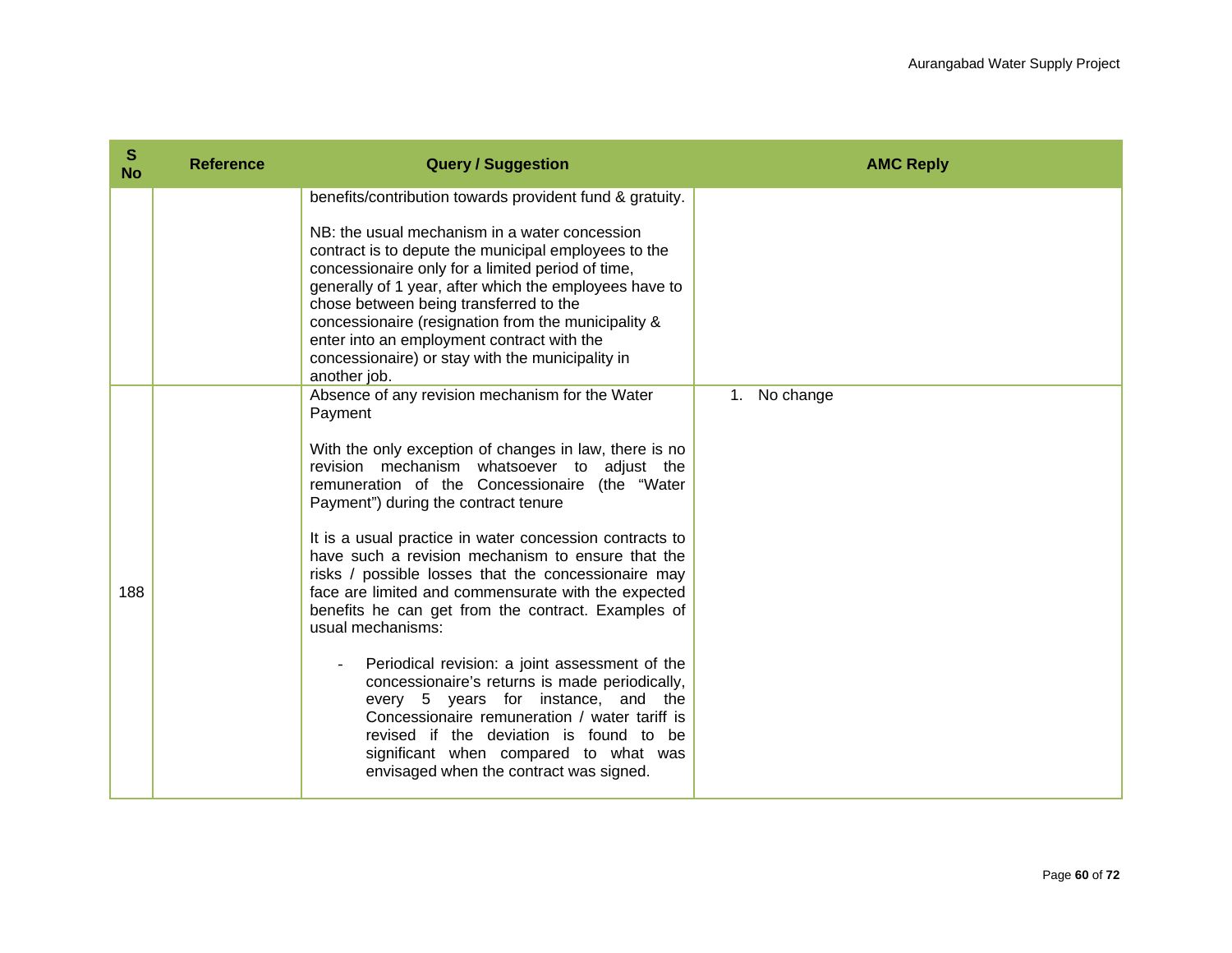| S No | Reference | Query / Suggestion | AMC Reply |
|---|---|---|---|
| | | benefits/contribution towards provident fund & gratuity.<br><br>NB: the usual mechanism in a water concession contract is to depute the municipal employees to the concessionaire only for a limited period of time, generally of 1 year, after which the employees have to chose between being transferred to the concessionaire (resignation from the municipality & enter into an employment contract with the concessionaire) or stay with the municipality in another job. | |
| 188 | | Absence of any revision mechanism for the Water Payment<br><br>With the only exception of changes in law, there is no revision mechanism whatsoever to adjust the remuneration of the Concessionaire (the "Water Payment") during the contract tenure<br><br>It is a usual practice in water concession contracts to have such a revision mechanism to ensure that the risks / possible losses that the concessionaire may face are limited and commensurate with the expected benefits he can get from the contract. Examples of usual mechanisms:<br><br>- Periodical revision: a joint assessment of the concessionaire's returns is made periodically, every 5 years for instance, and the Concessionaire remuneration / water tariff is revised if the deviation is found to be significant when compared to what was envisaged when the contract was signed. | 1. No change |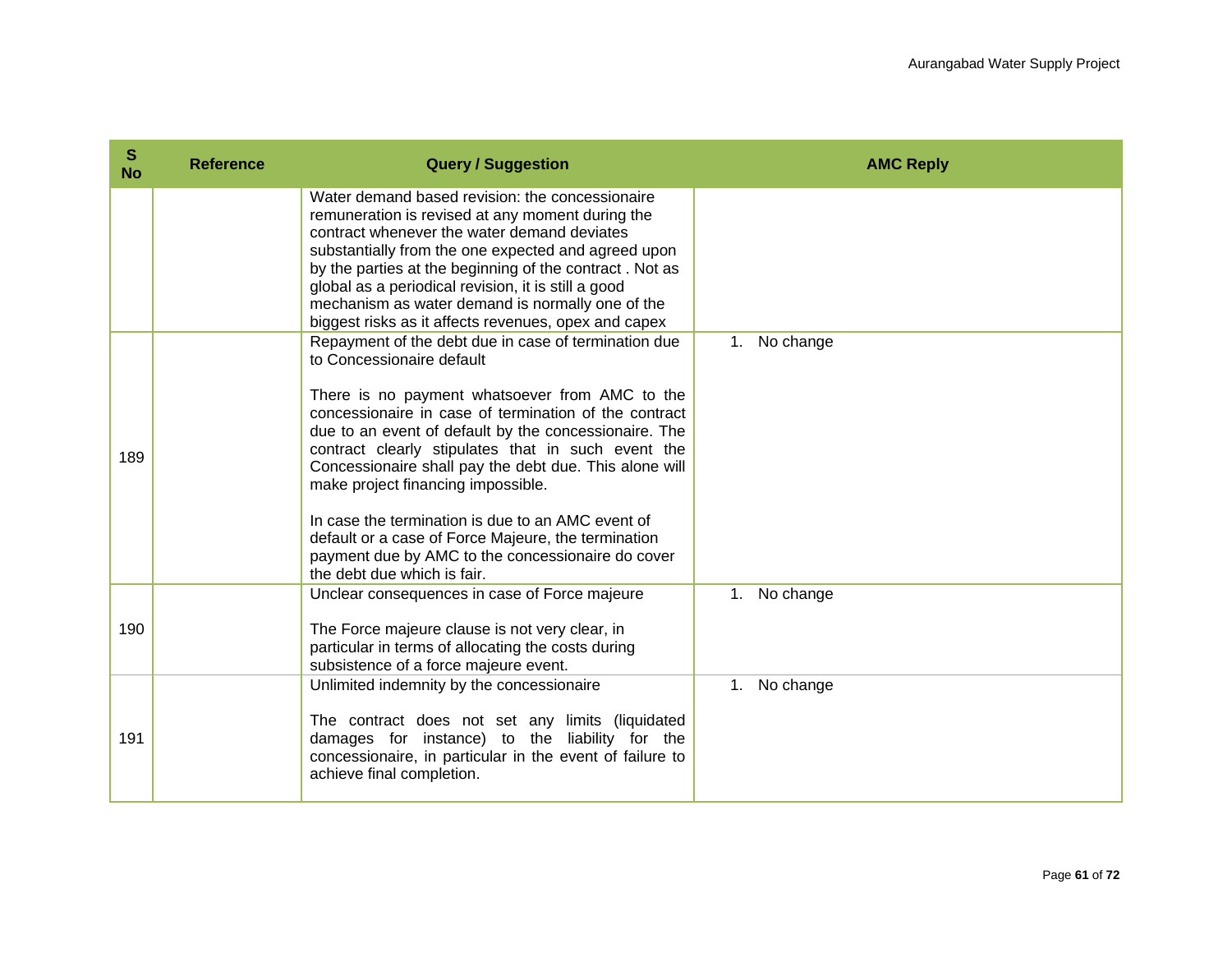| S No | Reference | Query / Suggestion | AMC Reply |
|---|---|---|---|
| | | Water demand based revision: the concessionaire remuneration is revised at any moment during the contract whenever the water demand deviates substantially from the one expected and agreed upon by the parties at the beginning of the contract . Not as global as a periodical revision, it is still a good mechanism as water demand is normally one of the biggest risks as it affects revenues, opex and capex | |
| 189 | | Repayment of the debt due in case of termination due to Concessionaire default<br><br>There is no payment whatsoever from AMC to the concessionaire in case of termination of the contract due to an event of default by the concessionaire. The contract clearly stipulates that in such event the Concessionaire shall pay the debt due. This alone will make project financing impossible.<br><br>In case the termination is due to an AMC event of default or a case of Force Majeure, the termination payment due by AMC to the concessionaire do cover the debt due which is fair. | 1. No change |
| 190 | | Unclear consequences in case of Force majeure<br><br>The Force majeure clause is not very clear, in particular in terms of allocating the costs during subsistence of a force majeure event. | 1. No change |
| 191 | | Unlimited indemnity by the concessionaire<br><br>The contract does not set any limits (liquidated damages for instance) to the liability for the concessionaire, in particular in the event of failure to achieve final completion. | 1. No change |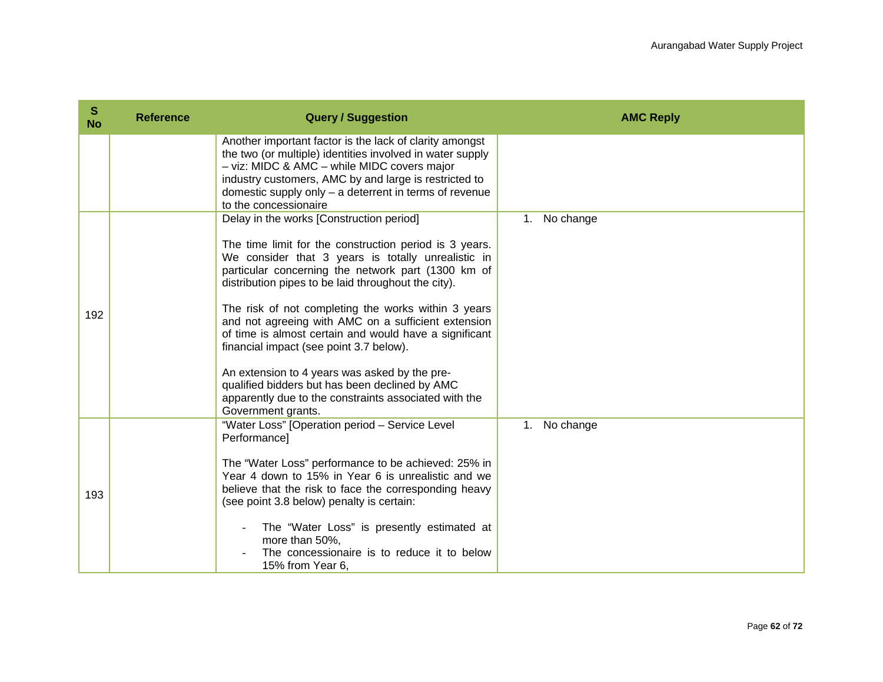| S No | Reference | Query / Suggestion | AMC Reply |
|---|---|---|---|
| | | Another important factor is the lack of clarity amongst the two (or multiple) identities involved in water supply – viz: MIDC & AMC – while MIDC covers major industry customers, AMC by and large is restricted to domestic supply only – a deterrent in terms of revenue to the concessionaire | |
| 192 | | Delay in the works [Construction period]<br><br>The time limit for the construction period is 3 years. We consider that 3 years is totally unrealistic in particular concerning the network part (1300 km of distribution pipes to be laid throughout the city).<br><br>The risk of not completing the works within 3 years and not agreeing with AMC on a sufficient extension of time is almost certain and would have a significant financial impact (see point 3.7 below).<br><br>An extension to 4 years was asked by the pre-qualified bidders but has been declined by AMC apparently due to the constraints associated with the Government grants. | 1. No change |
| 193 | | "Water Loss" [Operation period – Service Level Performance]<br><br>The "Water Loss" performance to be achieved: 25% in Year 4 down to 15% in Year 6 is unrealistic and we believe that the risk to face the corresponding heavy (see point 3.8 below) penalty is certain:<br><br>- The "Water Loss" is presently estimated at more than 50%,<br>- The concessionaire is to reduce it to below 15% from Year 6, | 1. No change |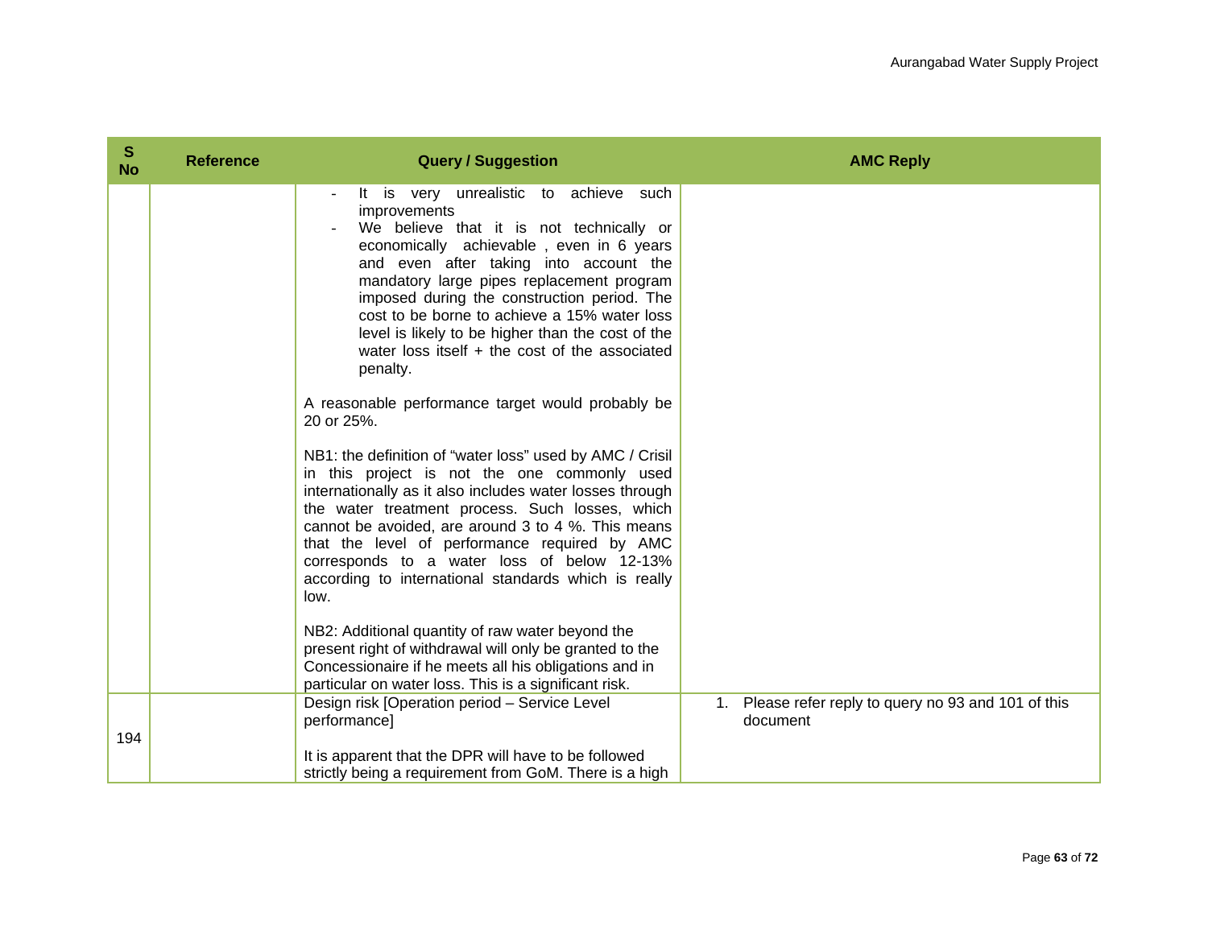| S No | Reference | Query / Suggestion | AMC Reply |
|---|---|---|---|
| | | - It is very unrealistic to achieve such improvements<br>- We believe that it is not technically or economically achievable , even in 6 years and even after taking into account the mandatory large pipes replacement program imposed during the construction period. The cost to be borne to achieve a 15% water loss level is likely to be higher than the cost of the water loss itself + the cost of the associated penalty.<br><br>A reasonable performance target would probably be 20 or 25%.<br><br>NB1: the definition of "water loss" used by AMC / Crisil in this project is not the one commonly used internationally as it also includes water losses through the water treatment process. Such losses, which cannot be avoided, are around 3 to 4 %. This means that the level of performance required by AMC corresponds to a water loss of below 12-13% according to international standards which is really low.<br><br>NB2: Additional quantity of raw water beyond the present right of withdrawal will only be granted to the Concessionaire if he meets all his obligations and in particular on water loss. This is a significant risk. | |
| 194 | | Design risk [Operation period – Service Level performance]<br><br>It is apparent that the DPR will have to be followed strictly being a requirement from GoM. There is a high | 1. Please refer reply to query no 93 and 101 of this document |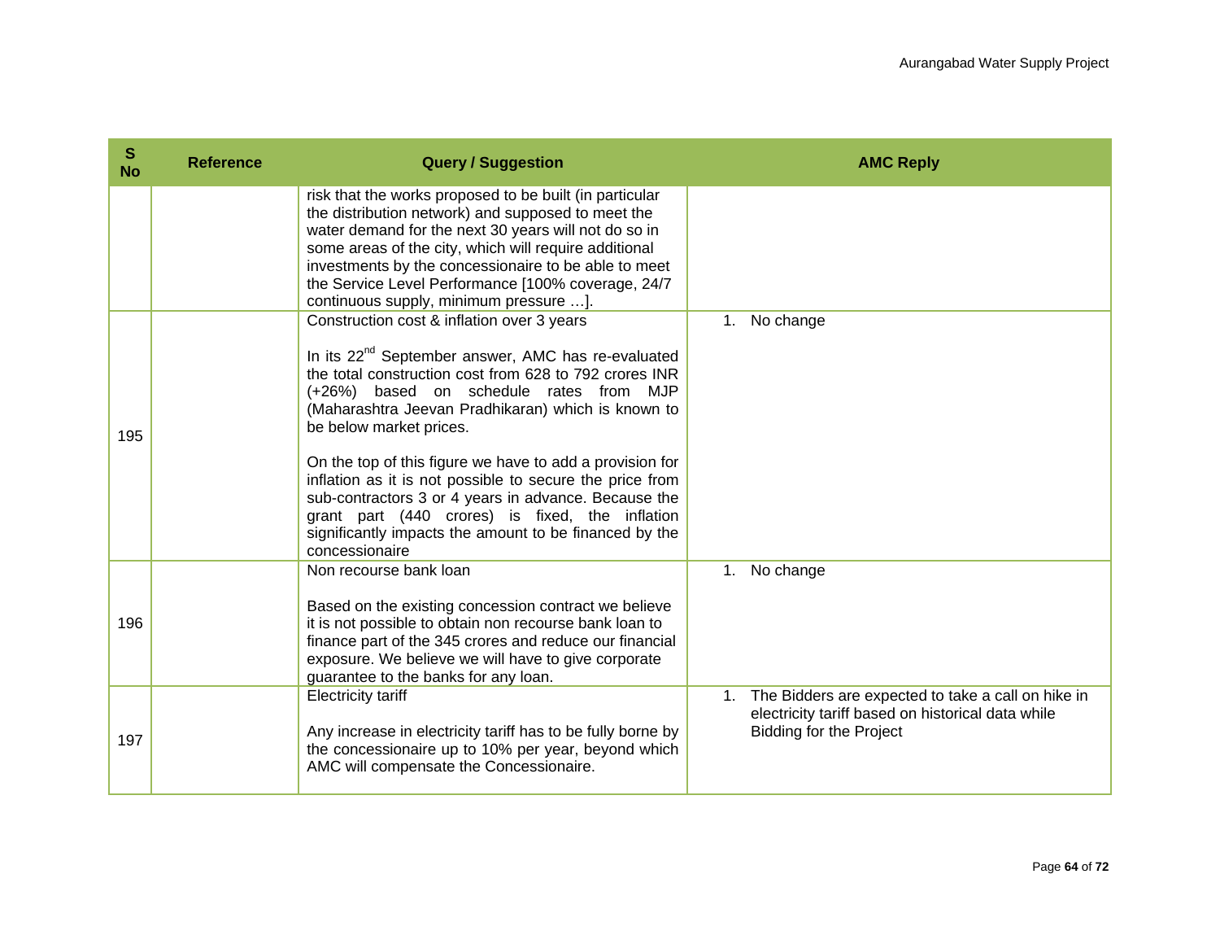| S No | Reference | Query / Suggestion | AMC Reply |
|---|---|---|---|
| | | risk that the works proposed to be built (in particular the distribution network) and supposed to meet the water demand for the next 30 years will not do so in some areas of the city, which will require additional investments by the concessionaire to be able to meet the Service Level Performance [100% coverage, 24/7 continuous supply, minimum pressure …]. | |
| 195 | | Construction cost & inflation over 3 years<br><br>In its 22nd September answer, AMC has re-evaluated the total construction cost from 628 to 792 crores INR (+26%) based on schedule rates from MJP (Maharashtra Jeevan Pradhikaran) which is known to be below market prices.<br><br>On the top of this figure we have to add a provision for inflation as it is not possible to secure the price from sub-contractors 3 or 4 years in advance. Because the grant part (440 crores) is fixed, the inflation significantly impacts the amount to be financed by the concessionaire | 1. No change |
| 196 | | Non recourse bank loan<br><br>Based on the existing concession contract we believe it is not possible to obtain non recourse bank loan to finance part of the 345 crores and reduce our financial exposure. We believe we will have to give corporate guarantee to the banks for any loan. | 1. No change |
| 197 | | Electricity tariff<br><br>Any increase in electricity tariff has to be fully borne by the concessionaire up to 10% per year, beyond which AMC will compensate the Concessionaire. | 1. The Bidders are expected to take a call on hike in electricity tariff based on historical data while Bidding for the Project |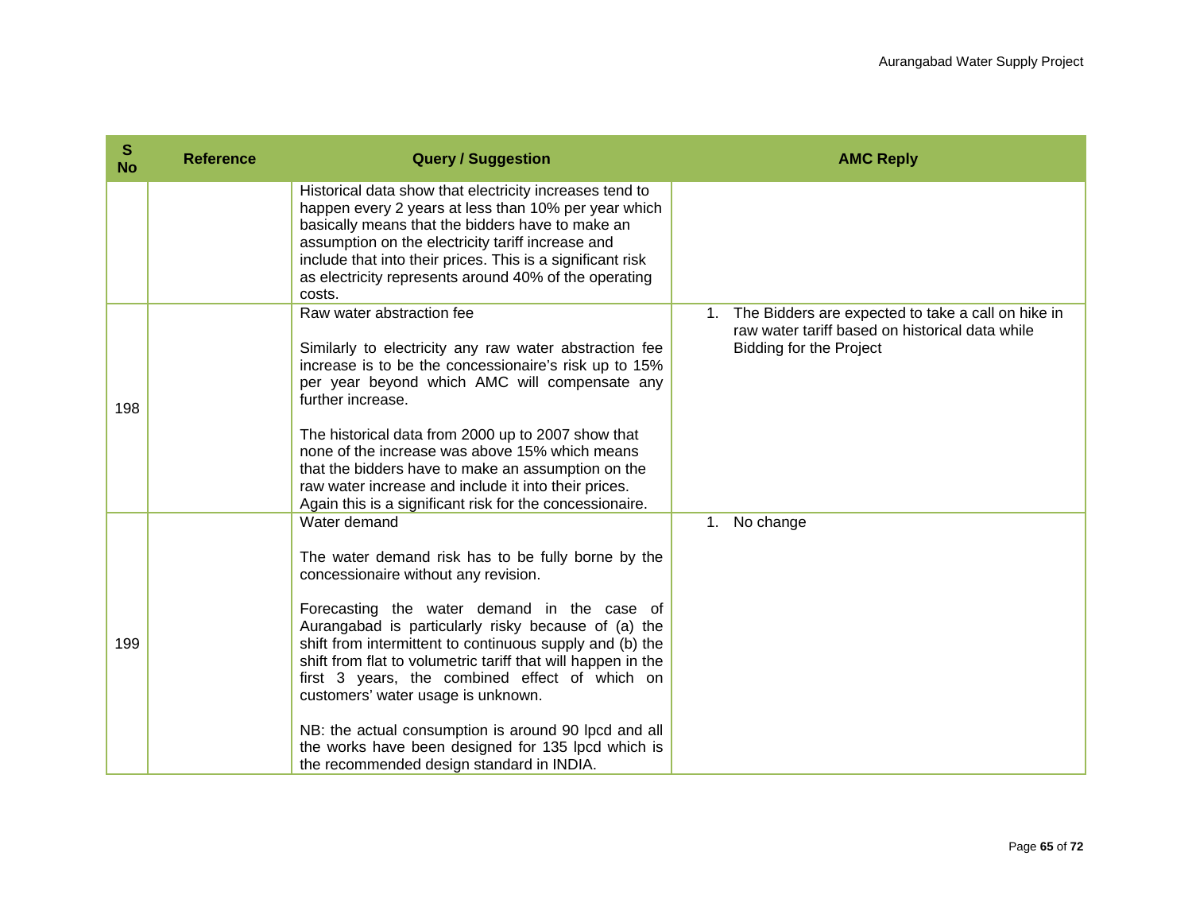| S No | Reference | Query / Suggestion | AMC Reply |
|---|---|---|---|
| | | Historical data show that electricity increases tend to happen every 2 years at less than 10% per year which basically means that the bidders have to make an assumption on the electricity tariff increase and include that into their prices. This is a significant risk as electricity represents around 40% of the operating costs. | |
| 198 | | Raw water abstraction fee<br><br>Similarly to electricity any raw water abstraction fee increase is to be the concessionaire's risk up to 15% per year beyond which AMC will compensate any further increase.<br><br>The historical data from 2000 up to 2007 show that none of the increase was above 15% which means that the bidders have to make an assumption on the raw water increase and include it into their prices. Again this is a significant risk for the concessionaire. | 1. The Bidders are expected to take a call on hike in raw water tariff based on historical data while Bidding for the Project |
| 199 | | Water demand<br><br>The water demand risk has to be fully borne by the concessionaire without any revision.<br><br>Forecasting the water demand in the case of Aurangabad is particularly risky because of (a) the shift from intermittent to continuous supply and (b) the shift from flat to volumetric tariff that will happen in the first 3 years, the combined effect of which on customers' water usage is unknown.<br><br>NB: the actual consumption is around 90 lpcd and all the works have been designed for 135 lpcd which is the recommended design standard in INDIA. | 1. No change |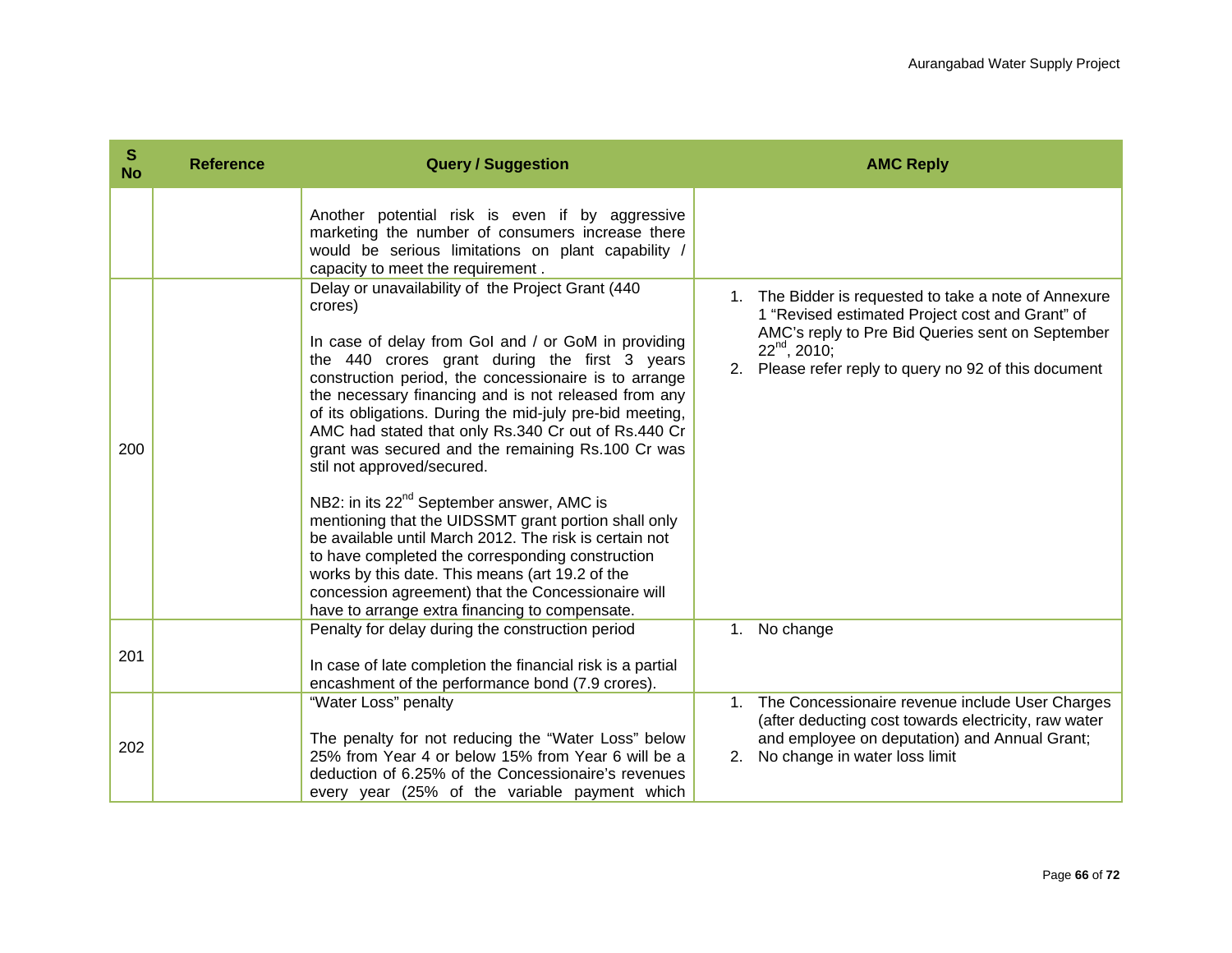| S No | Reference | Query / Suggestion | AMC Reply |
|---|---|---|---|
| | | Another potential risk is even if by aggressive marketing the number of consumers increase there would be serious limitations on plant capability / capacity to meet the requirement . | |
| 200 | | Delay or unavailability of the Project Grant (440 crores)<br><br>In case of delay from GoI and / or GoM in providing the 440 crores grant during the first 3 years construction period, the concessionaire is to arrange the necessary financing and is not released from any of its obligations. During the mid-july pre-bid meeting, AMC had stated that only Rs.340 Cr out of Rs.440 Cr grant was secured and the remaining Rs.100 Cr was stil not approved/secured.<br><br>NB2: in its 22nd September answer, AMC is mentioning that the UIDSSMT grant portion shall only be available until March 2012. The risk is certain not to have completed the corresponding construction works by this date. This means (art 19.2 of the concession agreement) that the Concessionaire will have to arrange extra financing to compensate. | 1. The Bidder is requested to take a note of Annexure 1 "Revised estimated Project cost and Grant" of AMC's reply to Pre Bid Queries sent on September 22nd, 2010;<br>2. Please refer reply to query no 92 of this document |
| 201 | | Penalty for delay during the construction period<br><br>In case of late completion the financial risk is a partial encashment of the performance bond (7.9 crores). | 1. No change |
| 202 | | "Water Loss" penalty<br><br>The penalty for not reducing the "Water Loss" below 25% from Year 4 or below 15% from Year 6 will be a deduction of 6.25% of the Concessionaire's revenues every year (25% of the variable payment which | 1. The Concessionaire revenue include User Charges (after deducting cost towards electricity, raw water and employee on deputation) and Annual Grant;<br>2. No change in water loss limit |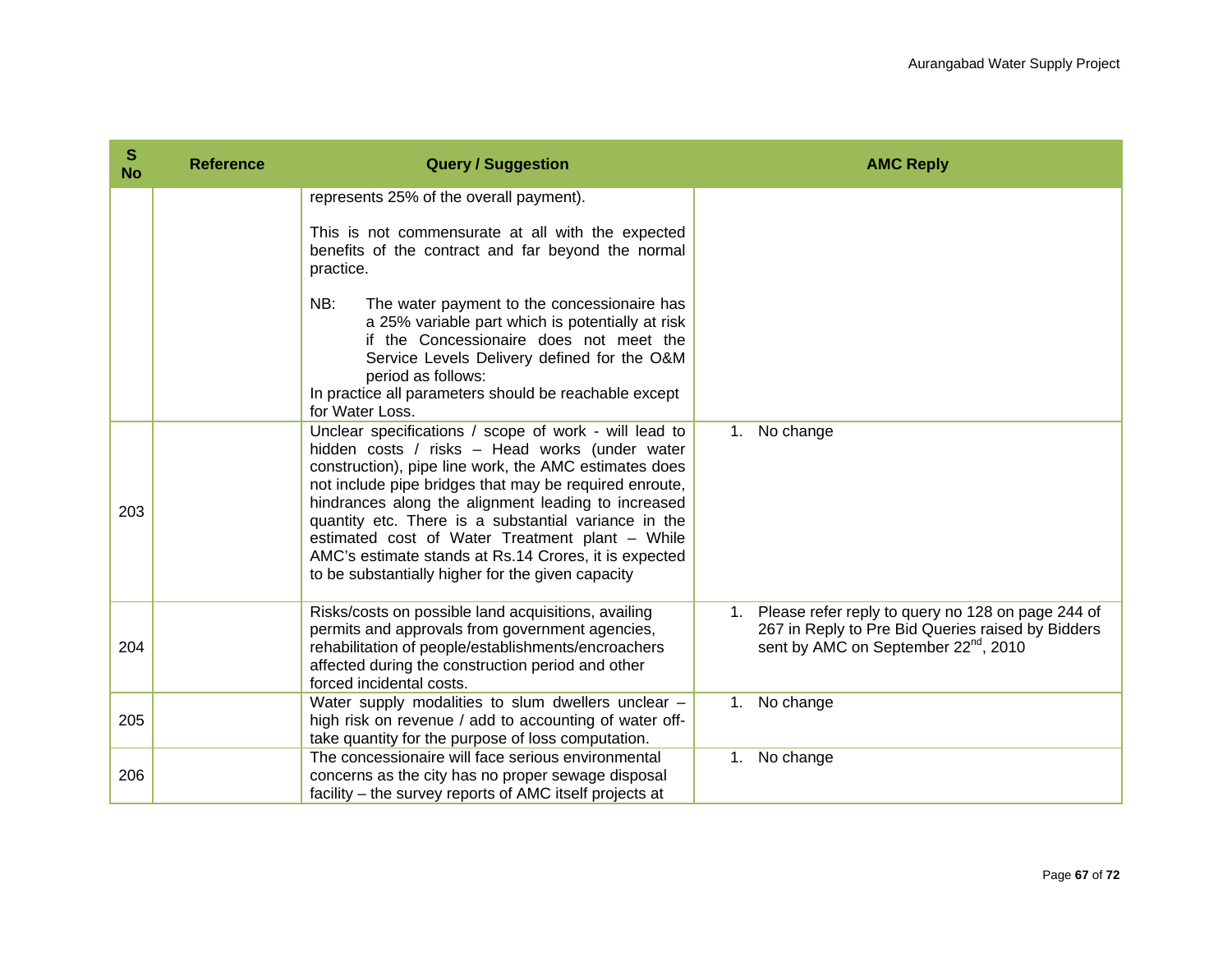| S No | Reference | Query / Suggestion | AMC Reply |
|---|---|---|---|
| | | represents 25% of the overall payment).<br><br>This is not commensurate at all with the expected benefits of the contract and far beyond the normal practice.<br><br>NB: The water payment to the concessionaire has a 25% variable part which is potentially at risk if the Concessionaire does not meet the Service Levels Delivery defined for the O&M period as follows:<br>In practice all parameters should be reachable except for Water Loss. | |
| 203 | | Unclear specifications / scope of work - will lead to hidden costs / risks – Head works (under water construction), pipe line work, the AMC estimates does not include pipe bridges that may be required enroute, hindrances along the alignment leading to increased quantity etc. There is a substantial variance in the estimated cost of Water Treatment plant – While AMC's estimate stands at Rs.14 Crores, it is expected to be substantially higher for the given capacity | 1. No change |
| 204 | | Risks/costs on possible land acquisitions, availing permits and approvals from government agencies, rehabilitation of people/establishments/encroachers affected during the construction period and other forced incidental costs. | 1. Please refer reply to query no 128 on page 244 of 267 in Reply to Pre Bid Queries raised by Bidders sent by AMC on September 22nd, 2010 |
| 205 | | Water supply modalities to slum dwellers unclear – high risk on revenue / add to accounting of water off-take quantity for the purpose of loss computation. | 1. No change |
| 206 | | The concessionaire will face serious environmental concerns as the city has no proper sewage disposal facility – the survey reports of AMC itself projects at | 1. No change |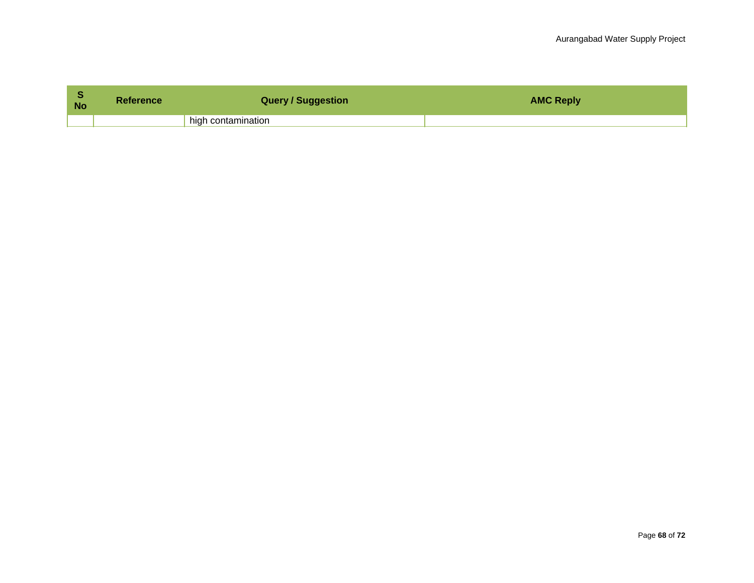| S No | Reference | Query / Suggestion | AMC Reply |
|---|---|---|---|
| | | high contamination | |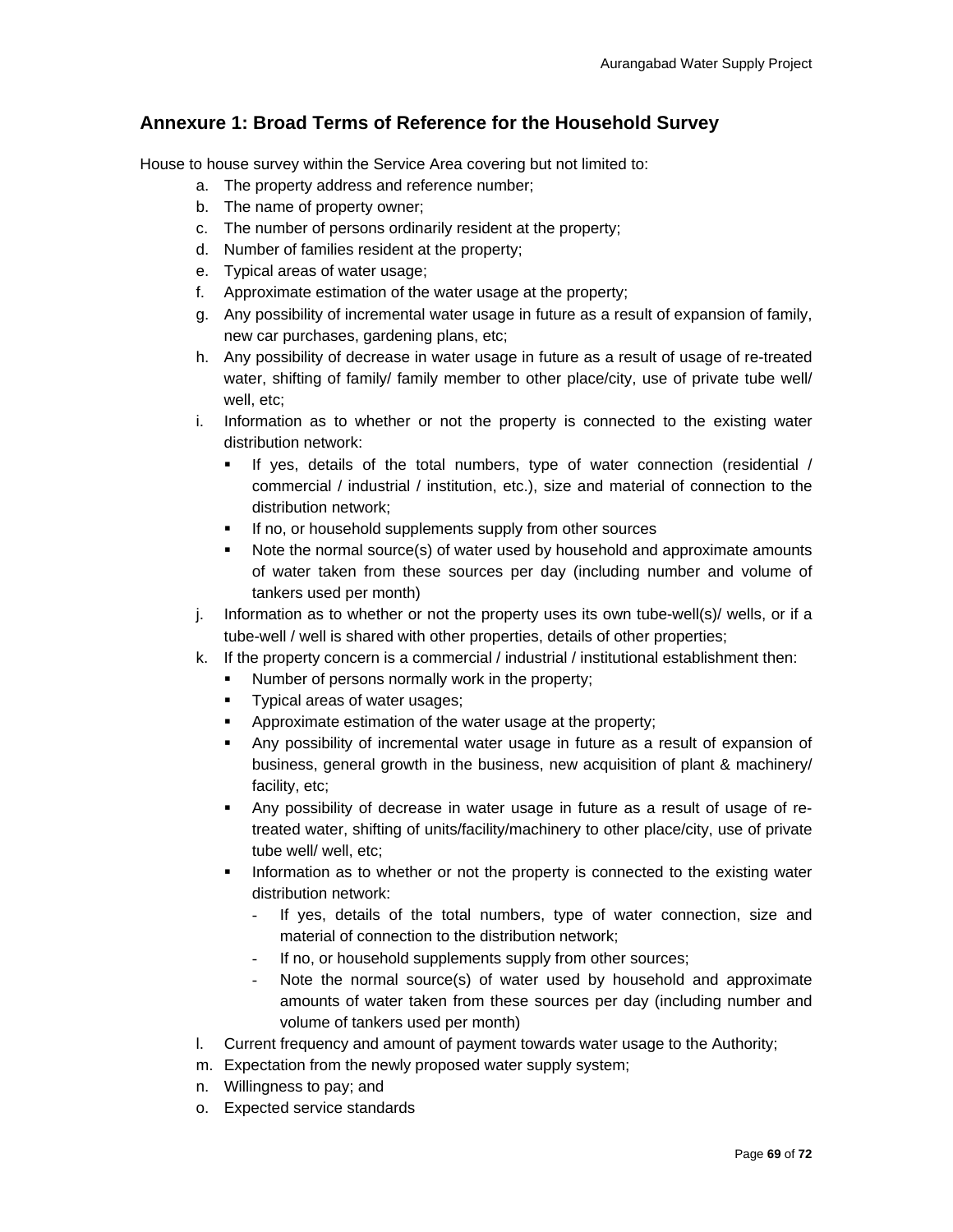## Annexure 1: Broad Terms of Reference for the Household Survey

House to house survey within the Service Area covering but not limited to:

a. The property address and reference number;
b. The name of property owner;
c. The number of persons ordinarily resident at the property;
d. Number of families resident at the property;
e. Typical areas of water usage;
f. Approximate estimation of the water usage at the property;
g. Any possibility of incremental water usage in future as a result of expansion of family, new car purchases, gardening plans, etc;
h. Any possibility of decrease in water usage in future as a result of usage of re-treated water, shifting of family/ family member to other place/city, use of private tube well/ well, etc;
i. Information as to whether or not the property is connected to the existing water distribution network:
   - If yes, details of the total numbers, type of water connection (residential / commercial / industrial / institution, etc.), size and material of connection to the distribution network;
   - If no, or household supplements supply from other sources
   - Note the normal source(s) of water used by household and approximate amounts of water taken from these sources per day (including number and volume of tankers used per month)
j. Information as to whether or not the property uses its own tube-well(s)/ wells, or if a tube-well / well is shared with other properties, details of other properties;
k. If the property concern is a commercial / industrial / institutional establishment then:
   - Number of persons normally work in the property;
   - Typical areas of water usages;
   - Approximate estimation of the water usage at the property;
   - Any possibility of incremental water usage in future as a result of expansion of business, general growth in the business, new acquisition of plant & machinery/ facility, etc;
   - Any possibility of decrease in water usage in future as a result of usage of re-treated water, shifting of units/facility/machinery to other place/city, use of private tube well/ well, etc;
   - Information as to whether or not the property is connected to the existing water distribution network:
     - If yes, details of the total numbers, type of water connection, size and material of connection to the distribution network;
     - If no, or household supplements supply from other sources;
     - Note the normal source(s) of water used by household and approximate amounts of water taken from these sources per day (including number and volume of tankers used per month)
l. Current frequency and amount of payment towards water usage to the Authority;
m. Expectation from the newly proposed water supply system;
n. Willingness to pay; and
o. Expected service standards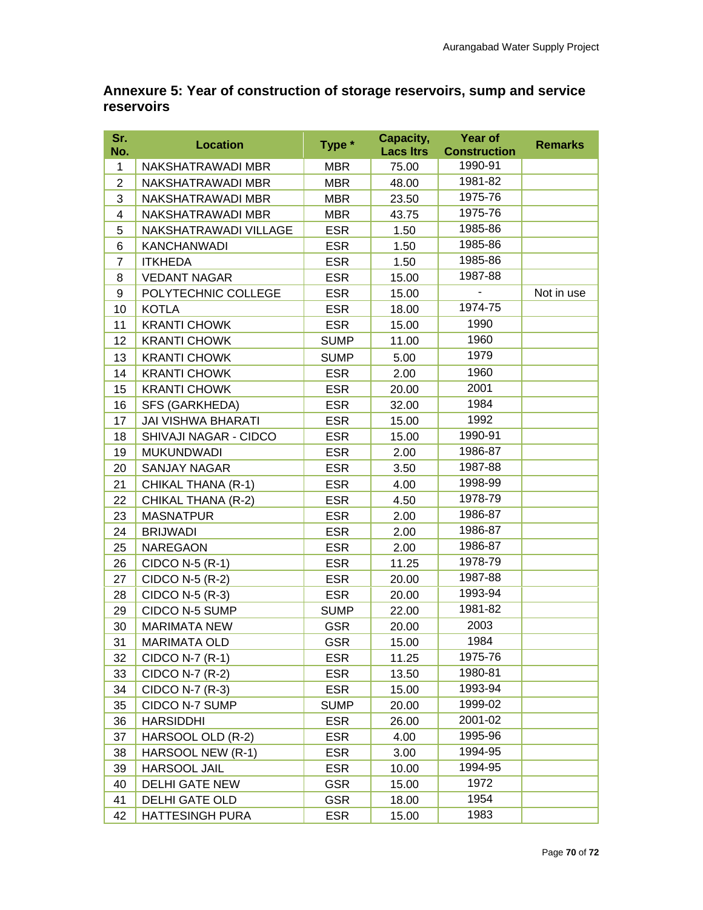## Annexure 5: Year of construction of storage reservoirs, sump and service reservoirs

| Sr. No. | Location | Type * | Capacity, Lacs ltrs | Year of Construction | Remarks |
|---|---|---|---|---|---|
| 1 | NAKSHATRAWADI MBR | MBR | 75.00 | 1990-91 | |
| 2 | NAKSHATRAWADI MBR | MBR | 48.00 | 1981-82 | |
| 3 | NAKSHATRAWADI MBR | MBR | 23.50 | 1975-76 | |
| 4 | NAKSHATRAWADI MBR | MBR | 43.75 | 1975-76 | |
| 5 | NAKSHATRAWADI VILLAGE | ESR | 1.50 | 1985-86 | |
| 6 | KANCHANWADI | ESR | 1.50 | 1985-86 | |
| 7 | ITKHEDA | ESR | 1.50 | 1985-86 | |
| 8 | VEDANT NAGAR | ESR | 15.00 | 1987-88 | |
| 9 | POLYTECHNIC COLLEGE | ESR | 15.00 | - | Not in use |
| 10 | KOTLA | ESR | 18.00 | 1974-75 | |
| 11 | KRANTI CHOWK | ESR | 15.00 | 1990 | |
| 12 | KRANTI CHOWK | SUMP | 11.00 | 1960 | |
| 13 | KRANTI CHOWK | SUMP | 5.00 | 1979 | |
| 14 | KRANTI CHOWK | ESR | 2.00 | 1960 | |
| 15 | KRANTI CHOWK | ESR | 20.00 | 2001 | |
| 16 | SFS (GARKHEDA) | ESR | 32.00 | 1984 | |
| 17 | JAI VISHWA BHARATI | ESR | 15.00 | 1992 | |
| 18 | SHIVAJI NAGAR - CIDCO | ESR | 15.00 | 1990-91 | |
| 19 | MUKUNDWADI | ESR | 2.00 | 1986-87 | |
| 20 | SANJAY NAGAR | ESR | 3.50 | 1987-88 | |
| 21 | CHIKAL THANA (R-1) | ESR | 4.00 | 1998-99 | |
| 22 | CHIKAL THANA (R-2) | ESR | 4.50 | 1978-79 | |
| 23 | MASNATPUR | ESR | 2.00 | 1986-87 | |
| 24 | BRIJWADI | ESR | 2.00 | 1986-87 | |
| 25 | NAREGAON | ESR | 2.00 | 1986-87 | |
| 26 | CIDCO N-5 (R-1) | ESR | 11.25 | 1978-79 | |
| 27 | CIDCO N-5 (R-2) | ESR | 20.00 | 1987-88 | |
| 28 | CIDCO N-5 (R-3) | ESR | 20.00 | 1993-94 | |
| 29 | CIDCO N-5 SUMP | SUMP | 22.00 | 1981-82 | |
| 30 | MARIMATA NEW | GSR | 20.00 | 2003 | |
| 31 | MARIMATA OLD | GSR | 15.00 | 1984 | |
| 32 | CIDCO N-7 (R-1) | ESR | 11.25 | 1975-76 | |
| 33 | CIDCO N-7 (R-2) | ESR | 13.50 | 1980-81 | |
| 34 | CIDCO N-7 (R-3) | ESR | 15.00 | 1993-94 | |
| 35 | CIDCO N-7 SUMP | SUMP | 20.00 | 1999-02 | |
| 36 | HARSIDDHI | ESR | 26.00 | 2001-02 | |
| 37 | HARSOOL OLD (R-2) | ESR | 4.00 | 1995-96 | |
| 38 | HARSOOL NEW (R-1) | ESR | 3.00 | 1994-95 | |
| 39 | HARSOOL JAIL | ESR | 10.00 | 1994-95 | |
| 40 | DELHI GATE NEW | GSR | 15.00 | 1972 | |
| 41 | DELHI GATE OLD | GSR | 18.00 | 1954 | |
| 42 | HATTESINGH PURA | ESR | 15.00 | 1983 | |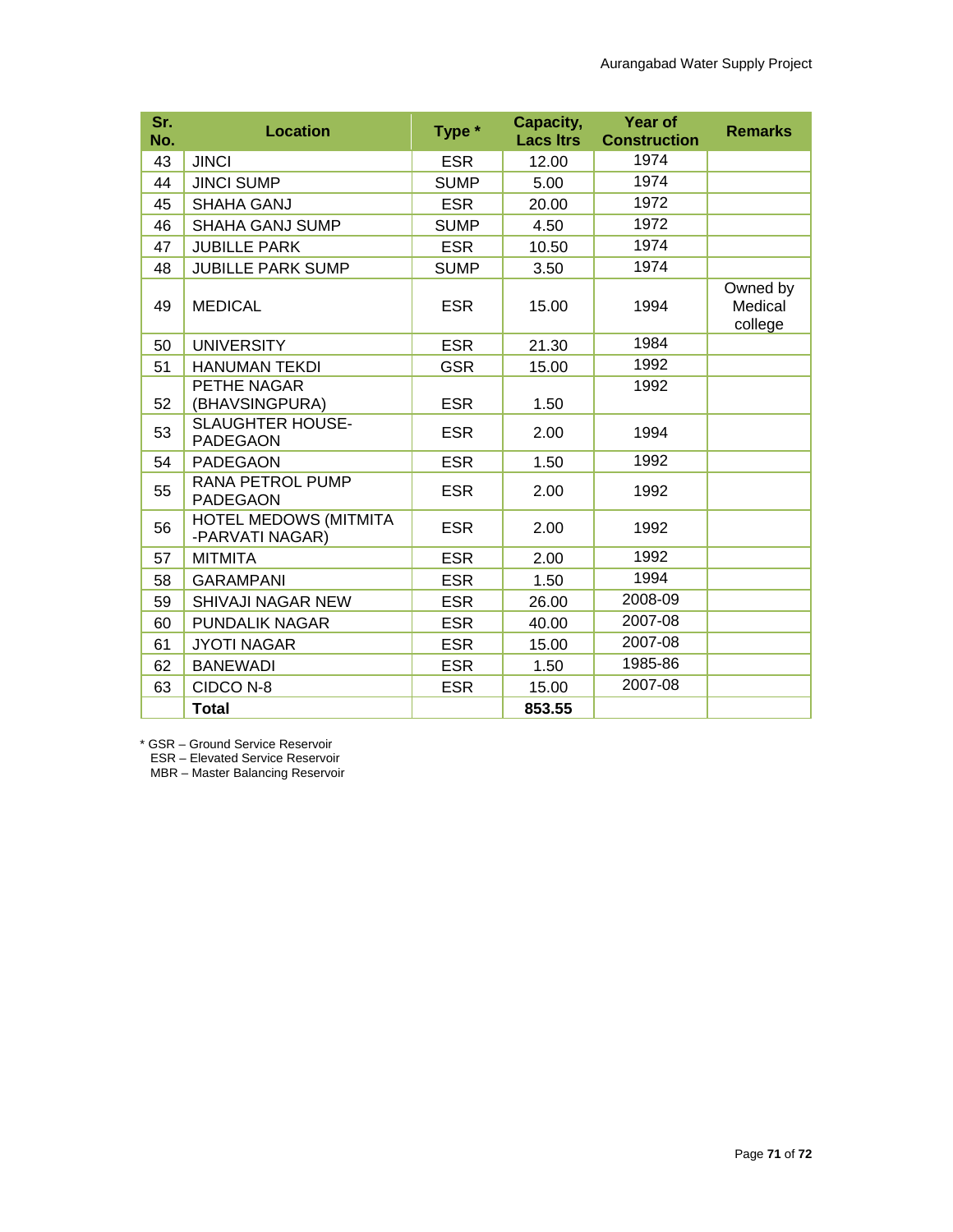| Sr. No. | Location | Type * | Capacity, Lacs ltrs | Year of Construction | Remarks |
|---|---|---|---|---|---|
| 43 | JINCI | ESR | 12.00 | 1974 | |
| 44 | JINCI SUMP | SUMP | 5.00 | 1974 | |
| 45 | SHAHA GANJ | ESR | 20.00 | 1972 | |
| 46 | SHAHA GANJ SUMP | SUMP | 4.50 | 1972 | |
| 47 | JUBILLE PARK | ESR | 10.50 | 1974 | |
| 48 | JUBILLE PARK SUMP | SUMP | 3.50 | 1974 | |
| 49 | MEDICAL | ESR | 15.00 | 1994 | Owned by Medical college |
| 50 | UNIVERSITY | ESR | 21.30 | 1984 | |
| 51 | HANUMAN TEKDI | GSR | 15.00 | 1992 | |
| 52 | PETHE NAGAR (BHAVSINGPURA) | ESR | 1.50 | 1992 | |
| 53 | SLAUGHTER HOUSE-PADEGAON | ESR | 2.00 | 1994 | |
| 54 | PADEGAON | ESR | 1.50 | 1992 | |
| 55 | RANA PETROL PUMP PADEGAON | ESR | 2.00 | 1992 | |
| 56 | HOTEL MEDOWS (MITMITA -PARVATI NAGAR) | ESR | 2.00 | 1992 | |
| 57 | MITMITA | ESR | 2.00 | 1992 | |
| 58 | GARAMPANI | ESR | 1.50 | 1994 | |
| 59 | SHIVAJI NAGAR NEW | ESR | 26.00 | 2008-09 | |
| 60 | PUNDALIK NAGAR | ESR | 40.00 | 2007-08 | |
| 61 | JYOTI NAGAR | ESR | 15.00 | 2007-08 | |
| 62 | BANEWADI | ESR | 1.50 | 1985-86 | |
| 63 | CIDCO N-8 | ESR | 15.00 | 2007-08 | |
| | **Total** | | **853.55** | | |

* GSR – Ground Service Reservoir
ESR – Elevated Service Reservoir
MBR – Master Balancing Reservoir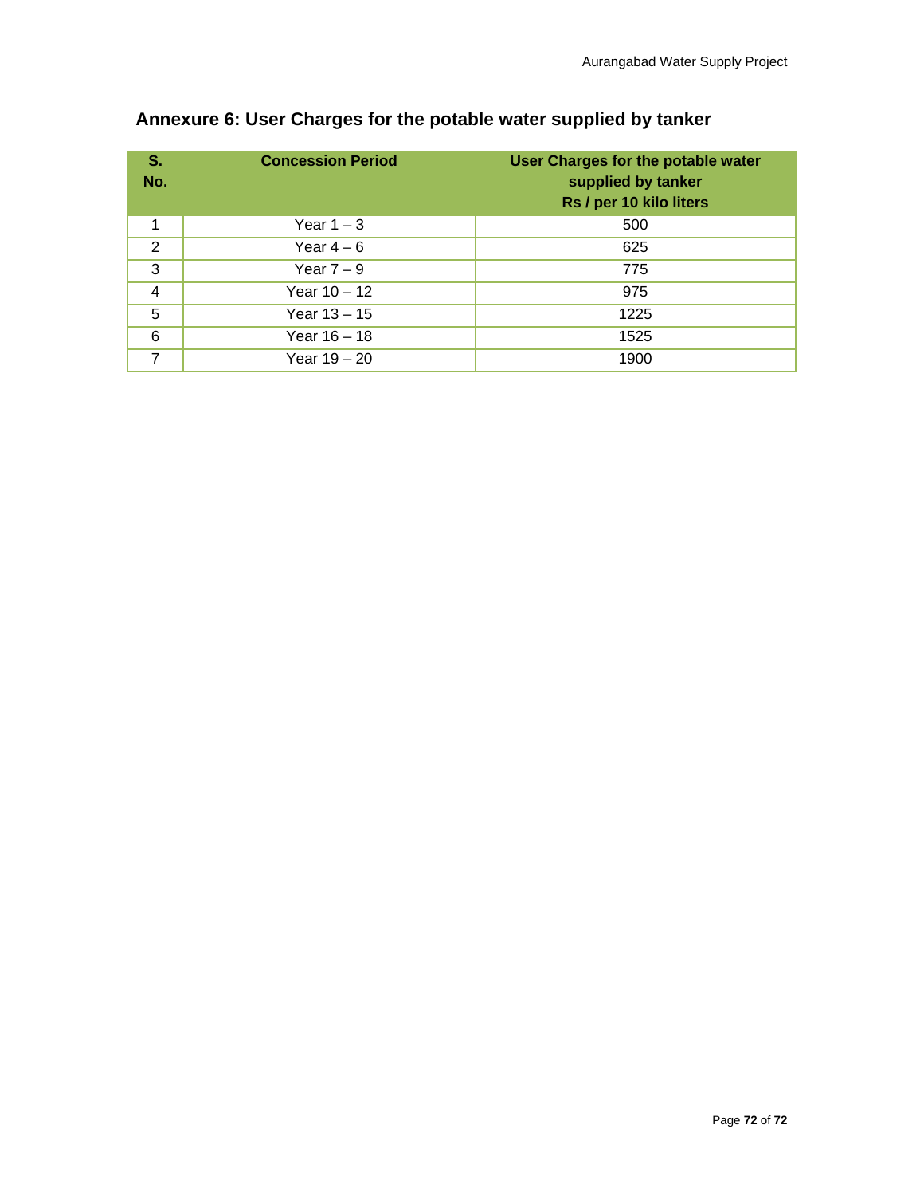## Annexure 6: User Charges for the potable water supplied by tanker

| S. No. | Concession Period | User Charges for the potable water supplied by tanker Rs / per 10 kilo liters |
|---|---|---|
| 1 | Year 1 – 3 | 500 |
| 2 | Year 4 – 6 | 625 |
| 3 | Year 7 – 9 | 775 |
| 4 | Year 10 – 12 | 975 |
| 5 | Year 13 – 15 | 1225 |
| 6 | Year 16 – 18 | 1525 |
| 7 | Year 19 – 20 | 1900 |